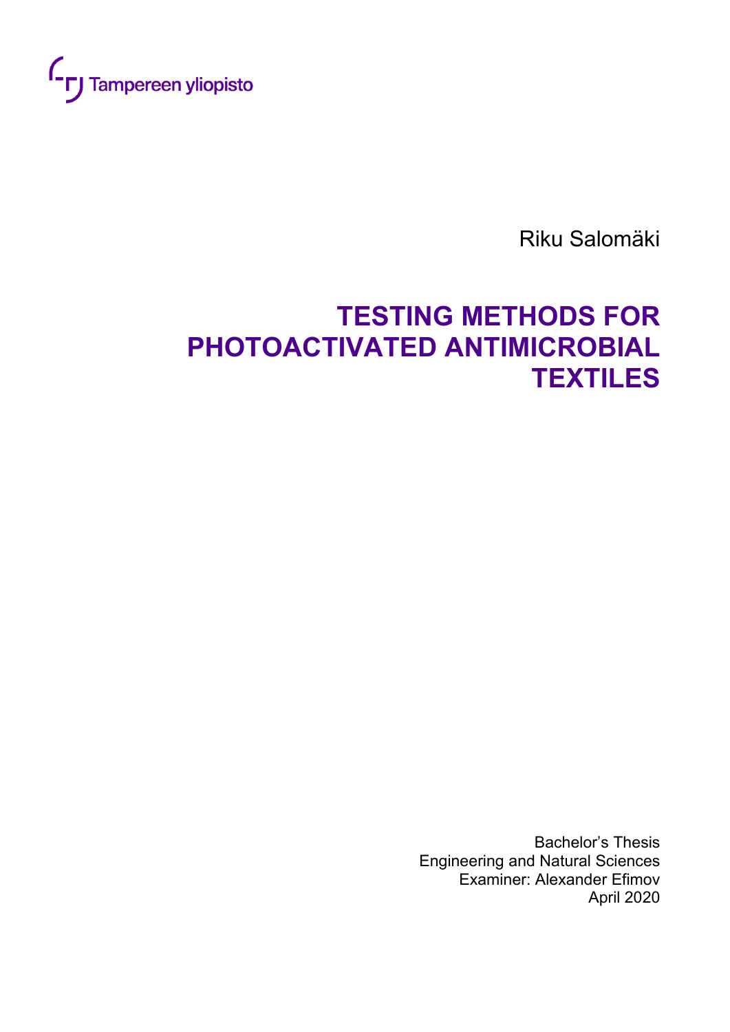Tampereen yliopisto

Riku Salomäki

# TESTING METHODS FOR PHOTOACTIVATED ANTIMICROBIAL TEXTILES

Bachelor's Thesis
Engineering and Natural Sciences
Examiner: Alexander Efimov
April 2020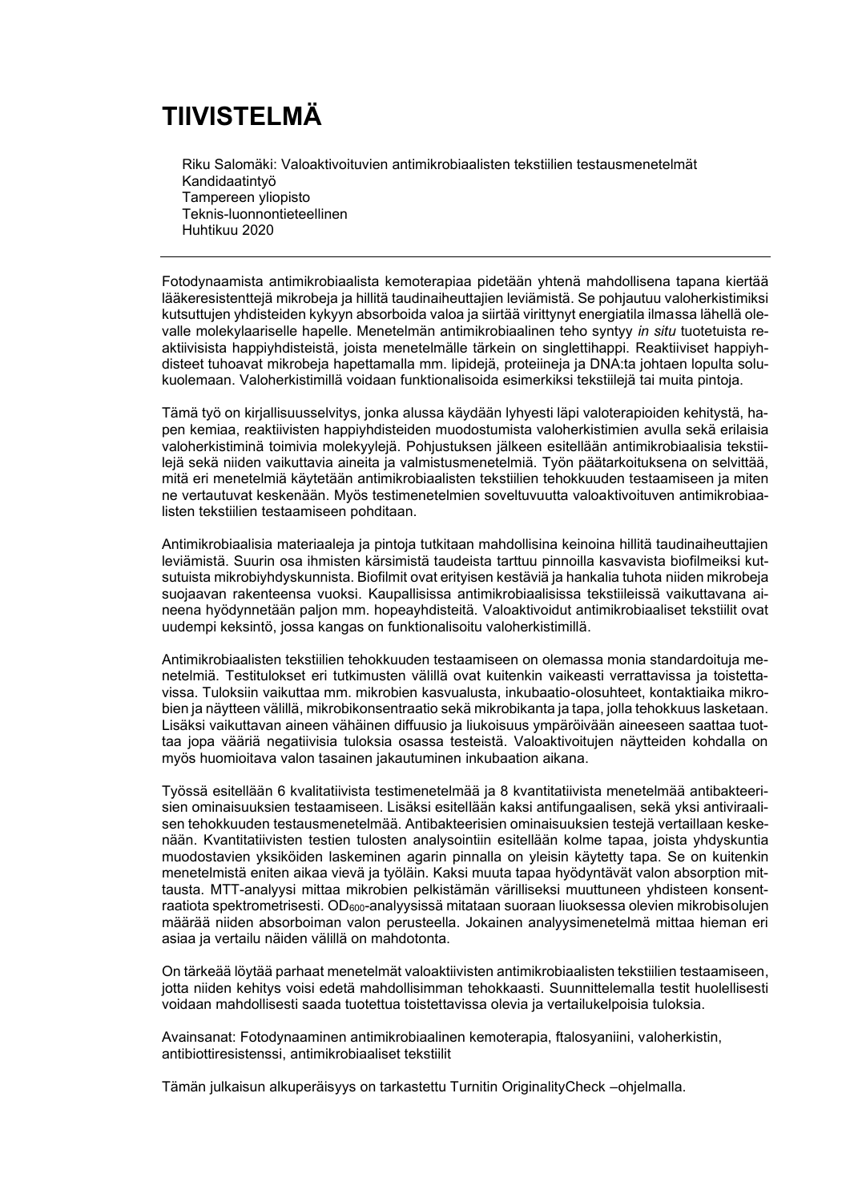# TIIVISTELMÄ

Riku Salomäki: Valoaktivoituvien antimikrobiaalisten tekstiilien testausmenetelmät
Kandidaatintyö
Tampereen yliopisto
Teknis-luonnontieteellinen
Huhtikuu 2020

---

Fotodynaamista antimikrobiaalista kemoterapiaa pidetään yhtenä mahdollisena tapana kiertää lääkeresistenttejä mikrobeja ja hillitä taudinaiheuttajien leviämistä. Se pohjautuu valoherkistimiksi kutsuttujen yhdisteiden kykyyn absorboida valoa ja siirtää virittynyt energiatila ilmassa lähellä olevalle molekylaariselle hapelle. Menetelmän antimikrobiaalinen teho syntyy *in situ* tuotetuista reaktiivisista happiyhdisteistä, joista menetelmälle tärkein on singlettihappi. Reaktiiviset happiyhdisteet tuhoavat mikrobeja hapettamalla mm. lipidejä, proteiineja ja DNA:ta johtaen lopulta solukuolemaan. Valoherkistimillä voidaan funktionalisoida esimerkiksi tekstiilejä tai muita pintoja.

Tämä työ on kirjallisuusselvitys, jonka alussa käydään lyhyesti läpi valoterapioiden kehitystä, hapen kemiaa, reaktiivisten happiyhdisteiden muodostumista valoherkistimien avulla sekä erilaisia valoherkistiminä toimivia molekyylejä. Pohjustuksen jälkeen esitellään antimikrobiaalisia tekstiilejä sekä niiden vaikuttavia aineita ja valmistusmenetelmiä. Työn päätarkoituksena on selvittää, mitä eri menetelmiä käytetään antimikrobiaalisten tekstiilien tehokkuuden testaamiseen ja miten ne vertautuvat keskenään. Myös testimenetelmien soveltuvuutta valoaktivoituvien antimikrobiaalisten tekstiilien testaamiseen pohditaan.

Antimikrobiaalisia materiaaleja ja pintoja tutkitaan mahdollisina keinoina hillitä taudinaiheuttajien leviämistä. Suurin osa ihmisten kärsimistä taudeista tarttuu pinnoilla kasvavista biofilmeiksi kutsutuista mikrobiyhdyskunnista. Biofilmit ovat erityisen kestäviä ja hankalia tuhota niiden mikrobeja suojaavan rakenteensa vuoksi. Kaupallisissa antimikrobiaalisissa tekstiileissä vaikuttavana aineena hyödynnetään paljon mm. hopeayhdisteitä. Valoaktivoidut antimikrobiaaliset tekstiilit ovat uudempi keksintö, jossa kangas on funktionalisoitu valoherkistimillä.

Antimikrobiaalisten tekstiilien tehokkuuden testaamiseen on olemassa monia standardoituja menetelmiä. Testitulokset eri tutkimusten välillä ovat kuitenkin vaikeasti verrattavissa ja toistettavissa. Tuloksiin vaikuttaa mm. mikrobien kasvualusta, inkubaatio-olosuhteet, kontaktiaika mikrobien ja näytteen välillä, mikrobikonsentraatio sekä mikrobikanta ja tapa, jolla tehokkuus lasketaan. Lisäksi vaikuttavan aineen vähäinen diffuusio ja liukoisuus ympäröivään aineeseen saattaa tuottaa jopa vääriä negatiivisia tuloksia osassa testeistä. Valoaktivoitujen näytteiden kohdalla on myös huomioitava valon tasainen jakautuminen inkubaation aikana.

Työssä esitellään 6 kvalitatiivista testimenetelmää ja 8 kvantitatiivista menetelmää antibakteeristen ominaisuuksien testaamiseen. Lisäksi esitellään kaksi antifungaalisen, sekä yksi antiviraalisen tehokkuuden testausmenetelmää. Antibakteeristen ominaisuuksien testejä vertaillaan keskenään. Kvantitatiivisten testien tulosten analysointiin esitellään kolme tapaa, joista yhdyskuntia muodostavien yksiköiden laskeminen agarin pinnalla on yleisin käytetty tapa. Se on kuitenkin menetelmistä eniten aikaa vievä ja työläin. Kaksi muuta tapaa hyödyntävät valon absorption mittausta. MTT-analyysi mittaa mikrobien pelkistämän värilliseksi muuttuneen yhdisteen konsentraatiota spektrometrisesti. $OD_{600}$-analyysissä mitataan suoraan liuoksessa olevien mikrobisolujen määrää niiden absorboiman valon perusteella. Jokainen analyysimenetelmä mittaa hieman eri asiaa ja vertailu näiden välillä on mahdotonta.

On tärkeää löytää parhaat menetelmät valoaktiivisten antimikrobiaalisten tekstiilien testaamiseen, jotta niiden kehitys voisi edetä mahdollisimman tehokkaasti. Suunnittelemalla testit huolellisesti voidaan mahdollisesti saada tuotettua toistettavissa olevia ja vertailukelpoisia tuloksia.

Avainsanat: Fotodynaaminen antimikrobiaalinen kemoterapia, ftalosyaniini, valoherkistin, antibiottiresistenssi, antimikrobiaaliset tekstiilit

Tämän julkaisun alkuperäisyys on tarkastettu Turnitin OriginalityCheck –ohjelmalla.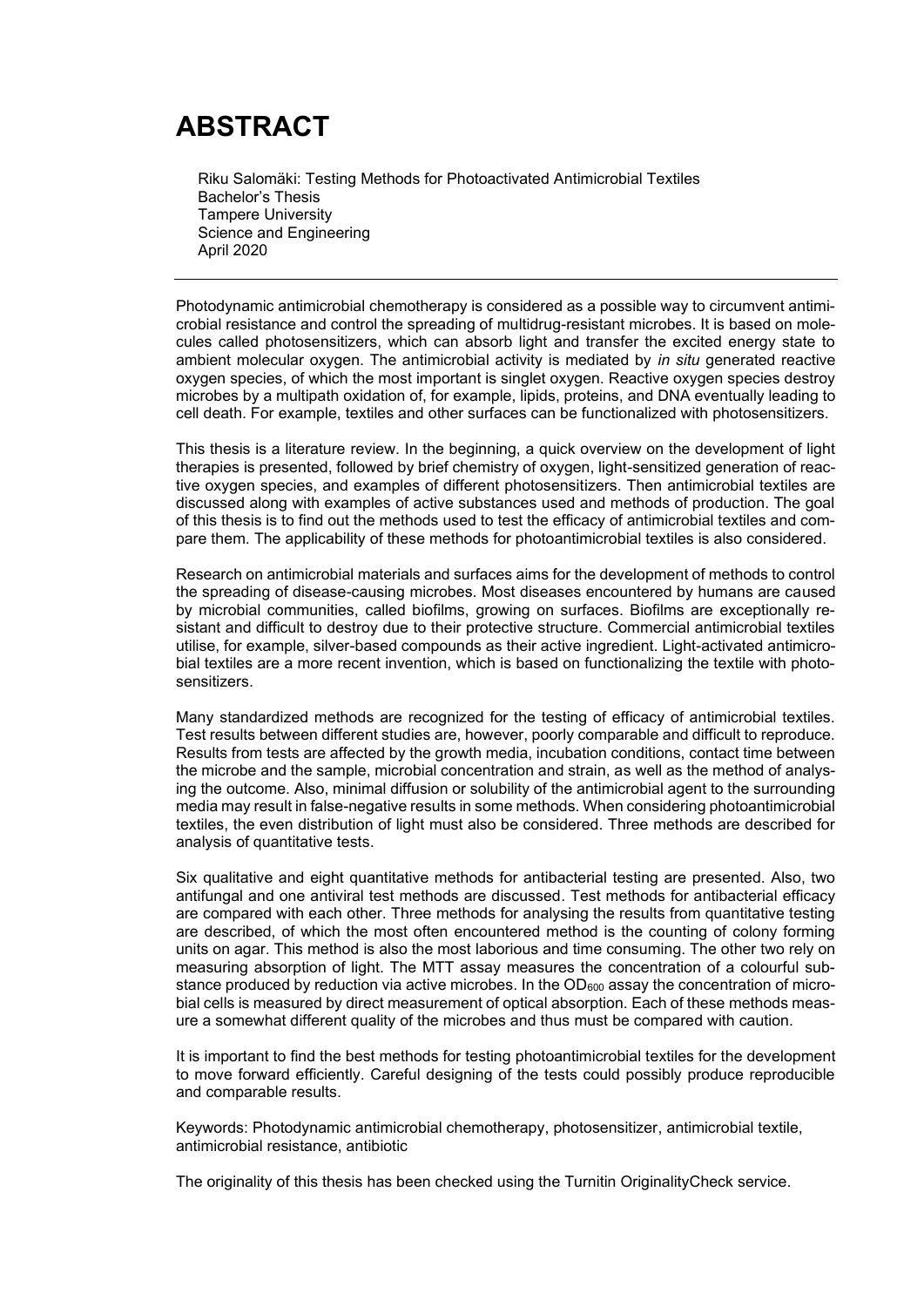# ABSTRACT

Riku Salomäki: Testing Methods for Photoactivated Antimicrobial Textiles
Bachelor's Thesis
Tampere University
Science and Engineering
April 2020

---

Photodynamic antimicrobial chemotherapy is considered as a possible way to circumvent antimicrobial resistance and control the spreading of multidrug-resistant microbes. It is based on molecules called photosensitizers, which can absorb light and transfer the excited energy state to ambient molecular oxygen. The antimicrobial activity is mediated by *in situ* generated reactive oxygen species, of which the most important is singlet oxygen. Reactive oxygen species destroy microbes by a multipath oxidation of, for example, lipids, proteins, and DNA eventually leading to cell death. For example, textiles and other surfaces can be functionalized with photosensitizers.

This thesis is a literature review. In the beginning, a quick overview on the development of light therapies is presented, followed by brief chemistry of oxygen, light-sensitized generation of reactive oxygen species, and examples of different photosensitizers. Then antimicrobial textiles are discussed along with examples of active substances used and methods of production. The goal of this thesis is to find out the methods used to test the efficacy of antimicrobial textiles and compare them. The applicability of these methods for photoantimicrobial textiles is also considered.

Research on antimicrobial materials and surfaces aims for the development of methods to control the spreading of disease-causing microbes. Most diseases encountered by humans are caused by microbial communities, called biofilms, growing on surfaces. Biofilms are exceptionally resistant and difficult to destroy due to their protective structure. Commercial antimicrobial textiles utilise, for example, silver-based compounds as their active ingredient. Light-activated antimicrobial textiles are a more recent invention, which is based on functionalizing the textile with photosensitizers.

Many standardized methods are recognized for the testing of efficacy of antimicrobial textiles. Test results between different studies are, however, poorly comparable and difficult to reproduce. Results from tests are affected by the growth media, incubation conditions, contact time between the microbe and the sample, microbial concentration and strain, as well as the method of analysing the outcome. Also, minimal diffusion or solubility of the antimicrobial agent to the surrounding media may result in false-negative results in some methods. When considering photoantimicrobial textiles, the even distribution of light must also be considered. Three methods are described for analysis of quantitative tests.

Six qualitative and eight quantitative methods for antibacterial testing are presented. Also, two antifungal and one antiviral test methods are discussed. Test methods for antibacterial efficacy are compared with each other. Three methods for analysing the results from quantitative testing are described, of which the most often encountered method is the counting of colony forming units on agar. This method is also the most laborious and time consuming. The other two rely on measuring absorption of light. The MTT assay measures the concentration of a colourful substance produced by reduction via active microbes. In the $OD_{600}$ assay the concentration of microbial cells is measured by direct measurement of optical absorption. Each of these methods measure a somewhat different quality of the microbes and thus must be compared with caution.

It is important to find the best methods for testing photoantimicrobial textiles for the development to move forward efficiently. Careful designing of the tests could possibly produce reproducible and comparable results.

Keywords: Photodynamic antimicrobial chemotherapy, photosensitizer, antimicrobial textile, antimicrobial resistance, antibiotic

The originality of this thesis has been checked using the Turnitin OriginalityCheck service.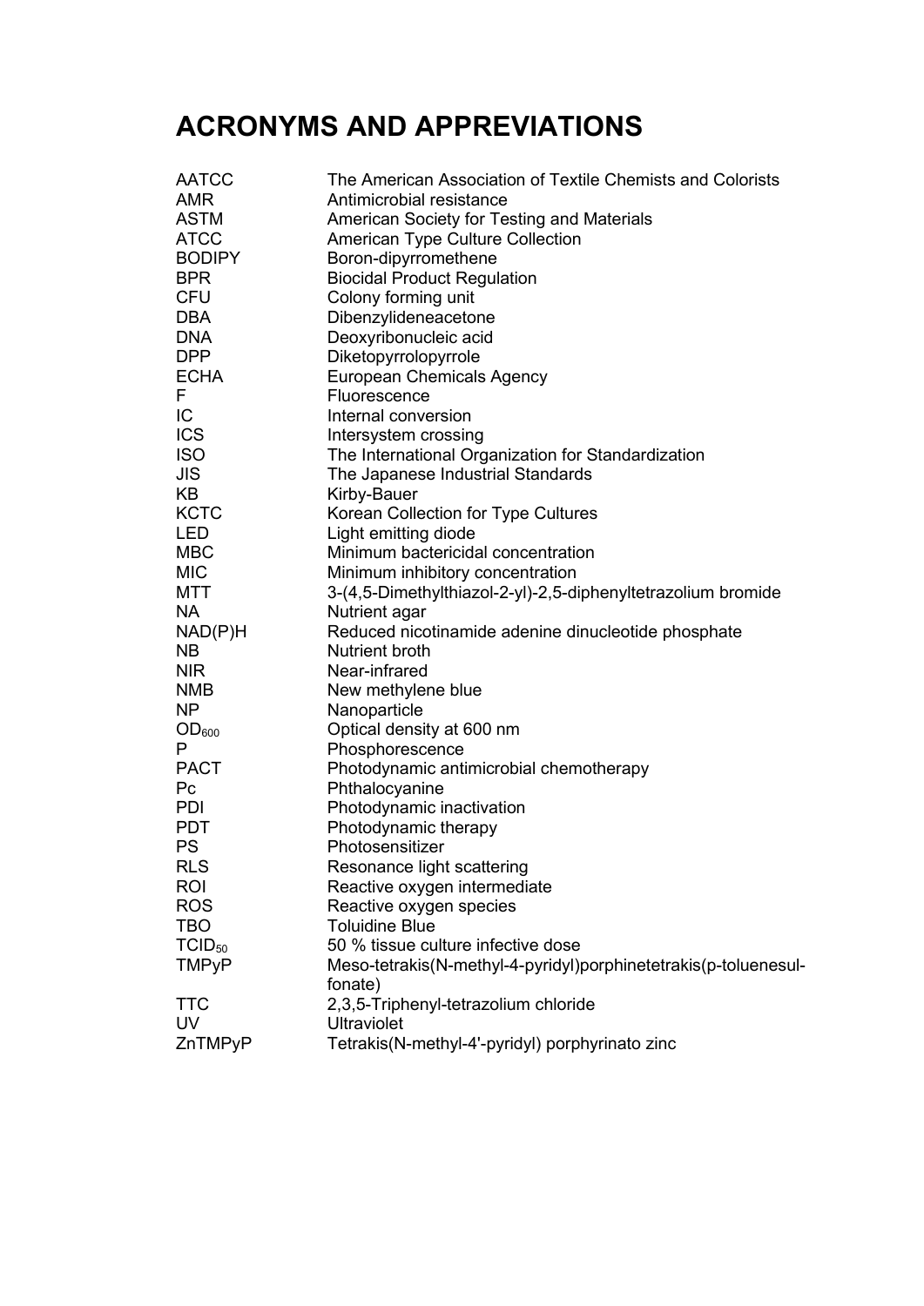# ACRONYMS AND APPREVIATIONS

| | |
|---|---|
| AATCC | The American Association of Textile Chemists and Colorists |
| AMR | Antimicrobial resistance |
| ASTM | American Society for Testing and Materials |
| ATCC | American Type Culture Collection |
| BODIPY | Boron-dipyrromethene |
| BPR | Biocidal Product Regulation |
| CFU | Colony forming unit |
| DBA | Dibenzylideneacetone |
| DNA | Deoxyribonucleic acid |
| DPP | Diketopyrrolopyrrole |
| ECHA | European Chemicals Agency |
| F | Fluorescence |
| IC | Internal conversion |
| ICS | Intersystem crossing |
| ISO | The International Organization for Standardization |
| JIS | The Japanese Industrial Standards |
| KB | Kirby-Bauer |
| KCTC | Korean Collection for Type Cultures |
| LED | Light emitting diode |
| MBC | Minimum bactericidal concentration |
| MIC | Minimum inhibitory concentration |
| MTT | 3-(4,5-Dimethylthiazol-2-yl)-2,5-diphenyltetrazolium bromide |
| NA | Nutrient agar |
| NAD(P)H | Reduced nicotinamide adenine dinucleotide phosphate |
| NB | Nutrient broth |
| NIR | Near-infrared |
| NMB | New methylene blue |
| NP | Nanoparticle |
| $OD_{600}$ | Optical density at 600 nm |
| P | Phosphorescence |
| PACT | Photodynamic antimicrobial chemotherapy |
| Pc | Phthalocyanine |
| PDI | Photodynamic inactivation |
| PDT | Photodynamic therapy |
| PS | Photosensitizer |
| RLS | Resonance light scattering |
| ROI | Reactive oxygen intermediate |
| ROS | Reactive oxygen species |
| TBO | Toluidine Blue |
| $TCID_{50}$ | 50 % tissue culture infective dose |
| TMPyP | Meso-tetrakis(N-methyl-4-pyridyl)porphinetetrakis(p-toluenesulfonate) |
| TTC | 2,3,5-Triphenyl-tetrazolium chloride |
| UV | Ultraviolet |
| ZnTMPyP | Tetrakis(N-methyl-4'-pyridyl) porphyrinato zinc |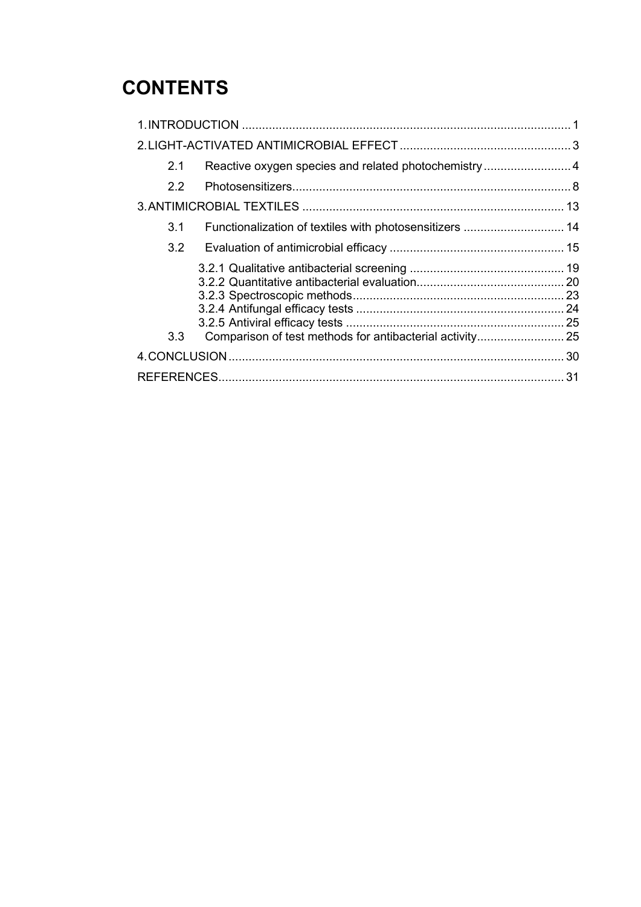# CONTENTS

1. INTRODUCTION ............................................................................................. 1

2. LIGHT-ACTIVATED ANTIMICROBIAL EFFECT ................................................... 3

   2.1 Reactive oxygen species and related photochemistry .......................... 4

   2.2 Photosensitizers.................................................................................. 8

3. ANTIMICROBIAL TEXTILES ............................................................................ 13

   3.1 Functionalization of textiles with photosensitizers .............................. 14

   3.2 Evaluation of antimicrobial efficacy .................................................... 15

      3.2.1 Qualitative antibacterial screening ............................................. 19
      3.2.2 Quantitative antibacterial evaluation........................................... 20
      3.2.3 Spectroscopic methods.............................................................. 23
      3.2.4 Antifungal efficacy tests ............................................................. 24
      3.2.5 Antiviral efficacy tests ................................................................ 25

   3.3 Comparison of test methods for antibacterial activity.......................... 25

4. CONCLUSION ................................................................................................ 30

REFERENCES.................................................................................................... 31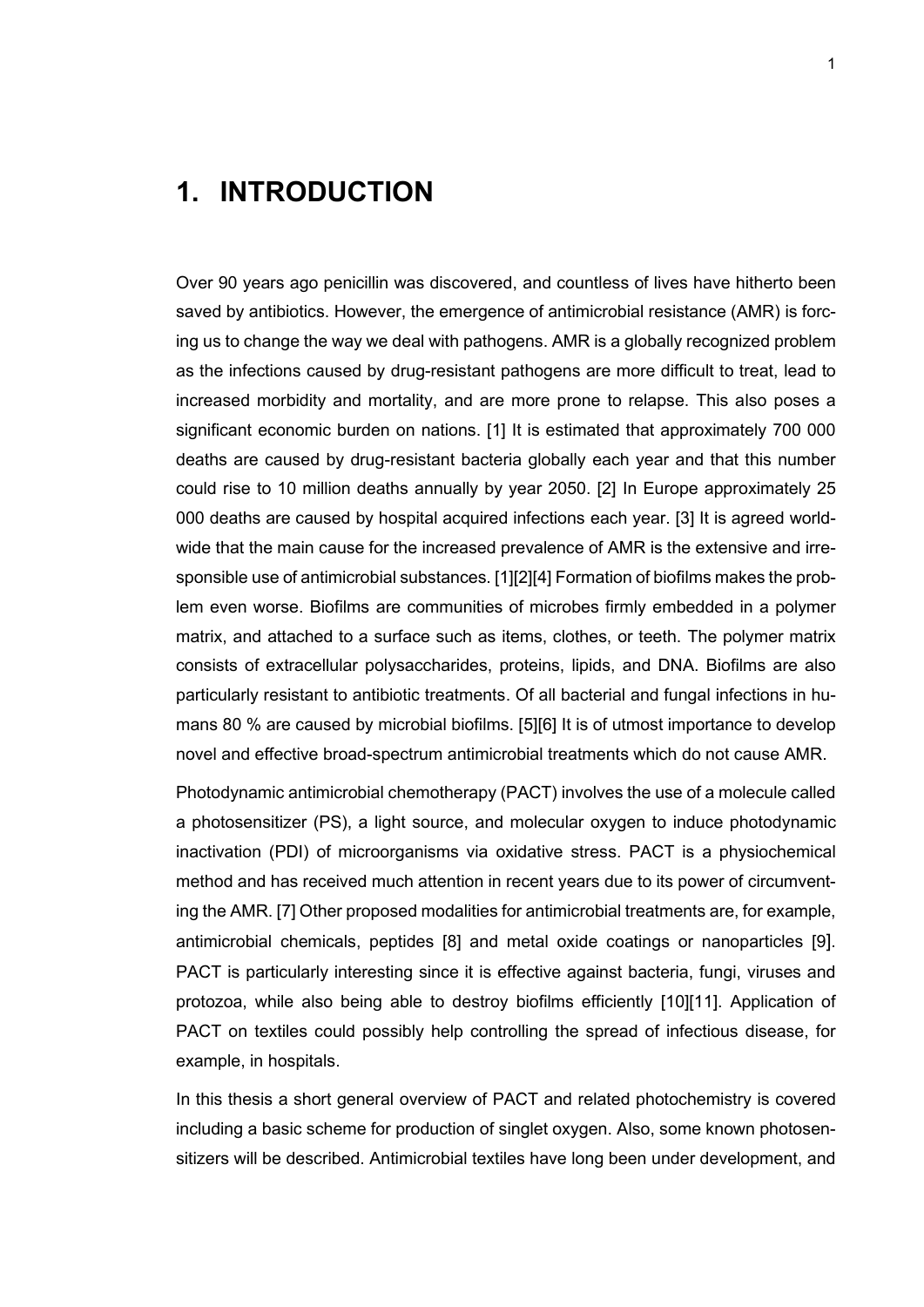# 1. INTRODUCTION

Over 90 years ago penicillin was discovered, and countless of lives have hitherto been saved by antibiotics. However, the emergence of antimicrobial resistance (AMR) is forcing us to change the way we deal with pathogens. AMR is a globally recognized problem as the infections caused by drug-resistant pathogens are more difficult to treat, lead to increased morbidity and mortality, and are more prone to relapse. This also poses a significant economic burden on nations. [1] It is estimated that approximately 700 000 deaths are caused by drug-resistant bacteria globally each year and that this number could rise to 10 million deaths annually by year 2050. [2] In Europe approximately 25 000 deaths are caused by hospital acquired infections each year. [3] It is agreed worldwide that the main cause for the increased prevalence of AMR is the extensive and irresponsible use of antimicrobial substances. [1][2][4] Formation of biofilms makes the problem even worse. Biofilms are communities of microbes firmly embedded in a polymer matrix, and attached to a surface such as items, clothes, or teeth. The polymer matrix consists of extracellular polysaccharides, proteins, lipids, and DNA. Biofilms are also particularly resistant to antibiotic treatments. Of all bacterial and fungal infections in humans 80 % are caused by microbial biofilms. [5][6] It is of utmost importance to develop novel and effective broad-spectrum antimicrobial treatments which do not cause AMR.

Photodynamic antimicrobial chemotherapy (PACT) involves the use of a molecule called a photosensitizer (PS), a light source, and molecular oxygen to induce photodynamic inactivation (PDI) of microorganisms via oxidative stress. PACT is a physiochemical method and has received much attention in recent years due to its power of circumventing the AMR. [7] Other proposed modalities for antimicrobial treatments are, for example, antimicrobial chemicals, peptides [8] and metal oxide coatings or nanoparticles [9]. PACT is particularly interesting since it is effective against bacteria, fungi, viruses and protozoa, while also being able to destroy biofilms efficiently [10][11]. Application of PACT on textiles could possibly help controlling the spread of infectious disease, for example, in hospitals.

In this thesis a short general overview of PACT and related photochemistry is covered including a basic scheme for production of singlet oxygen. Also, some known photosensitizers will be described. Antimicrobial textiles have long been under development, and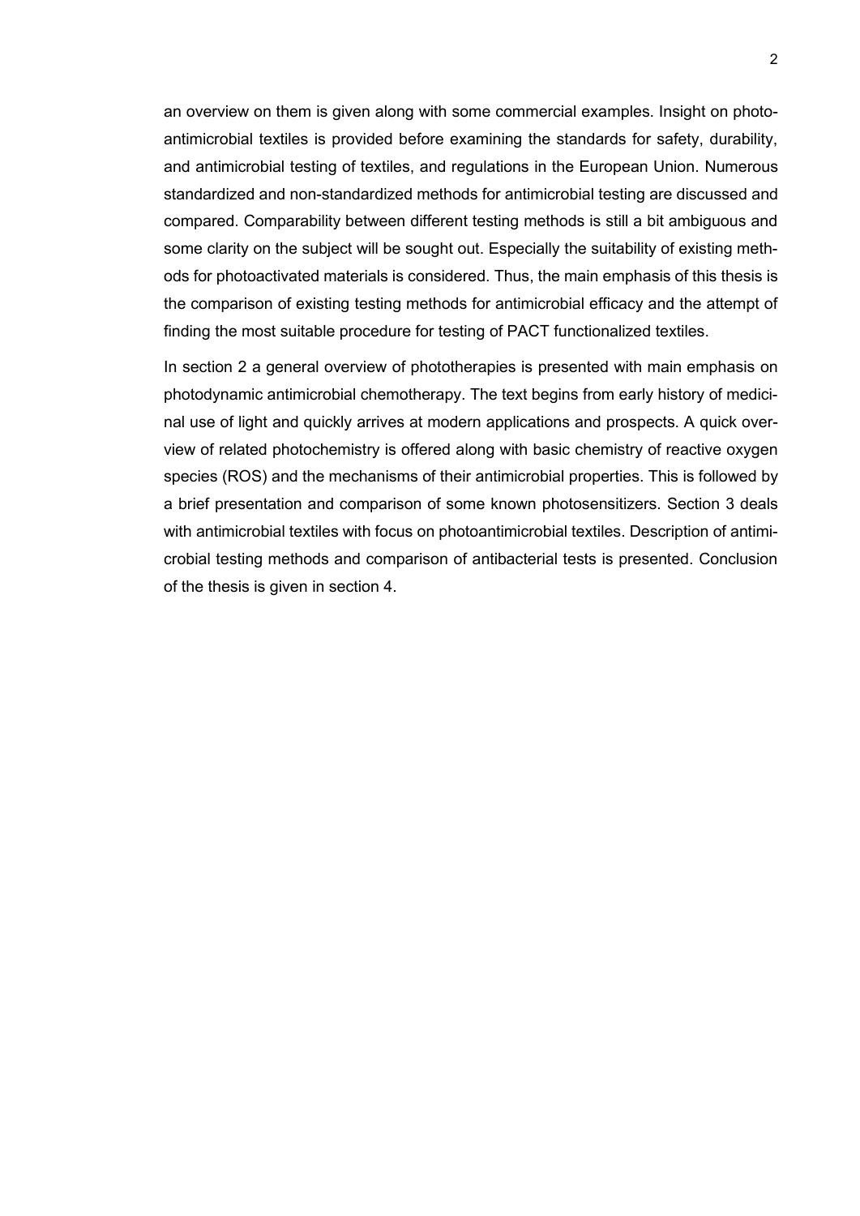an overview on them is given along with some commercial examples. Insight on photo-antimicrobial textiles is provided before examining the standards for safety, durability, and antimicrobial testing of textiles, and regulations in the European Union. Numerous standardized and non-standardized methods for antimicrobial testing are discussed and compared. Comparability between different testing methods is still a bit ambiguous and some clarity on the subject will be sought out. Especially the suitability of existing methods for photoactivated materials is considered. Thus, the main emphasis of this thesis is the comparison of existing testing methods for antimicrobial efficacy and the attempt of finding the most suitable procedure for testing of PACT functionalized textiles.

In section 2 a general overview of phototherapies is presented with main emphasis on photodynamic antimicrobial chemotherapy. The text begins from early history of medicinal use of light and quickly arrives at modern applications and prospects. A quick overview of related photochemistry is offered along with basic chemistry of reactive oxygen species (ROS) and the mechanisms of their antimicrobial properties. This is followed by a brief presentation and comparison of some known photosensitizers. Section 3 deals with antimicrobial textiles with focus on photoantimicrobial textiles. Description of antimicrobial testing methods and comparison of antibacterial tests is presented. Conclusion of the thesis is given in section 4.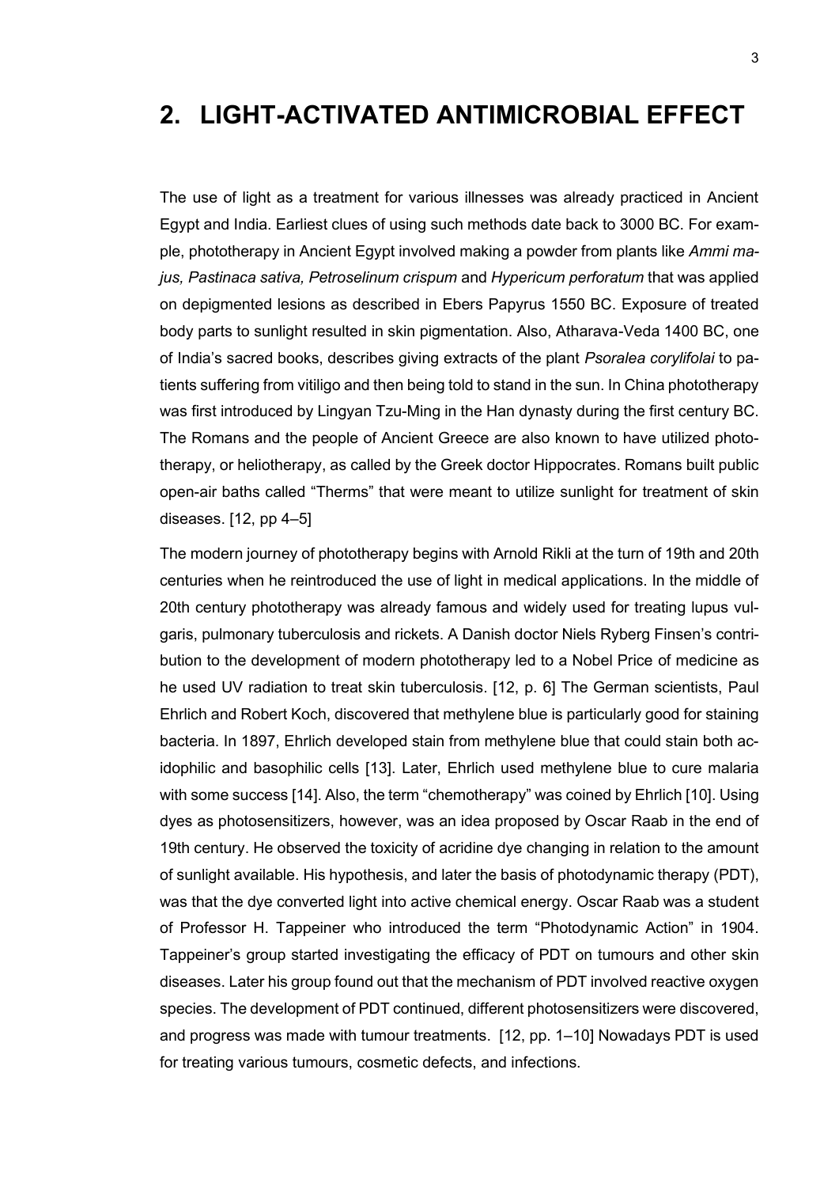# 2. LIGHT-ACTIVATED ANTIMICROBIAL EFFECT

The use of light as a treatment for various illnesses was already practiced in Ancient Egypt and India. Earliest clues of using such methods date back to 3000 BC. For example, phototherapy in Ancient Egypt involved making a powder from plants like *Ammi majus, Pastinaca sativa, Petroselinum crispum* and *Hypericum perforatum* that was applied on depigmented lesions as described in Ebers Papyrus 1550 BC. Exposure of treated body parts to sunlight resulted in skin pigmentation. Also, Atharava-Veda 1400 BC, one of India's sacred books, describes giving extracts of the plant *Psoralea corylifolai* to patients suffering from vitiligo and then being told to stand in the sun. In China phototherapy was first introduced by Lingyan Tzu-Ming in the Han dynasty during the first century BC. The Romans and the people of Ancient Greece are also known to have utilized phototherapy, or heliotherapy, as called by the Greek doctor Hippocrates. Romans built public open-air baths called "Therms" that were meant to utilize sunlight for treatment of skin diseases. [12, pp 4–5]

The modern journey of phototherapy begins with Arnold Rikli at the turn of 19th and 20th centuries when he reintroduced the use of light in medical applications. In the middle of 20th century phototherapy was already famous and widely used for treating lupus vulgaris, pulmonary tuberculosis and rickets. A Danish doctor Niels Ryberg Finsen's contribution to the development of modern phototherapy led to a Nobel Price of medicine as he used UV radiation to treat skin tuberculosis. [12, p. 6] The German scientists, Paul Ehrlich and Robert Koch, discovered that methylene blue is particularly good for staining bacteria. In 1897, Ehrlich developed stain from methylene blue that could stain both acidophilic and basophilic cells [13]. Later, Ehrlich used methylene blue to cure malaria with some success [14]. Also, the term "chemotherapy" was coined by Ehrlich [10]. Using dyes as photosensitizers, however, was an idea proposed by Oscar Raab in the end of 19th century. He observed the toxicity of acridine dye changing in relation to the amount of sunlight available. His hypothesis, and later the basis of photodynamic therapy (PDT), was that the dye converted light into active chemical energy. Oscar Raab was a student of Professor H. Tappeiner who introduced the term "Photodynamic Action" in 1904. Tappeiner's group started investigating the efficacy of PDT on tumours and other skin diseases. Later his group found out that the mechanism of PDT involved reactive oxygen species. The development of PDT continued, different photosensitizers were discovered, and progress was made with tumour treatments. [12, pp. 1–10] Nowadays PDT is used for treating various tumours, cosmetic defects, and infections.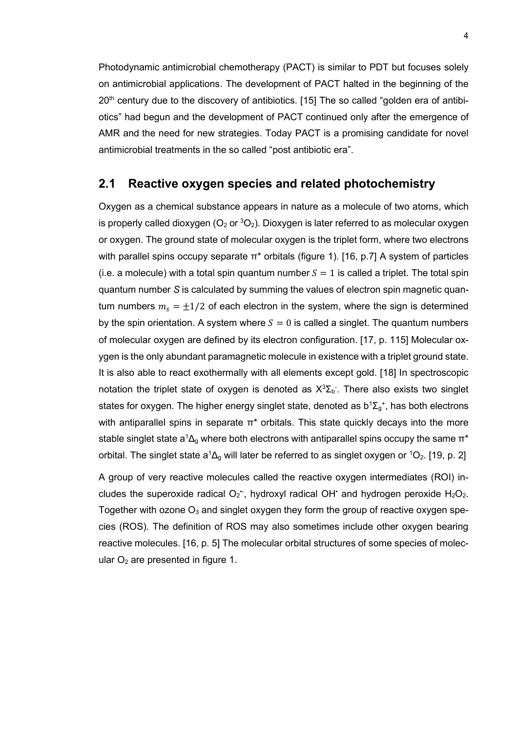Photodynamic antimicrobial chemotherapy (PACT) is similar to PDT but focuses solely on antimicrobial applications. The development of PACT halted in the beginning of the $20^{th}$ century due to the discovery of antibiotics. [15] The so called "golden era of antibiotics" had begun and the development of PACT continued only after the emergence of AMR and the need for new strategies. Today PACT is a promising candidate for novel antimicrobial treatments in the so called "post antibiotic era".

## 2.1 Reactive oxygen species and related photochemistry

Oxygen as a chemical substance appears in nature as a molecule of two atoms, which is properly called dioxygen ($O_2$ or $^3O_2$). Dioxygen is later referred to as molecular oxygen or oxygen. The ground state of molecular oxygen is the triplet form, where two electrons with parallel spins occupy separate π* orbitals (figure 1). [16, p.7] A system of particles (i.e. a molecule) with a total spin quantum number $S = 1$ is called a triplet. The total spin quantum number $S$ is calculated by summing the values of electron spin magnetic quantum numbers $m_s = \pm 1/2$ of each electron in the system, where the sign is determined by the spin orientation. A system where $S = 0$ is called a singlet. The quantum numbers of molecular oxygen are defined by its electron configuration. [17, p. 115] Molecular oxygen is the only abundant paramagnetic molecule in existence with a triplet ground state. It is also able to react exothermally with all elements except gold. [18] In spectroscopic notation the triplet state of oxygen is denoted as $X^3\Sigma_b^-$. There also exists two singlet states for oxygen. The higher energy singlet state, denoted as $b^1\Sigma_g^+$, has both electrons with antiparallel spins in separate π* orbitals. This state quickly decays into the more stable singlet state $a^1\Delta_g$ where both electrons with antiparallel spins occupy the same π* orbital. The singlet state $a^1\Delta_g$ will later be referred to as singlet oxygen or $^1O_2$. [19, p. 2]

A group of very reactive molecules called the reactive oxygen intermediates (ROI) includes the superoxide radical $O_2^{\bullet -}$, hydroxyl radical $OH^{\bullet}$ and hydrogen peroxide $H_2O_2$. Together with ozone $O_3$ and singlet oxygen they form the group of reactive oxygen species (ROS). The definition of ROS may also sometimes include other oxygen bearing reactive molecules. [16, p. 5] The molecular orbital structures of some species of molecular $O_2$ are presented in figure 1.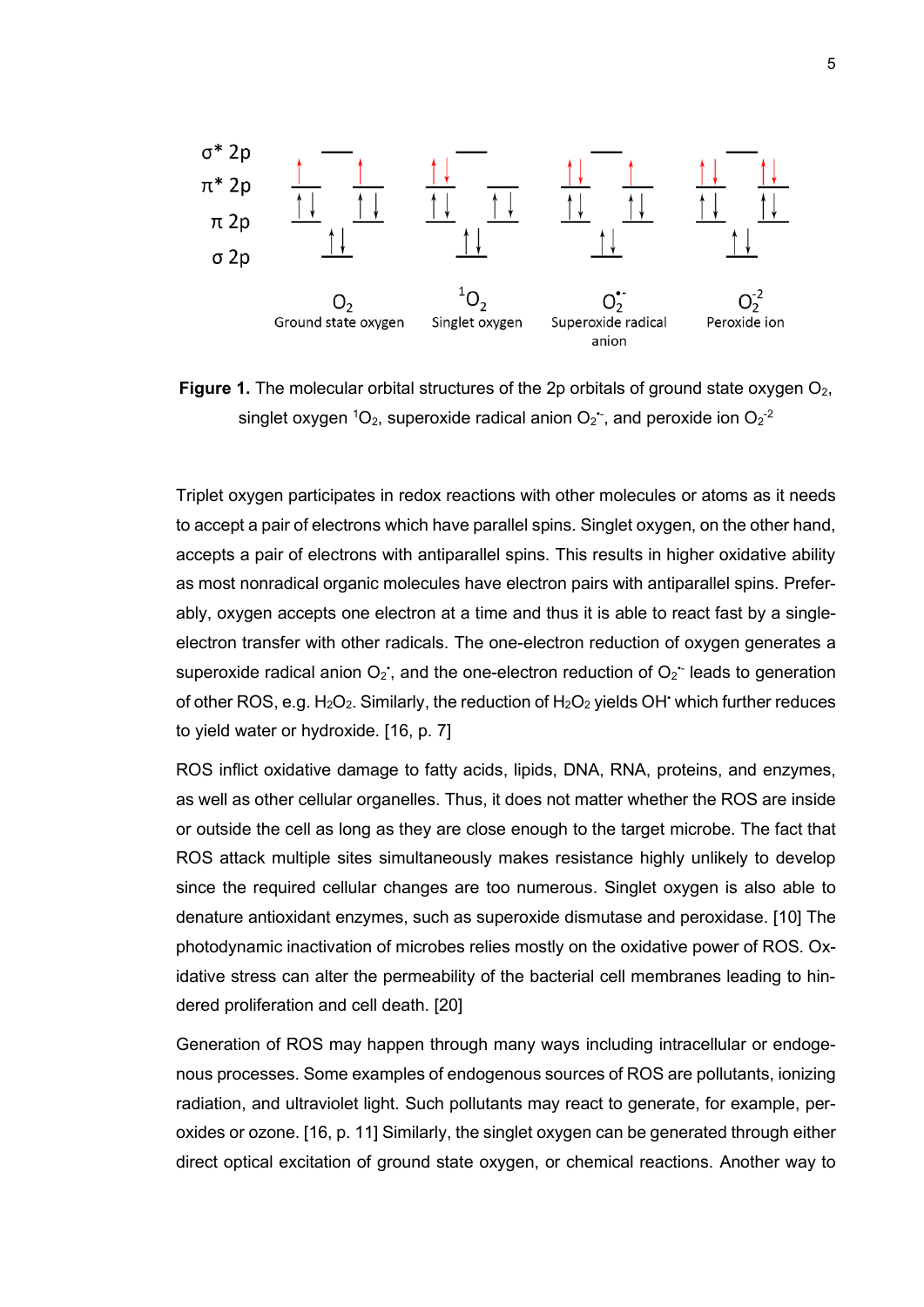Figure 1. The molecular orbital structures of the 2p orbitals of ground state oxygen $O_2$, singlet oxygen $^1O_2$, superoxide radical anion $O_2^{\bullet-}$, and peroxide ion $O_2^{-2}$

Triplet oxygen participates in redox reactions with other molecules or atoms as it needs to accept a pair of electrons which have parallel spins. Singlet oxygen, on the other hand, accepts a pair of electrons with antiparallel spins. This results in higher oxidative ability as most nonradical organic molecules have electron pairs with antiparallel spins. Preferably, oxygen accepts one electron at a time and thus it is able to react fast by a single-electron transfer with other radicals. The one-electron reduction of oxygen generates a superoxide radical anion $O_2^{\bullet}$, and the one-electron reduction of $O_2^{\bullet-}$ leads to generation of other ROS, e.g. $H_2O_2$. Similarly, the reduction of $H_2O_2$ yields $OH^{\bullet}$ which further reduces to yield water or hydroxide. [16, p. 7]

ROS inflict oxidative damage to fatty acids, lipids, DNA, RNA, proteins, and enzymes, as well as other cellular organelles. Thus, it does not matter whether the ROS are inside or outside the cell as long as they are close enough to the target microbe. The fact that ROS attack multiple sites simultaneously makes resistance highly unlikely to develop since the required cellular changes are too numerous. Singlet oxygen is also able to denature antioxidant enzymes, such as superoxide dismutase and peroxidase. [10] The photodynamic inactivation of microbes relies mostly on the oxidative power of ROS. Oxidative stress can alter the permeability of the bacterial cell membranes leading to hindered proliferation and cell death. [20]

Generation of ROS may happen through many ways including intracellular or endogenous processes. Some examples of endogenous sources of ROS are pollutants, ionizing radiation, and ultraviolet light. Such pollutants may react to generate, for example, peroxides or ozone. [16, p. 11] Similarly, the singlet oxygen can be generated through either direct optical excitation of ground state oxygen, or chemical reactions. Another way to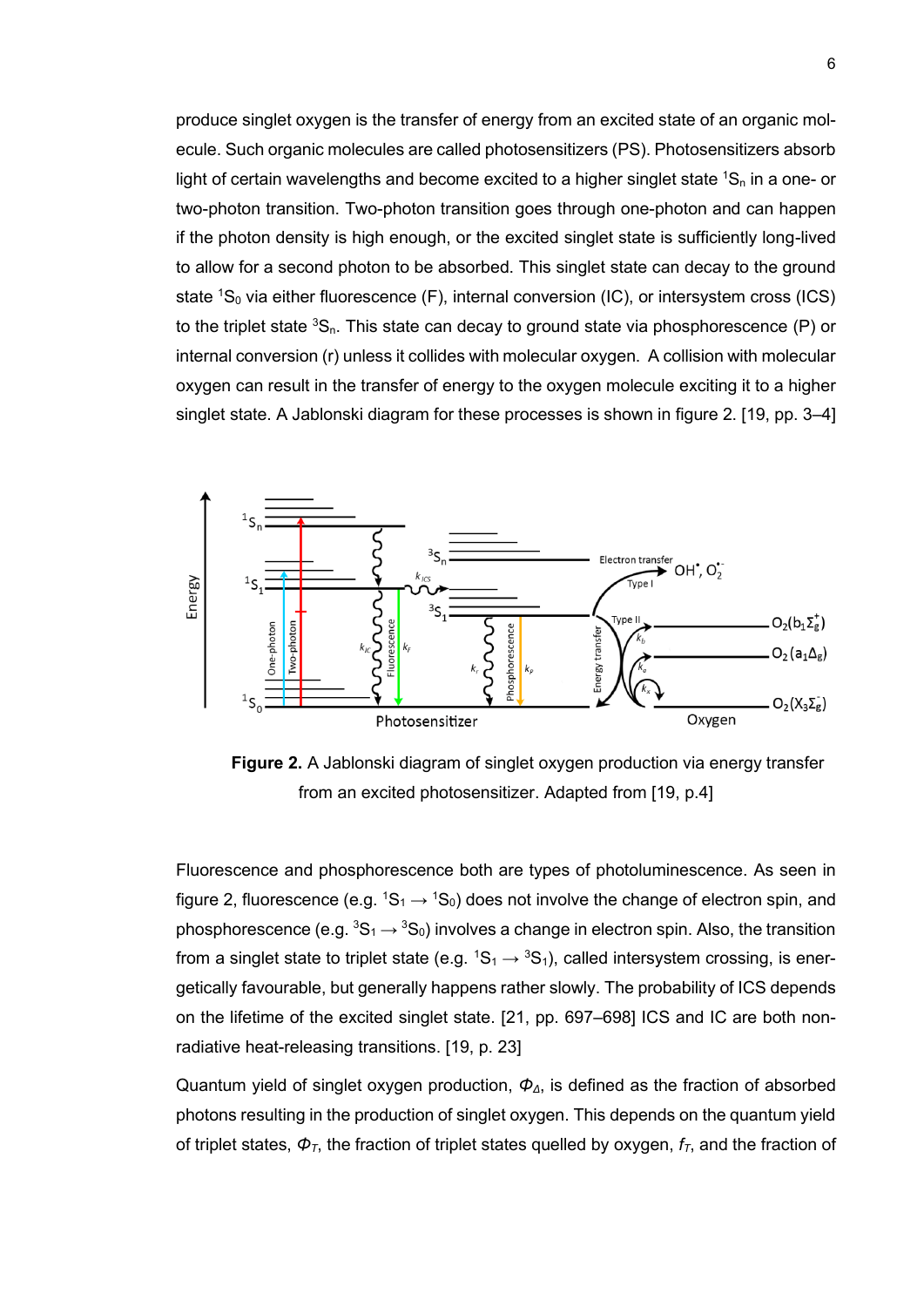produce singlet oxygen is the transfer of energy from an excited state of an organic molecule. Such organic molecules are called photosensitizers (PS). Photosensitizers absorb light of certain wavelengths and become excited to a higher singlet state $^1S_n$ in a one- or two-photon transition. Two-photon transition goes through one-photon and can happen if the photon density is high enough, or the excited singlet state is sufficiently long-lived to allow for a second photon to be absorbed. This singlet state can decay to the ground state $^1S_0$ via either fluorescence (F), internal conversion (IC), or intersystem cross (ICS) to the triplet state $^3S_n$. This state can decay to ground state via phosphorescence (P) or internal conversion (r) unless it collides with molecular oxygen. A collision with molecular oxygen can result in the transfer of energy to the oxygen molecule exciting it to a higher singlet state. A Jablonski diagram for these processes is shown in figure 2. [19, pp. 3–4]

**Figure 2.** A Jablonski diagram of singlet oxygen production via energy transfer from an excited photosensitizer. Adapted from [19, p.4]

Fluorescence and phosphorescence both are types of photoluminescence. As seen in figure 2, fluorescence (e.g. $^1S_1 \rightarrow {}^1S_0$) does not involve the change of electron spin, and phosphorescence (e.g. $^3S_1 \rightarrow {}^3S_0$) involves a change in electron spin. Also, the transition from a singlet state to triplet state (e.g. $^1S_1 \rightarrow {}^3S_1$), called intersystem crossing, is energetically favourable, but generally happens rather slowly. The probability of ICS depends on the lifetime of the excited singlet state. [21, pp. 697–698] ICS and IC are both non-radiative heat-releasing transitions. [19, p. 23]

Quantum yield of singlet oxygen production, $\Phi_\Delta$, is defined as the fraction of absorbed photons resulting in the production of singlet oxygen. This depends on the quantum yield of triplet states, $\Phi_T$, the fraction of triplet states quelled by oxygen, $f_T$, and the fraction of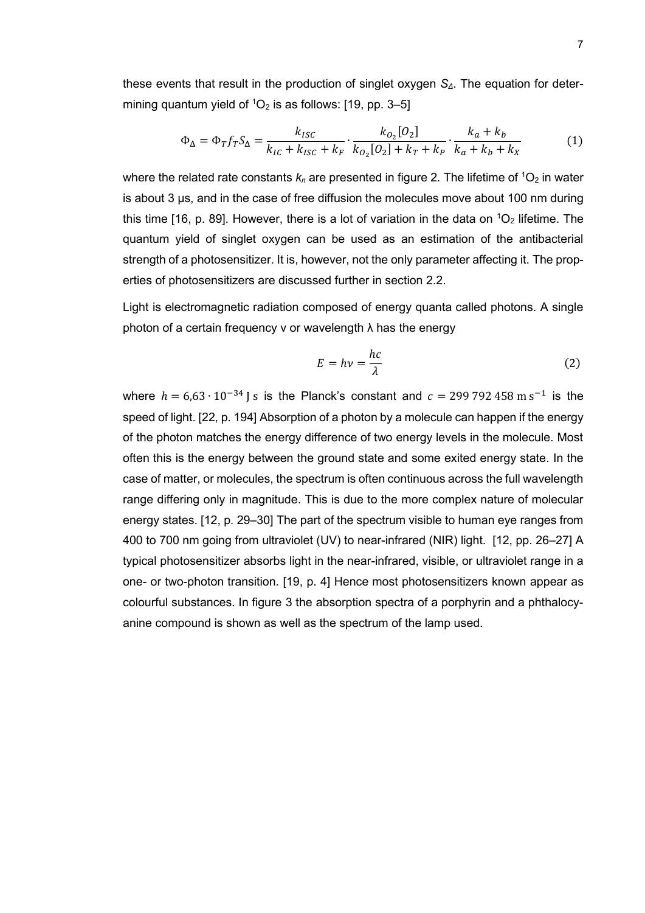these events that result in the production of singlet oxygen $S_\Delta$. The equation for determining quantum yield of $^1O_2$ is as follows: [19, pp. 3–5]

$$\Phi_\Delta = \Phi_T f_T S_\Delta = \frac{k_{ISC}}{k_{IC} + k_{ISC} + k_F} \cdot \frac{k_{O_2}[O_2]}{k_{O_2}[O_2] + k_T + k_P} \cdot \frac{k_a + k_b}{k_a + k_b + k_X} \tag{1}$$

where the related rate constants $k_n$ are presented in figure 2. The lifetime of $^1O_2$ in water is about 3 μs, and in the case of free diffusion the molecules move about 100 nm during this time [16, p. 89]. However, there is a lot of variation in the data on $^1O_2$ lifetime. The quantum yield of singlet oxygen can be used as an estimation of the antibacterial strength of a photosensitizer. It is, however, not the only parameter affecting it. The properties of photosensitizers are discussed further in section 2.2.

Light is electromagnetic radiation composed of energy quanta called photons. A single photon of a certain frequency v or wavelength λ has the energy

$$E = h\nu = \frac{hc}{\lambda} \tag{2}$$

where $h = 6{,}63 \cdot 10^{-34}\ \mathrm{J\,s}$ is the Planck's constant and $c = 299\,792\,458\ \mathrm{m\,s^{-1}}$ is the speed of light. [22, p. 194] Absorption of a photon by a molecule can happen if the energy of the photon matches the energy difference of two energy levels in the molecule. Most often this is the energy between the ground state and some exited energy state. In the case of matter, or molecules, the spectrum is often continuous across the full wavelength range differing only in magnitude. This is due to the more complex nature of molecular energy states. [12, p. 29–30] The part of the spectrum visible to human eye ranges from 400 to 700 nm going from ultraviolet (UV) to near-infrared (NIR) light. [12, pp. 26–27] A typical photosensitizer absorbs light in the near-infrared, visible, or ultraviolet range in a one- or two-photon transition. [19, p. 4] Hence most photosensitizers known appear as colourful substances. In figure 3 the absorption spectra of a porphyrin and a phthalocyanine compound is shown as well as the spectrum of the lamp used.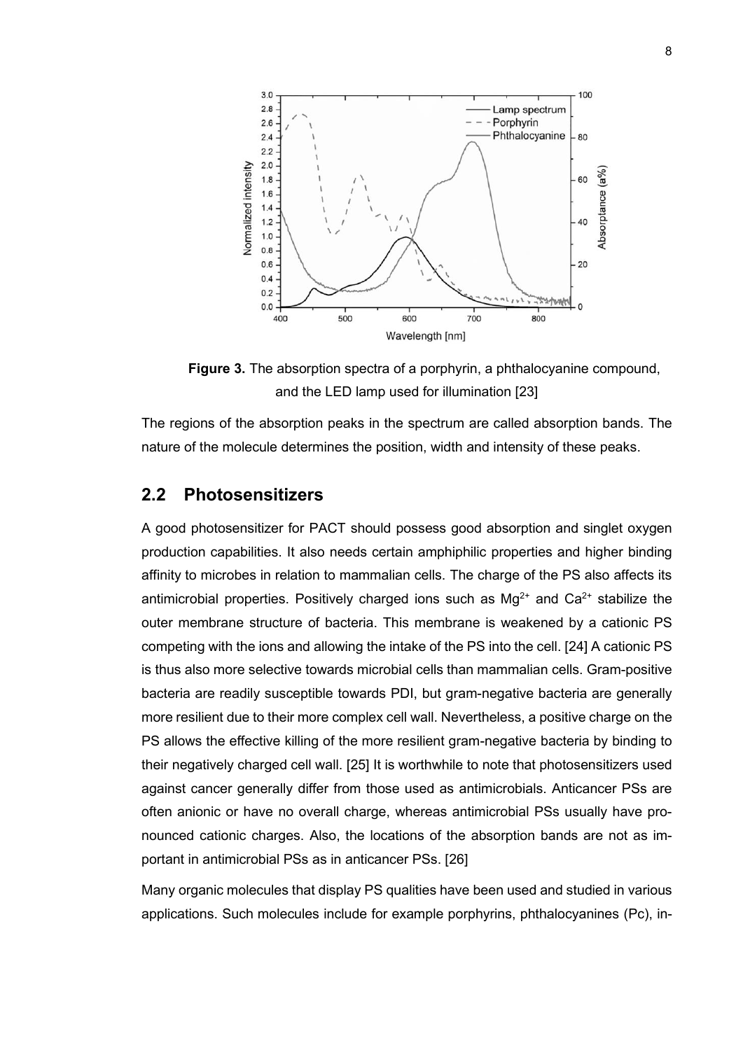**Figure 3.** The absorption spectra of a porphyrin, a phthalocyanine compound, and the LED lamp used for illumination [23]

The regions of the absorption peaks in the spectrum are called absorption bands. The nature of the molecule determines the position, width and intensity of these peaks.

## 2.2 Photosensitizers

A good photosensitizer for PACT should possess good absorption and singlet oxygen production capabilities. It also needs certain amphiphilic properties and higher binding affinity to microbes in relation to mammalian cells. The charge of the PS also affects its antimicrobial properties. Positively charged ions such as $Mg^{2+}$ and $Ca^{2+}$ stabilize the outer membrane structure of bacteria. This membrane is weakened by a cationic PS competing with the ions and allowing the intake of the PS into the cell. [24] A cationic PS is thus also more selective towards microbial cells than mammalian cells. Gram-positive bacteria are readily susceptible towards PDI, but gram-negative bacteria are generally more resilient due to their more complex cell wall. Nevertheless, a positive charge on the PS allows the effective killing of the more resilient gram-negative bacteria by binding to their negatively charged cell wall. [25] It is worthwhile to note that photosensitizers used against cancer generally differ from those used as antimicrobials. Anticancer PSs are often anionic or have no overall charge, whereas antimicrobial PSs usually have pronounced cationic charges. Also, the locations of the absorption bands are not as important in antimicrobial PSs as in anticancer PSs. [26]

Many organic molecules that display PS qualities have been used and studied in various applications. Such molecules include for example porphyrins, phthalocyanines (Pc), in-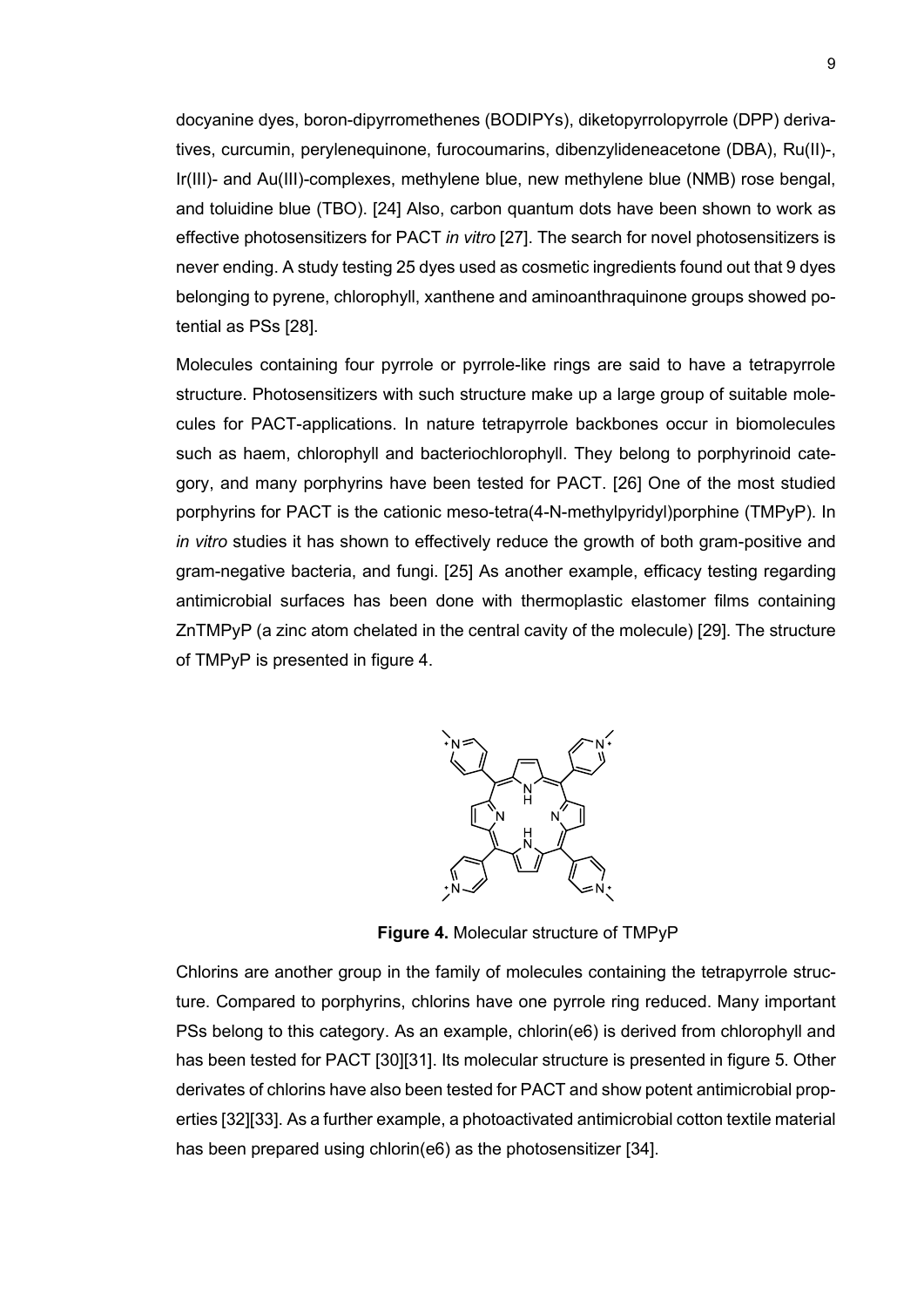docyanine dyes, boron-dipyrromethenes (BODIPYs), diketopyrrolopyrrole (DPP) derivatives, curcumin, perylenequinone, furocoumarins, dibenzylideneacetone (DBA), Ru(II)-, Ir(III)- and Au(III)-complexes, methylene blue, new methylene blue (NMB) rose bengal, and toluidine blue (TBO). [24] Also, carbon quantum dots have been shown to work as effective photosensitizers for PACT *in vitro* [27]. The search for novel photosensitizers is never ending. A study testing 25 dyes used as cosmetic ingredients found out that 9 dyes belonging to pyrene, chlorophyll, xanthene and aminoanthraquinone groups showed potential as PSs [28].

Molecules containing four pyrrole or pyrrole-like rings are said to have a tetrapyrrole structure. Photosensitizers with such structure make up a large group of suitable molecules for PACT-applications. In nature tetrapyrrole backbones occur in biomolecules such as haem, chlorophyll and bacteriochlorophyll. They belong to porphyrinoid category, and many porphyrins have been tested for PACT. [26] One of the most studied porphyrins for PACT is the cationic meso-tetra(4-N-methylpyridyl)porphine (TMPyP). In *in vitro* studies it has shown to effectively reduce the growth of both gram-positive and gram-negative bacteria, and fungi. [25] As another example, efficacy testing regarding antimicrobial surfaces has been done with thermoplastic elastomer films containing ZnTMPyP (a zinc atom chelated in the central cavity of the molecule) [29]. The structure of TMPyP is presented in figure 4.

**Figure 4.** Molecular structure of TMPyP

Chlorins are another group in the family of molecules containing the tetrapyrrole structure. Compared to porphyrins, chlorins have one pyrrole ring reduced. Many important PSs belong to this category. As an example, chlorin(e6) is derived from chlorophyll and has been tested for PACT [30][31]. Its molecular structure is presented in figure 5. Other derivates of chlorins have also been tested for PACT and show potent antimicrobial properties [32][33]. As a further example, a photoactivated antimicrobial cotton textile material has been prepared using chlorin(e6) as the photosensitizer [34].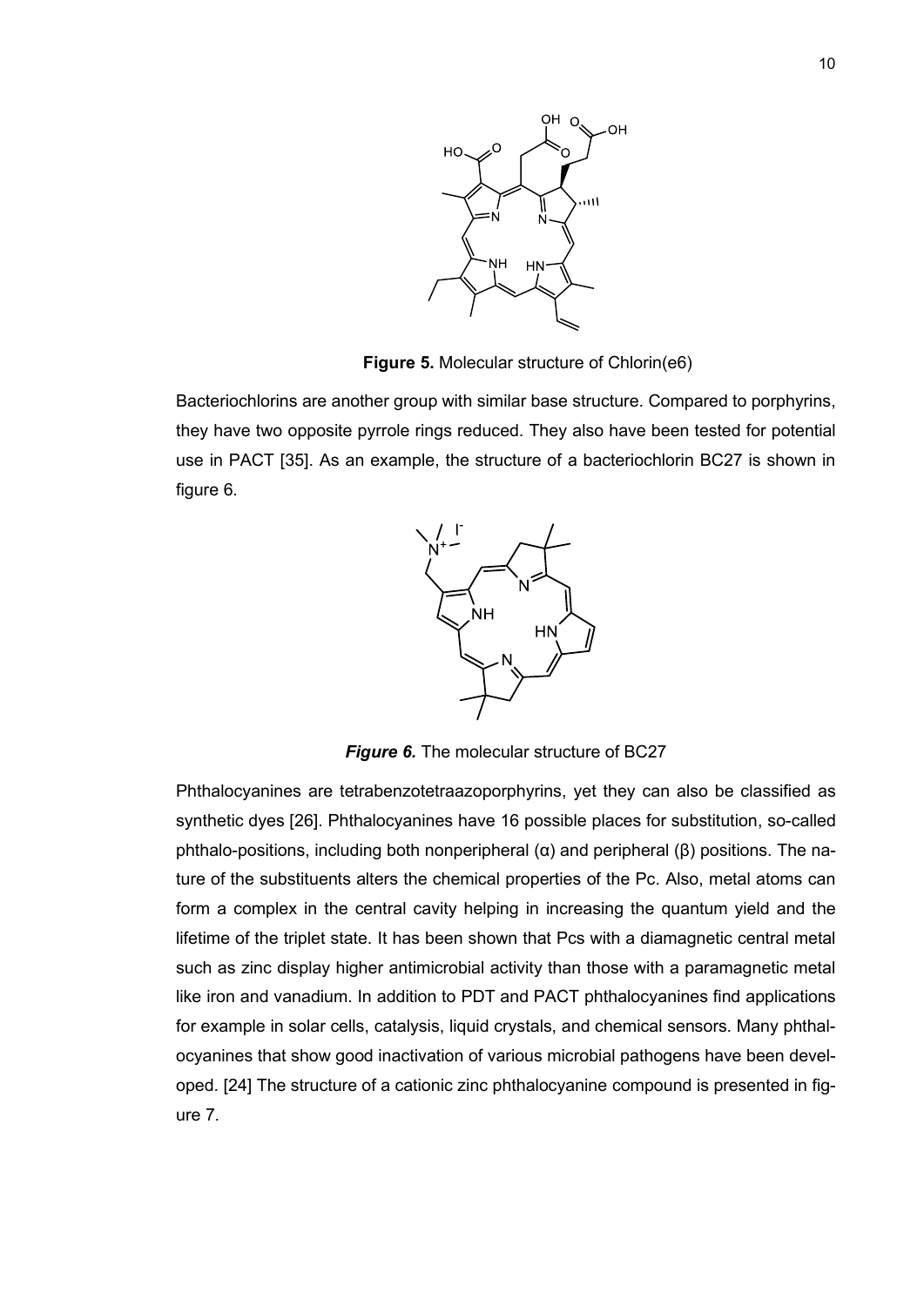**Figure 5.** Molecular structure of Chlorin(e6)

Bacteriochlorins are another group with similar base structure. Compared to porphyrins, they have two opposite pyrrole rings reduced. They also have been tested for potential use in PACT [35]. As an example, the structure of a bacteriochlorin BC27 is shown in figure 6.

***Figure 6.*** The molecular structure of BC27

Phthalocyanines are tetrabenzotetraazoporphyrins, yet they can also be classified as synthetic dyes [26]. Phthalocyanines have 16 possible places for substitution, so-called phthalo-positions, including both nonperipheral (α) and peripheral (β) positions. The nature of the substituents alters the chemical properties of the Pc. Also, metal atoms can form a complex in the central cavity helping in increasing the quantum yield and the lifetime of the triplet state. It has been shown that Pcs with a diamagnetic central metal such as zinc display higher antimicrobial activity than those with a paramagnetic metal like iron and vanadium. In addition to PDT and PACT phthalocyanines find applications for example in solar cells, catalysis, liquid crystals, and chemical sensors. Many phthalocyanines that show good inactivation of various microbial pathogens have been developed. [24] The structure of a cationic zinc phthalocyanine compound is presented in figure 7.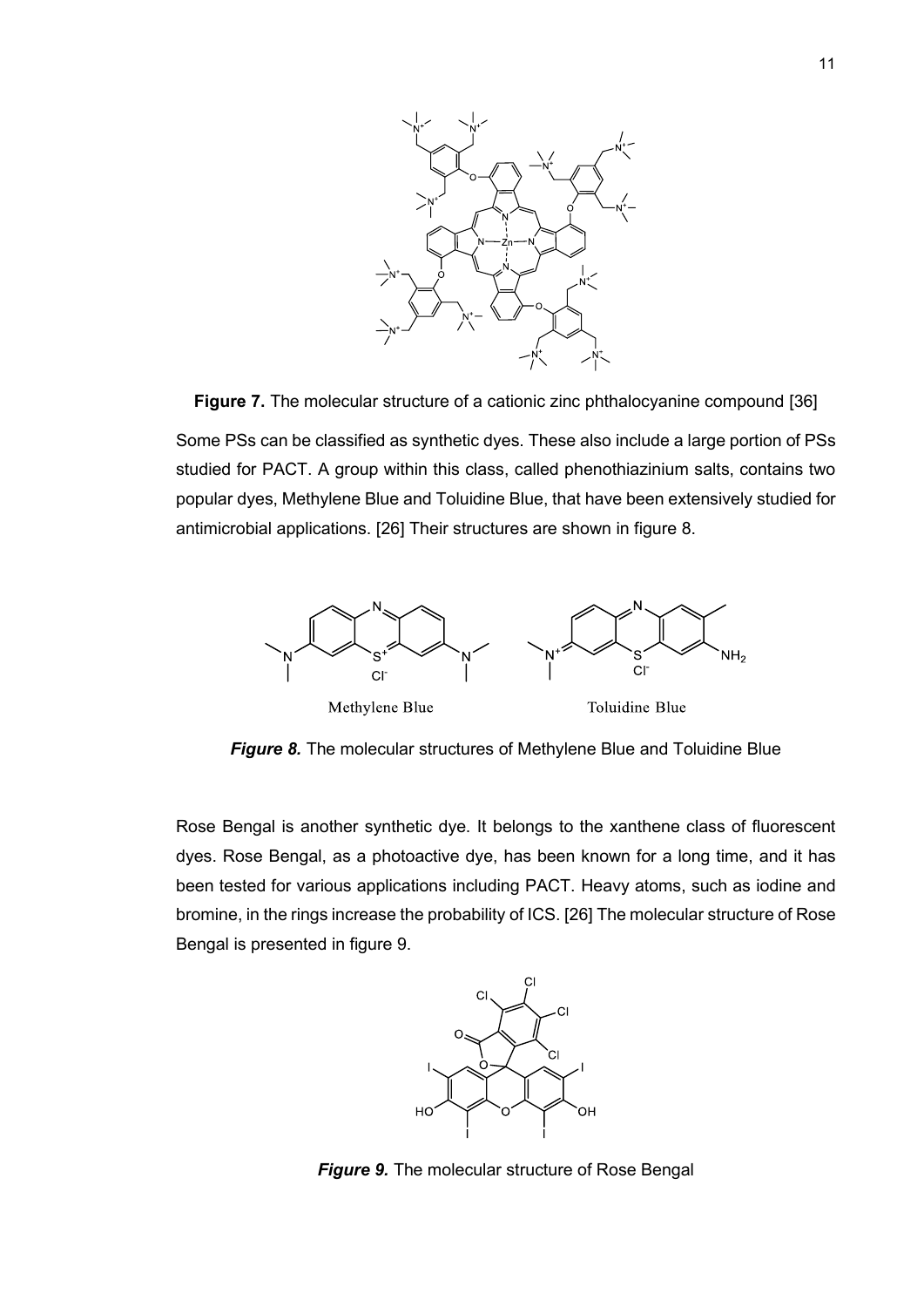**Figure 7.** The molecular structure of a cationic zinc phthalocyanine compound [36]

Some PSs can be classified as synthetic dyes. These also include a large portion of PSs studied for PACT. A group within this class, called phenothiazinium salts, contains two popular dyes, Methylene Blue and Toluidine Blue, that have been extensively studied for antimicrobial applications. [26] Their structures are shown in figure 8.

***Figure 8.*** The molecular structures of Methylene Blue and Toluidine Blue

Rose Bengal is another synthetic dye. It belongs to the xanthene class of fluorescent dyes. Rose Bengal, as a photoactive dye, has been known for a long time, and it has been tested for various applications including PACT. Heavy atoms, such as iodine and bromine, in the rings increase the probability of ICS. [26] The molecular structure of Rose Bengal is presented in figure 9.

***Figure 9.*** The molecular structure of Rose Bengal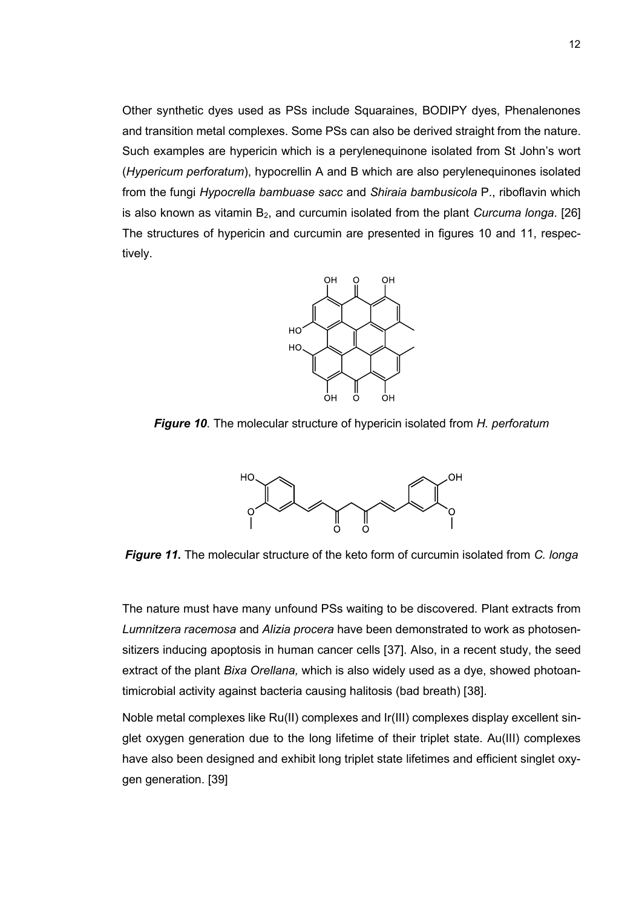Other synthetic dyes used as PSs include Squaraines, BODIPY dyes, Phenalenones and transition metal complexes. Some PSs can also be derived straight from the nature. Such examples are hypericin which is a perylenequinone isolated from St John's wort (*Hypericum perforatum*), hypocrellin A and B which are also perylenequinones isolated from the fungi *Hypocrella bambuase sacc* and *Shiraia bambusicola* P., riboflavin which is also known as vitamin $B_2$, and curcumin isolated from the plant *Curcuma longa*. [26] The structures of hypericin and curcumin are presented in figures 10 and 11, respectively.

***Figure 10***. The molecular structure of hypericin isolated from *H. perforatum*

***Figure 11.*** The molecular structure of the keto form of curcumin isolated from *C. longa*

The nature must have many unfound PSs waiting to be discovered. Plant extracts from *Lumnitzera racemosa* and *Alizia procera* have been demonstrated to work as photosensitizers inducing apoptosis in human cancer cells [37]. Also, in a recent study, the seed extract of the plant *Bixa Orellana,* which is also widely used as a dye, showed photoantimicrobial activity against bacteria causing halitosis (bad breath) [38].

Noble metal complexes like Ru(II) complexes and Ir(III) complexes display excellent singlet oxygen generation due to the long lifetime of their triplet state. Au(III) complexes have also been designed and exhibit long triplet state lifetimes and efficient singlet oxygen generation. [39]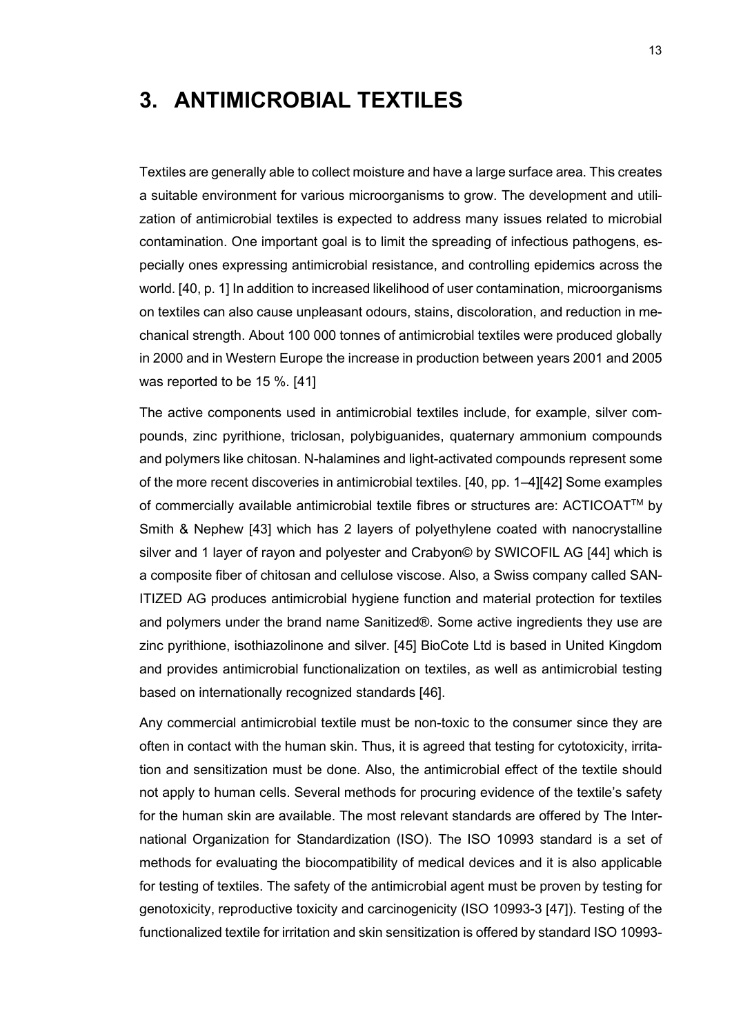# 3. ANTIMICROBIAL TEXTILES

Textiles are generally able to collect moisture and have a large surface area. This creates a suitable environment for various microorganisms to grow. The development and utilization of antimicrobial textiles is expected to address many issues related to microbial contamination. One important goal is to limit the spreading of infectious pathogens, especially ones expressing antimicrobial resistance, and controlling epidemics across the world. [40, p. 1] In addition to increased likelihood of user contamination, microorganisms on textiles can also cause unpleasant odours, stains, discoloration, and reduction in mechanical strength. About 100 000 tonnes of antimicrobial textiles were produced globally in 2000 and in Western Europe the increase in production between years 2001 and 2005 was reported to be 15 %. [41]

The active components used in antimicrobial textiles include, for example, silver compounds, zinc pyrithione, triclosan, polybiguanides, quaternary ammonium compounds and polymers like chitosan. N-halamines and light-activated compounds represent some of the more recent discoveries in antimicrobial textiles. [40, pp. 1–4][42] Some examples of commercially available antimicrobial textile fibres or structures are: ACTICOAT™ by Smith & Nephew [43] which has 2 layers of polyethylene coated with nanocrystalline silver and 1 layer of rayon and polyester and Crabyon© by SWICOFIL AG [44] which is a composite fiber of chitosan and cellulose viscose. Also, a Swiss company called SANITIZED AG produces antimicrobial hygiene function and material protection for textiles and polymers under the brand name Sanitized®. Some active ingredients they use are zinc pyrithione, isothiazolinone and silver. [45] BioCote Ltd is based in United Kingdom and provides antimicrobial functionalization on textiles, as well as antimicrobial testing based on internationally recognized standards [46].

Any commercial antimicrobial textile must be non-toxic to the consumer since they are often in contact with the human skin. Thus, it is agreed that testing for cytotoxicity, irritation and sensitization must be done. Also, the antimicrobial effect of the textile should not apply to human cells. Several methods for procuring evidence of the textile's safety for the human skin are available. The most relevant standards are offered by The International Organization for Standardization (ISO). The ISO 10993 standard is a set of methods for evaluating the biocompatibility of medical devices and it is also applicable for testing of textiles. The safety of the antimicrobial agent must be proven by testing for genotoxicity, reproductive toxicity and carcinogenicity (ISO 10993-3 [47]). Testing of the functionalized textile for irritation and skin sensitization is offered by standard ISO 10993-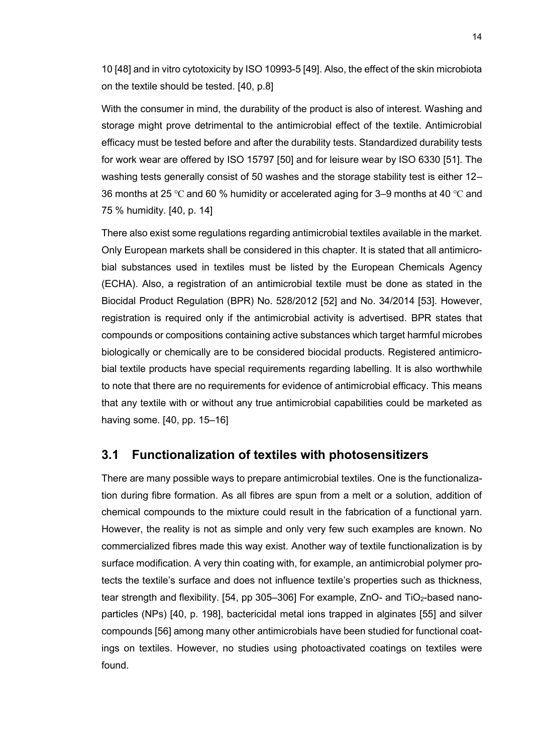10 [48] and in vitro cytotoxicity by ISO 10993-5 [49]. Also, the effect of the skin microbiota on the textile should be tested. [40, p.8]

With the consumer in mind, the durability of the product is also of interest. Washing and storage might prove detrimental to the antimicrobial effect of the textile. Antimicrobial efficacy must be tested before and after the durability tests. Standardized durability tests for work wear are offered by ISO 15797 [50] and for leisure wear by ISO 6330 [51]. The washing tests generally consist of 50 washes and the storage stability test is either 12–36 months at 25 ℃ and 60 % humidity or accelerated aging for 3–9 months at 40 ℃ and 75 % humidity. [40, p. 14]

There also exist some regulations regarding antimicrobial textiles available in the market. Only European markets shall be considered in this chapter. It is stated that all antimicrobial substances used in textiles must be listed by the European Chemicals Agency (ECHA). Also, a registration of an antimicrobial textile must be done as stated in the Biocidal Product Regulation (BPR) No. 528/2012 [52] and No. 34/2014 [53]. However, registration is required only if the antimicrobial activity is advertised. BPR states that compounds or compositions containing active substances which target harmful microbes biologically or chemically are to be considered biocidal products. Registered antimicrobial textile products have special requirements regarding labelling. It is also worthwhile to note that there are no requirements for evidence of antimicrobial efficacy. This means that any textile with or without any true antimicrobial capabilities could be marketed as having some. [40, pp. 15–16]

## 3.1 Functionalization of textiles with photosensitizers

There are many possible ways to prepare antimicrobial textiles. One is the functionalization during fibre formation. As all fibres are spun from a melt or a solution, addition of chemical compounds to the mixture could result in the fabrication of a functional yarn. However, the reality is not as simple and only very few such examples are known. No commercialized fibres made this way exist. Another way of textile functionalization is by surface modification. A very thin coating with, for example, an antimicrobial polymer protects the textile's surface and does not influence textile's properties such as thickness, tear strength and flexibility. [54, pp 305–306] For example, ZnO- and $TiO_2$-based nanoparticles (NPs) [40, p. 198], bactericidal metal ions trapped in alginates [55] and silver compounds [56] among many other antimicrobials have been studied for functional coatings on textiles. However, no studies using photoactivated coatings on textiles were found.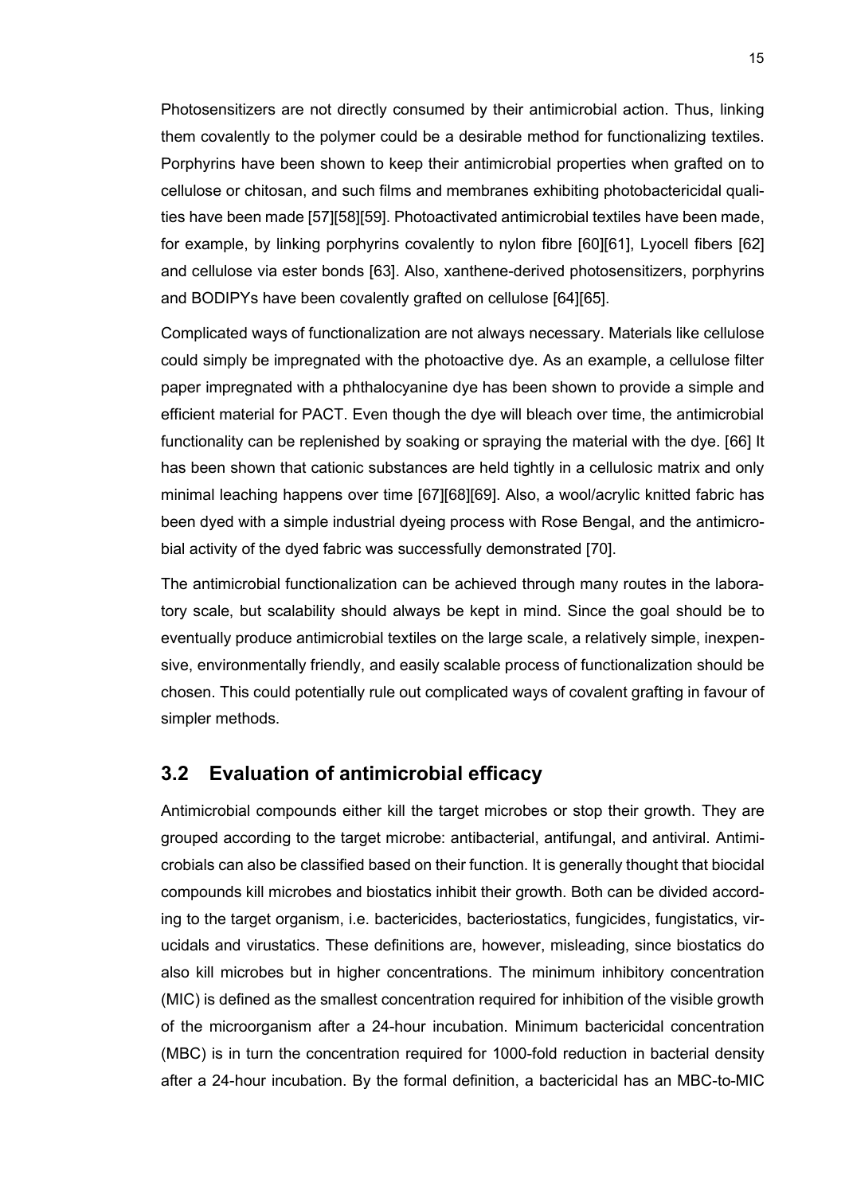Photosensitizers are not directly consumed by their antimicrobial action. Thus, linking them covalently to the polymer could be a desirable method for functionalizing textiles. Porphyrins have been shown to keep their antimicrobial properties when grafted on to cellulose or chitosan, and such films and membranes exhibiting photobactericidal qualities have been made [57][58][59]. Photoactivated antimicrobial textiles have been made, for example, by linking porphyrins covalently to nylon fibre [60][61], Lyocell fibers [62] and cellulose via ester bonds [63]. Also, xanthene-derived photosensitizers, porphyrins and BODIPYs have been covalently grafted on cellulose [64][65].

Complicated ways of functionalization are not always necessary. Materials like cellulose could simply be impregnated with the photoactive dye. As an example, a cellulose filter paper impregnated with a phthalocyanine dye has been shown to provide a simple and efficient material for PACT. Even though the dye will bleach over time, the antimicrobial functionality can be replenished by soaking or spraying the material with the dye. [66] It has been shown that cationic substances are held tightly in a cellulosic matrix and only minimal leaching happens over time [67][68][69]. Also, a wool/acrylic knitted fabric has been dyed with a simple industrial dyeing process with Rose Bengal, and the antimicrobial activity of the dyed fabric was successfully demonstrated [70].

The antimicrobial functionalization can be achieved through many routes in the laboratory scale, but scalability should always be kept in mind. Since the goal should be to eventually produce antimicrobial textiles on the large scale, a relatively simple, inexpensive, environmentally friendly, and easily scalable process of functionalization should be chosen. This could potentially rule out complicated ways of covalent grafting in favour of simpler methods.

## 3.2 Evaluation of antimicrobial efficacy

Antimicrobial compounds either kill the target microbes or stop their growth. They are grouped according to the target microbe: antibacterial, antifungal, and antiviral. Antimicrobials can also be classified based on their function. It is generally thought that biocidal compounds kill microbes and biostatics inhibit their growth. Both can be divided according to the target organism, i.e. bactericides, bacteriostatics, fungicides, fungistatics, virucidals and virustatics. These definitions are, however, misleading, since biostatics do also kill microbes but in higher concentrations. The minimum inhibitory concentration (MIC) is defined as the smallest concentration required for inhibition of the visible growth of the microorganism after a 24-hour incubation. Minimum bactericidal concentration (MBC) is in turn the concentration required for 1000-fold reduction in bacterial density after a 24-hour incubation. By the formal definition, a bactericidal has an MBC-to-MIC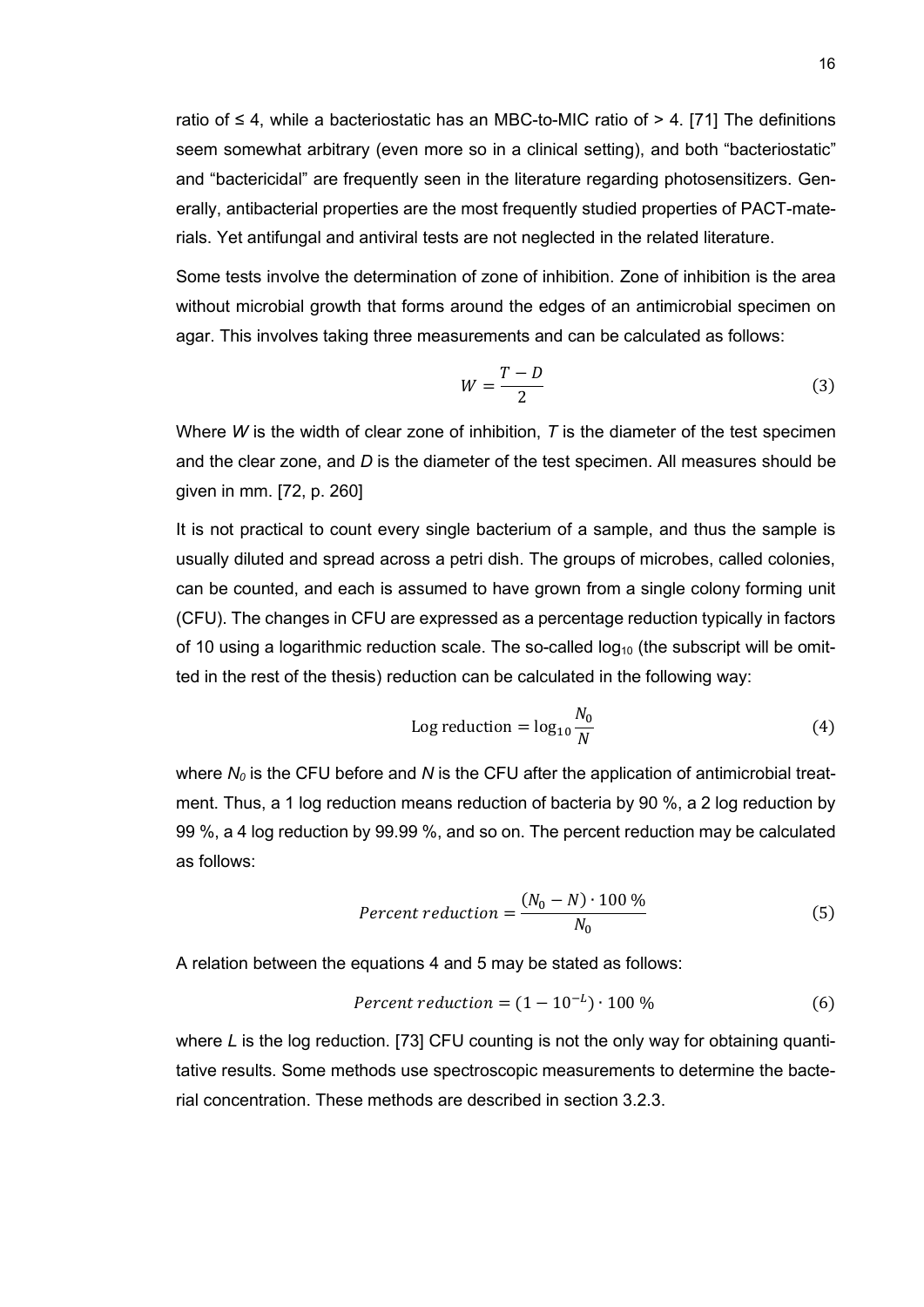ratio of ≤ 4, while a bacteriostatic has an MBC-to-MIC ratio of > 4. [71] The definitions seem somewhat arbitrary (even more so in a clinical setting), and both "bacteriostatic" and "bactericidal" are frequently seen in the literature regarding photosensitizers. Generally, antibacterial properties are the most frequently studied properties of PACT-materials. Yet antifungal and antiviral tests are not neglected in the related literature.

Some tests involve the determination of zone of inhibition. Zone of inhibition is the area without microbial growth that forms around the edges of an antimicrobial specimen on agar. This involves taking three measurements and can be calculated as follows:

$$W = \frac{T - D}{2} \tag{3}$$

Where $W$ is the width of clear zone of inhibition, $T$ is the diameter of the test specimen and the clear zone, and $D$ is the diameter of the test specimen. All measures should be given in mm. [72, p. 260]

It is not practical to count every single bacterium of a sample, and thus the sample is usually diluted and spread across a petri dish. The groups of microbes, called colonies, can be counted, and each is assumed to have grown from a single colony forming unit (CFU). The changes in CFU are expressed as a percentage reduction typically in factors of 10 using a logarithmic reduction scale. The so-called $\log_{10}$ (the subscript will be omitted in the rest of the thesis) reduction can be calculated in the following way:

$$\text{Log reduction} = \log_{10} \frac{N_0}{N} \tag{4}$$

where $N_0$ is the CFU before and $N$ is the CFU after the application of antimicrobial treatment. Thus, a 1 log reduction means reduction of bacteria by 90 %, a 2 log reduction by 99 %, a 4 log reduction by 99.99 %, and so on. The percent reduction may be calculated as follows:

$$Percent\ reduction = \frac{(N_0 - N) \cdot 100\ \%}{N_0} \tag{5}$$

A relation between the equations 4 and 5 may be stated as follows:

$$Percent\ reduction = (1 - 10^{-L}) \cdot 100\ \% \tag{6}$$

where $L$ is the log reduction. [73] CFU counting is not the only way for obtaining quantitative results. Some methods use spectroscopic measurements to determine the bacterial concentration. These methods are described in section 3.2.3.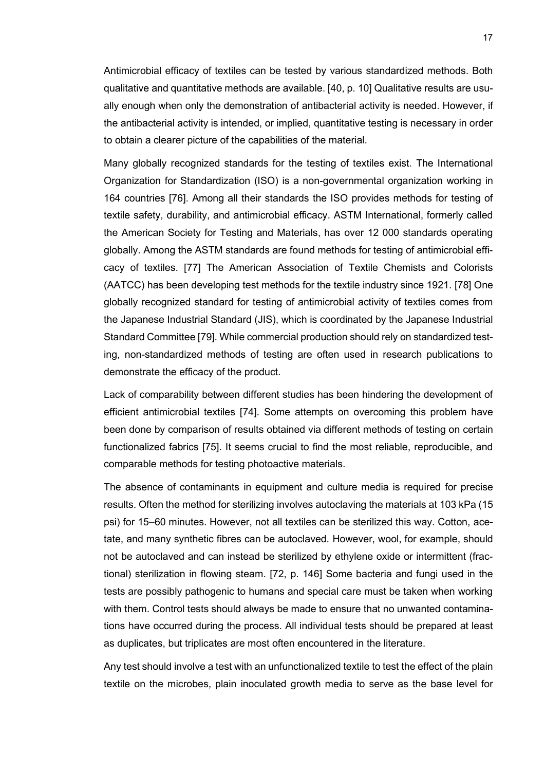Antimicrobial efficacy of textiles can be tested by various standardized methods. Both qualitative and quantitative methods are available. [40, p. 10] Qualitative results are usually enough when only the demonstration of antibacterial activity is needed. However, if the antibacterial activity is intended, or implied, quantitative testing is necessary in order to obtain a clearer picture of the capabilities of the material.

Many globally recognized standards for the testing of textiles exist. The International Organization for Standardization (ISO) is a non-governmental organization working in 164 countries [76]. Among all their standards the ISO provides methods for testing of textile safety, durability, and antimicrobial efficacy. ASTM International, formerly called the American Society for Testing and Materials, has over 12 000 standards operating globally. Among the ASTM standards are found methods for testing of antimicrobial efficacy of textiles. [77] The American Association of Textile Chemists and Colorists (AATCC) has been developing test methods for the textile industry since 1921. [78] One globally recognized standard for testing of antimicrobial activity of textiles comes from the Japanese Industrial Standard (JIS), which is coordinated by the Japanese Industrial Standard Committee [79]. While commercial production should rely on standardized testing, non-standardized methods of testing are often used in research publications to demonstrate the efficacy of the product.

Lack of comparability between different studies has been hindering the development of efficient antimicrobial textiles [74]. Some attempts on overcoming this problem have been done by comparison of results obtained via different methods of testing on certain functionalized fabrics [75]. It seems crucial to find the most reliable, reproducible, and comparable methods for testing photoactive materials.

The absence of contaminants in equipment and culture media is required for precise results. Often the method for sterilizing involves autoclaving the materials at 103 kPa (15 psi) for 15–60 minutes. However, not all textiles can be sterilized this way. Cotton, acetate, and many synthetic fibres can be autoclaved. However, wool, for example, should not be autoclaved and can instead be sterilized by ethylene oxide or intermittent (fractional) sterilization in flowing steam. [72, p. 146] Some bacteria and fungi used in the tests are possibly pathogenic to humans and special care must be taken when working with them. Control tests should always be made to ensure that no unwanted contaminations have occurred during the process. All individual tests should be prepared at least as duplicates, but triplicates are most often encountered in the literature.

Any test should involve a test with an unfunctionalized textile to test the effect of the plain textile on the microbes, plain inoculated growth media to serve as the base level for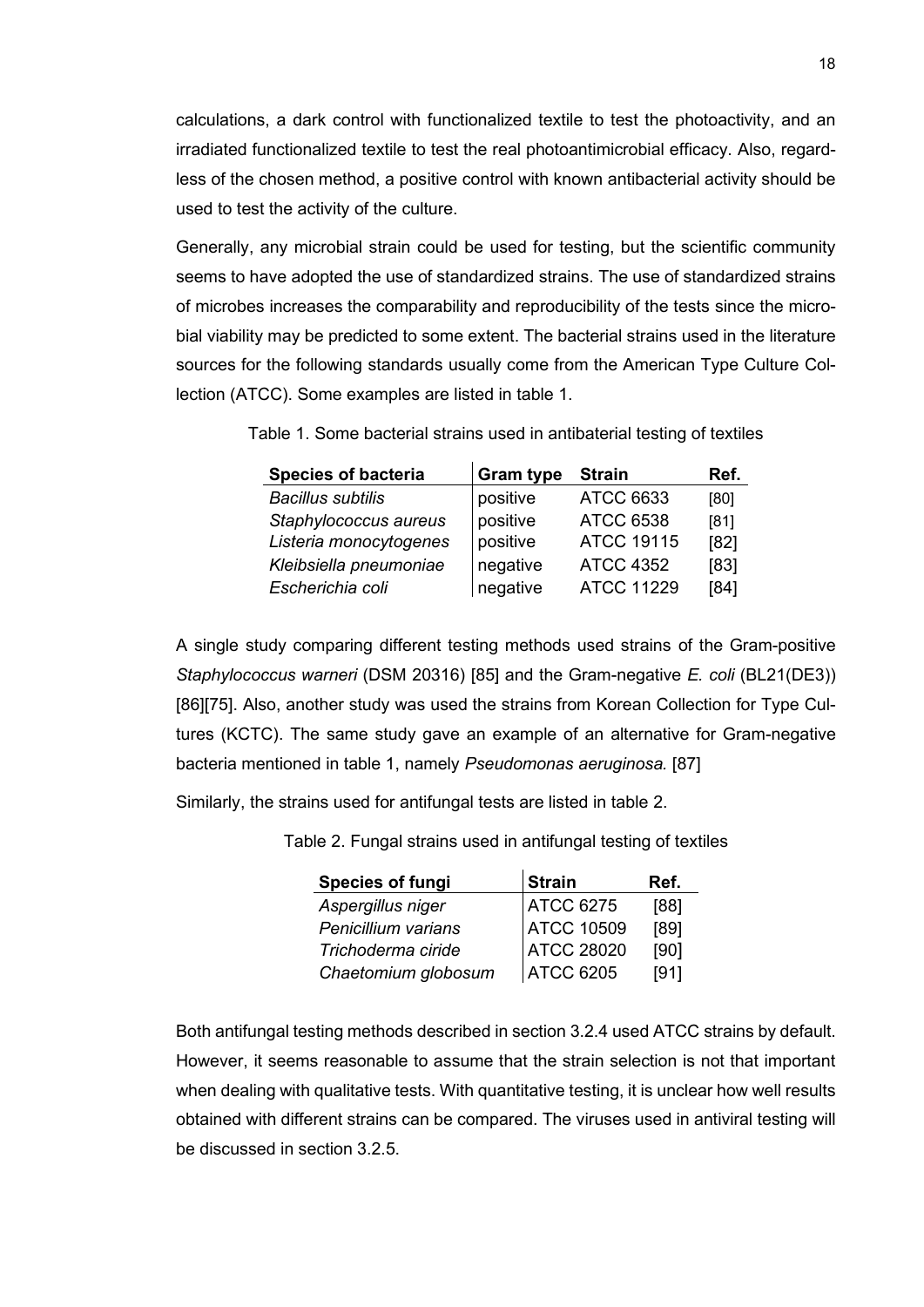calculations, a dark control with functionalized textile to test the photoactivity, and an irradiated functionalized textile to test the real photoantimicrobial efficacy. Also, regardless of the chosen method, a positive control with known antibacterial activity should be used to test the activity of the culture.

Generally, any microbial strain could be used for testing, but the scientific community seems to have adopted the use of standardized strains. The use of standardized strains of microbes increases the comparability and reproducibility of the tests since the microbial viability may be predicted to some extent. The bacterial strains used in the literature sources for the following standards usually come from the American Type Culture Collection (ATCC). Some examples are listed in table 1.

Table 1. Some bacterial strains used in antibaterial testing of textiles

| Species of bacteria | Gram type | Strain | Ref. |
|---|---|---|---|
| *Bacillus subtilis* | positive | ATCC 6633 | [80] |
| *Staphylococcus aureus* | positive | ATCC 6538 | [81] |
| *Listeria monocytogenes* | positive | ATCC 19115 | [82] |
| *Kleibsiella pneumoniae* | negative | ATCC 4352 | [83] |
| *Escherichia coli* | negative | ATCC 11229 | [84] |

A single study comparing different testing methods used strains of the Gram-positive *Staphylococcus warneri* (DSM 20316) [85] and the Gram-negative *E. coli* (BL21(DE3)) [86][75]. Also, another study was used the strains from Korean Collection for Type Cultures (KCTC). The same study gave an example of an alternative for Gram-negative bacteria mentioned in table 1, namely *Pseudomonas aeruginosa.* [87]

Similarly, the strains used for antifungal tests are listed in table 2.

Table 2. Fungal strains used in antifungal testing of textiles

| Species of fungi | Strain | Ref. |
|---|---|---|
| *Aspergillus niger* | ATCC 6275 | [88] |
| *Penicillium varians* | ATCC 10509 | [89] |
| *Trichoderma ciride* | ATCC 28020 | [90] |
| *Chaetomium globosum* | ATCC 6205 | [91] |

Both antifungal testing methods described in section 3.2.4 used ATCC strains by default. However, it seems reasonable to assume that the strain selection is not that important when dealing with qualitative tests. With quantitative testing, it is unclear how well results obtained with different strains can be compared. The viruses used in antiviral testing will be discussed in section 3.2.5.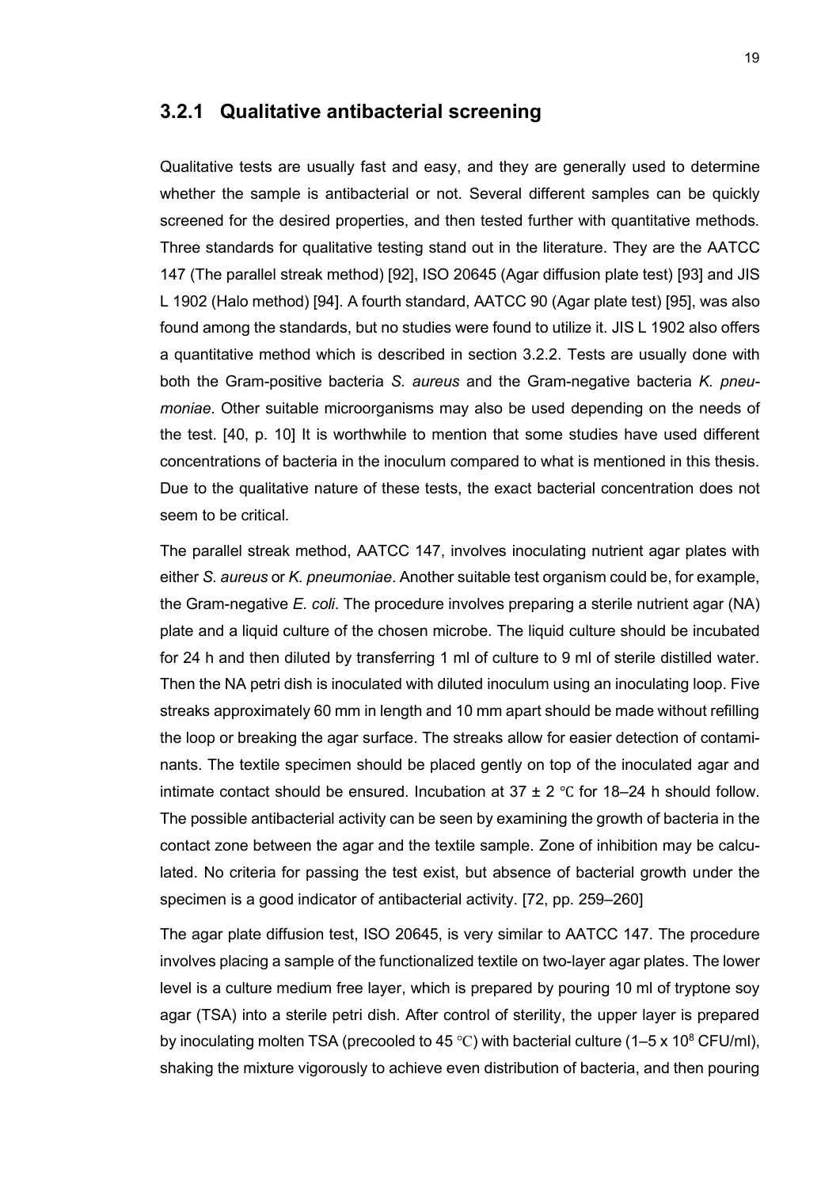### 3.2.1 Qualitative antibacterial screening

Qualitative tests are usually fast and easy, and they are generally used to determine whether the sample is antibacterial or not. Several different samples can be quickly screened for the desired properties, and then tested further with quantitative methods. Three standards for qualitative testing stand out in the literature. They are the AATCC 147 (The parallel streak method) [92], ISO 20645 (Agar diffusion plate test) [93] and JIS L 1902 (Halo method) [94]. A fourth standard, AATCC 90 (Agar plate test) [95], was also found among the standards, but no studies were found to utilize it. JIS L 1902 also offers a quantitative method which is described in section 3.2.2. Tests are usually done with both the Gram-positive bacteria *S. aureus* and the Gram-negative bacteria *K. pneumoniae*. Other suitable microorganisms may also be used depending on the needs of the test. [40, p. 10] It is worthwhile to mention that some studies have used different concentrations of bacteria in the inoculum compared to what is mentioned in this thesis. Due to the qualitative nature of these tests, the exact bacterial concentration does not seem to be critical.

The parallel streak method, AATCC 147, involves inoculating nutrient agar plates with either *S. aureus* or *K. pneumoniae*. Another suitable test organism could be, for example, the Gram-negative *E. coli*. The procedure involves preparing a sterile nutrient agar (NA) plate and a liquid culture of the chosen microbe. The liquid culture should be incubated for 24 h and then diluted by transferring 1 ml of culture to 9 ml of sterile distilled water. Then the NA petri dish is inoculated with diluted inoculum using an inoculating loop. Five streaks approximately 60 mm in length and 10 mm apart should be made without refilling the loop or breaking the agar surface. The streaks allow for easier detection of contaminants. The textile specimen should be placed gently on top of the inoculated agar and intimate contact should be ensured. Incubation at 37 ± 2 ℃ for 18–24 h should follow. The possible antibacterial activity can be seen by examining the growth of bacteria in the contact zone between the agar and the textile sample. Zone of inhibition may be calculated. No criteria for passing the test exist, but absence of bacterial growth under the specimen is a good indicator of antibacterial activity. [72, pp. 259–260]

The agar plate diffusion test, ISO 20645, is very similar to AATCC 147. The procedure involves placing a sample of the functionalized textile on two-layer agar plates. The lower level is a culture medium free layer, which is prepared by pouring 10 ml of tryptone soy agar (TSA) into a sterile petri dish. After control of sterility, the upper layer is prepared by inoculating molten TSA (precooled to 45 ℃) with bacterial culture (1–5 x $10^8$ CFU/ml), shaking the mixture vigorously to achieve even distribution of bacteria, and then pouring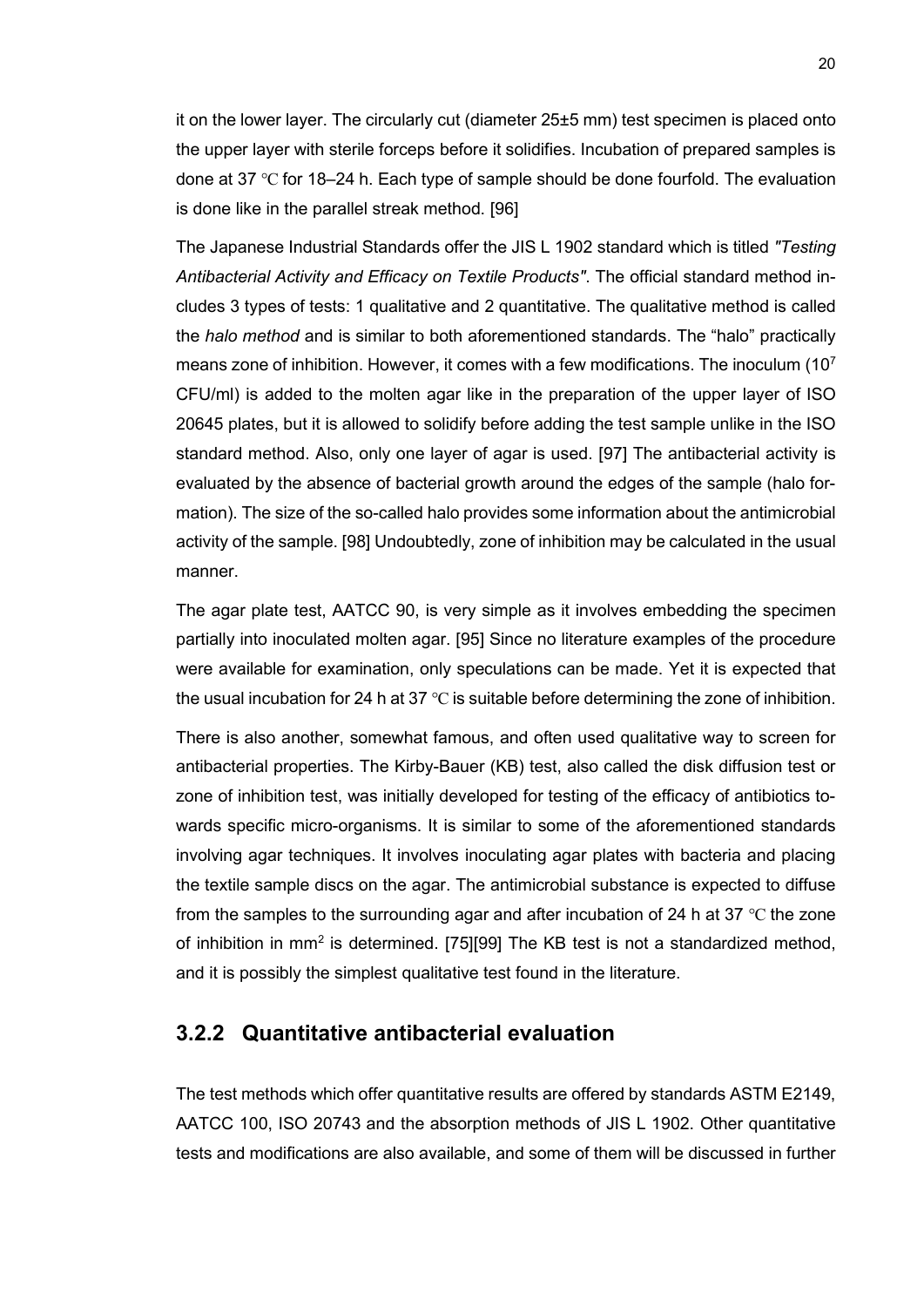it on the lower layer. The circularly cut (diameter 25±5 mm) test specimen is placed onto the upper layer with sterile forceps before it solidifies. Incubation of prepared samples is done at 37 ℃ for 18–24 h. Each type of sample should be done fourfold. The evaluation is done like in the parallel streak method. [96]

The Japanese Industrial Standards offer the JIS L 1902 standard which is titled *"Testing Antibacterial Activity and Efficacy on Textile Products"*. The official standard method includes 3 types of tests: 1 qualitative and 2 quantitative. The qualitative method is called the *halo method* and is similar to both aforementioned standards. The "halo" practically means zone of inhibition. However, it comes with a few modifications. The inoculum ($10^7$ CFU/ml) is added to the molten agar like in the preparation of the upper layer of ISO 20645 plates, but it is allowed to solidify before adding the test sample unlike in the ISO standard method. Also, only one layer of agar is used. [97] The antibacterial activity is evaluated by the absence of bacterial growth around the edges of the sample (halo formation). The size of the so-called halo provides some information about the antimicrobial activity of the sample. [98] Undoubtedly, zone of inhibition may be calculated in the usual manner.

The agar plate test, AATCC 90, is very simple as it involves embedding the specimen partially into inoculated molten agar. [95] Since no literature examples of the procedure were available for examination, only speculations can be made. Yet it is expected that the usual incubation for 24 h at 37 ℃ is suitable before determining the zone of inhibition.

There is also another, somewhat famous, and often used qualitative way to screen for antibacterial properties. The Kirby-Bauer (KB) test, also called the disk diffusion test or zone of inhibition test, was initially developed for testing of the efficacy of antibiotics towards specific micro-organisms. It is similar to some of the aforementioned standards involving agar techniques. It involves inoculating agar plates with bacteria and placing the textile sample discs on the agar. The antimicrobial substance is expected to diffuse from the samples to the surrounding agar and after incubation of 24 h at 37 ℃ the zone of inhibition in $mm^2$ is determined. [75][99] The KB test is not a standardized method, and it is possibly the simplest qualitative test found in the literature.

### 3.2.2 Quantitative antibacterial evaluation

The test methods which offer quantitative results are offered by standards ASTM E2149, AATCC 100, ISO 20743 and the absorption methods of JIS L 1902. Other quantitative tests and modifications are also available, and some of them will be discussed in further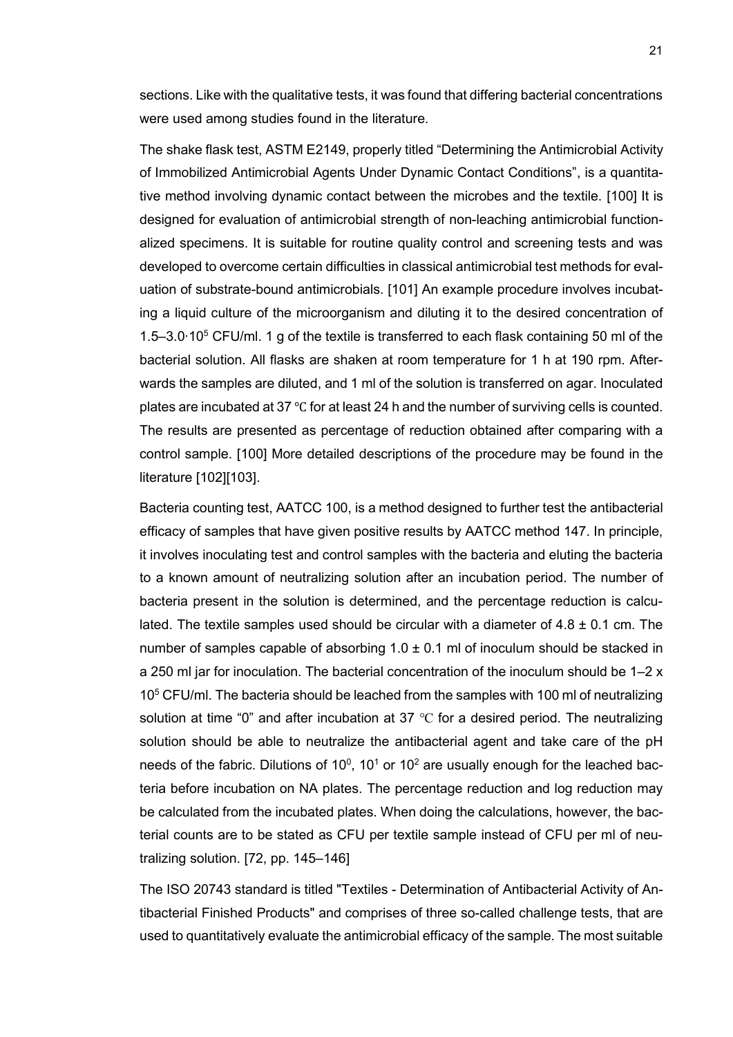sections. Like with the qualitative tests, it was found that differing bacterial concentrations were used among studies found in the literature.

The shake flask test, ASTM E2149, properly titled "Determining the Antimicrobial Activity of Immobilized Antimicrobial Agents Under Dynamic Contact Conditions", is a quantitative method involving dynamic contact between the microbes and the textile. [100] It is designed for evaluation of antimicrobial strength of non-leaching antimicrobial functionalized specimens. It is suitable for routine quality control and screening tests and was developed to overcome certain difficulties in classical antimicrobial test methods for evaluation of substrate-bound antimicrobials. [101] An example procedure involves incubating a liquid culture of the microorganism and diluting it to the desired concentration of 1.5–3.0·$10^5$ CFU/ml. 1 g of the textile is transferred to each flask containing 50 ml of the bacterial solution. All flasks are shaken at room temperature for 1 h at 190 rpm. Afterwards the samples are diluted, and 1 ml of the solution is transferred on agar. Inoculated plates are incubated at 37 °C for at least 24 h and the number of surviving cells is counted. The results are presented as percentage of reduction obtained after comparing with a control sample. [100] More detailed descriptions of the procedure may be found in the literature [102][103].

Bacteria counting test, AATCC 100, is a method designed to further test the antibacterial efficacy of samples that have given positive results by AATCC method 147. In principle, it involves inoculating test and control samples with the bacteria and eluting the bacteria to a known amount of neutralizing solution after an incubation period. The number of bacteria present in the solution is determined, and the percentage reduction is calculated. The textile samples used should be circular with a diameter of 4.8 ± 0.1 cm. The number of samples capable of absorbing 1.0 ± 0.1 ml of inoculum should be stacked in a 250 ml jar for inoculation. The bacterial concentration of the inoculum should be 1–2 x $10^5$ CFU/ml. The bacteria should be leached from the samples with 100 ml of neutralizing solution at time "0" and after incubation at 37 °C for a desired period. The neutralizing solution should be able to neutralize the antibacterial agent and take care of the pH needs of the fabric. Dilutions of $10^0$, $10^1$ or $10^2$ are usually enough for the leached bacteria before incubation on NA plates. The percentage reduction and log reduction may be calculated from the incubated plates. When doing the calculations, however, the bacterial counts are to be stated as CFU per textile sample instead of CFU per ml of neutralizing solution. [72, pp. 145–146]

The ISO 20743 standard is titled "Textiles - Determination of Antibacterial Activity of Antibacterial Finished Products" and comprises of three so-called challenge tests, that are used to quantitatively evaluate the antimicrobial efficacy of the sample. The most suitable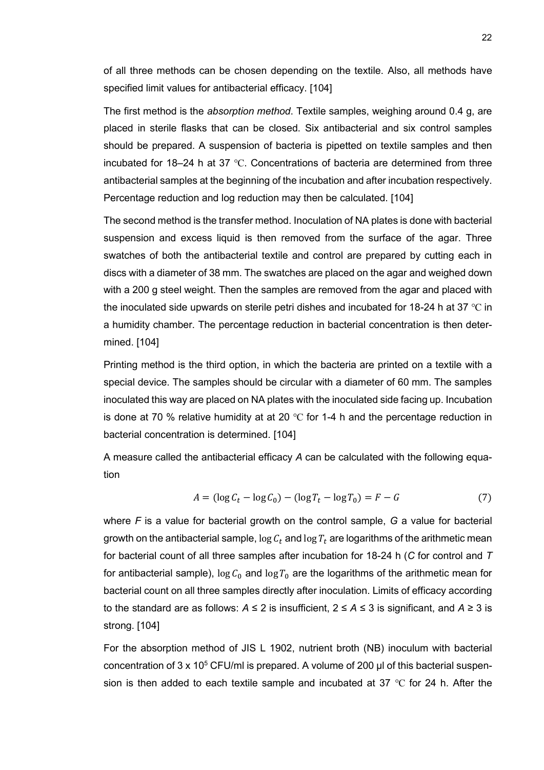of all three methods can be chosen depending on the textile. Also, all methods have specified limit values for antibacterial efficacy. [104]

The first method is the *absorption method*. Textile samples, weighing around 0.4 g, are placed in sterile flasks that can be closed. Six antibacterial and six control samples should be prepared. A suspension of bacteria is pipetted on textile samples and then incubated for 18–24 h at 37 ℃. Concentrations of bacteria are determined from three antibacterial samples at the beginning of the incubation and after incubation respectively. Percentage reduction and log reduction may then be calculated. [104]

The second method is the transfer method. Inoculation of NA plates is done with bacterial suspension and excess liquid is then removed from the surface of the agar. Three swatches of both the antibacterial textile and control are prepared by cutting each in discs with a diameter of 38 mm. The swatches are placed on the agar and weighed down with a 200 g steel weight. Then the samples are removed from the agar and placed with the inoculated side upwards on sterile petri dishes and incubated for 18-24 h at 37 ℃ in a humidity chamber. The percentage reduction in bacterial concentration is then determined. [104]

Printing method is the third option, in which the bacteria are printed on a textile with a special device. The samples should be circular with a diameter of 60 mm. The samples inoculated this way are placed on NA plates with the inoculated side facing up. Incubation is done at 70 % relative humidity at at 20 ℃ for 1-4 h and the percentage reduction in bacterial concentration is determined. [104]

A measure called the antibacterial efficacy *A* can be calculated with the following equation

$$A = (\log C_t - \log C_0) - (\log T_t - \log T_0) = F - G \tag{7}$$

where *F* is a value for bacterial growth on the control sample, *G* a value for bacterial growth on the antibacterial sample, $\log C_t$ and $\log T_t$ are logarithms of the arithmetic mean for bacterial count of all three samples after incubation for 18-24 h (*C* for control and *T* for antibacterial sample), $\log C_0$ and $\log T_0$ are the logarithms of the arithmetic mean for bacterial count on all three samples directly after inoculation. Limits of efficacy according to the standard are as follows: $A \leq 2$ is insufficient, $2 \leq A \leq 3$ is significant, and $A \geq 3$ is strong. [104]

For the absorption method of JIS L 1902, nutrient broth (NB) inoculum with bacterial concentration of $3 \times 10^5$ CFU/ml is prepared. A volume of 200 µl of this bacterial suspension is then added to each textile sample and incubated at 37 ℃ for 24 h. After the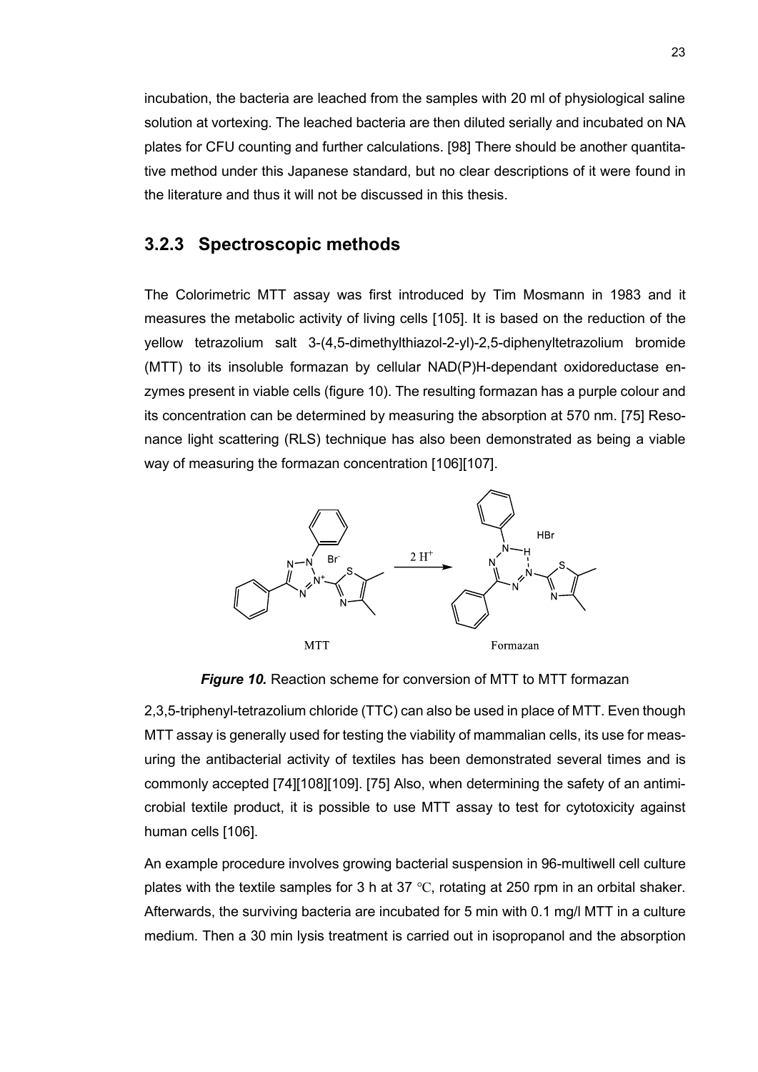incubation, the bacteria are leached from the samples with 20 ml of physiological saline solution at vortexing. The leached bacteria are then diluted serially and incubated on NA plates for CFU counting and further calculations. [98] There should be another quantitative method under this Japanese standard, but no clear descriptions of it were found in the literature and thus it will not be discussed in this thesis.

### 3.2.3 Spectroscopic methods

The Colorimetric MTT assay was first introduced by Tim Mosmann in 1983 and it measures the metabolic activity of living cells [105]. It is based on the reduction of the yellow tetrazolium salt 3-(4,5-dimethylthiazol-2-yl)-2,5-diphenyltetrazolium bromide (MTT) to its insoluble formazan by cellular NAD(P)H-dependant oxidoreductase enzymes present in viable cells (figure 10). The resulting formazan has a purple colour and its concentration can be determined by measuring the absorption at 570 nm. [75] Resonance light scattering (RLS) technique has also been demonstrated as being a viable way of measuring the formazan concentration [106][107].

***Figure 10.*** Reaction scheme for conversion of MTT to MTT formazan

2,3,5-triphenyl-tetrazolium chloride (TTC) can also be used in place of MTT. Even though MTT assay is generally used for testing the viability of mammalian cells, its use for measuring the antibacterial activity of textiles has been demonstrated several times and is commonly accepted [74][108][109]. [75] Also, when determining the safety of an antimicrobial textile product, it is possible to use MTT assay to test for cytotoxicity against human cells [106].

An example procedure involves growing bacterial suspension in 96-multiwell cell culture plates with the textile samples for 3 h at 37 ℃, rotating at 250 rpm in an orbital shaker. Afterwards, the surviving bacteria are incubated for 5 min with 0.1 mg/l MTT in a culture medium. Then a 30 min lysis treatment is carried out in isopropanol and the absorption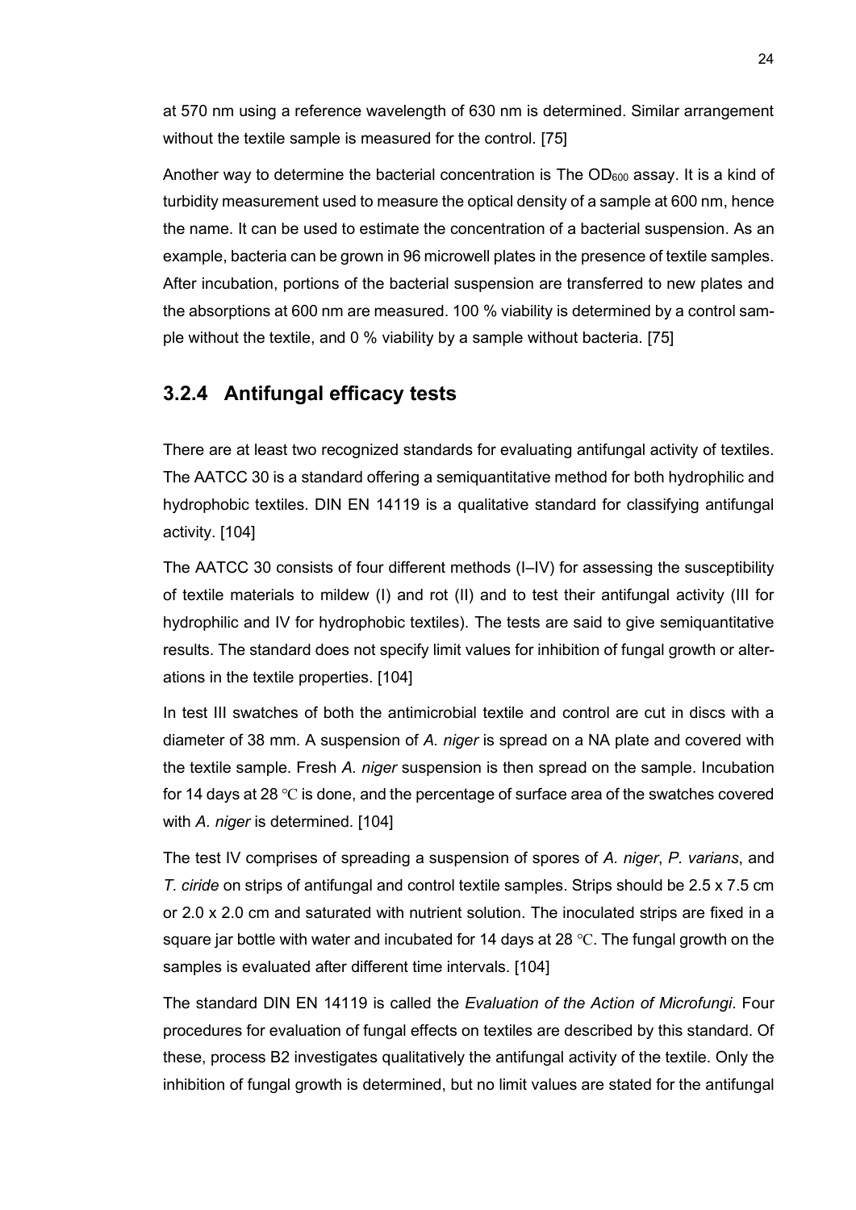at 570 nm using a reference wavelength of 630 nm is determined. Similar arrangement without the textile sample is measured for the control. [75]

Another way to determine the bacterial concentration is The $OD_{600}$ assay. It is a kind of turbidity measurement used to measure the optical density of a sample at 600 nm, hence the name. It can be used to estimate the concentration of a bacterial suspension. As an example, bacteria can be grown in 96 microwell plates in the presence of textile samples. After incubation, portions of the bacterial suspension are transferred to new plates and the absorptions at 600 nm are measured. 100 % viability is determined by a control sample without the textile, and 0 % viability by a sample without bacteria. [75]

### 3.2.4 Antifungal efficacy tests

There are at least two recognized standards for evaluating antifungal activity of textiles. The AATCC 30 is a standard offering a semiquantitative method for both hydrophilic and hydrophobic textiles. DIN EN 14119 is a qualitative standard for classifying antifungal activity. [104]

The AATCC 30 consists of four different methods (I–IV) for assessing the susceptibility of textile materials to mildew (I) and rot (II) and to test their antifungal activity (III for hydrophilic and IV for hydrophobic textiles). The tests are said to give semiquantitative results. The standard does not specify limit values for inhibition of fungal growth or alterations in the textile properties. [104]

In test III swatches of both the antimicrobial textile and control are cut in discs with a diameter of 38 mm. A suspension of *A. niger* is spread on a NA plate and covered with the textile sample. Fresh *A. niger* suspension is then spread on the sample. Incubation for 14 days at 28 ℃ is done, and the percentage of surface area of the swatches covered with *A. niger* is determined. [104]

The test IV comprises of spreading a suspension of spores of *A. niger*, *P. varians*, and *T. ciride* on strips of antifungal and control textile samples. Strips should be 2.5 x 7.5 cm or 2.0 x 2.0 cm and saturated with nutrient solution. The inoculated strips are fixed in a square jar bottle with water and incubated for 14 days at 28 ℃. The fungal growth on the samples is evaluated after different time intervals. [104]

The standard DIN EN 14119 is called the *Evaluation of the Action of Microfungi*. Four procedures for evaluation of fungal effects on textiles are described by this standard. Of these, process B2 investigates qualitatively the antifungal activity of the textile. Only the inhibition of fungal growth is determined, but no limit values are stated for the antifungal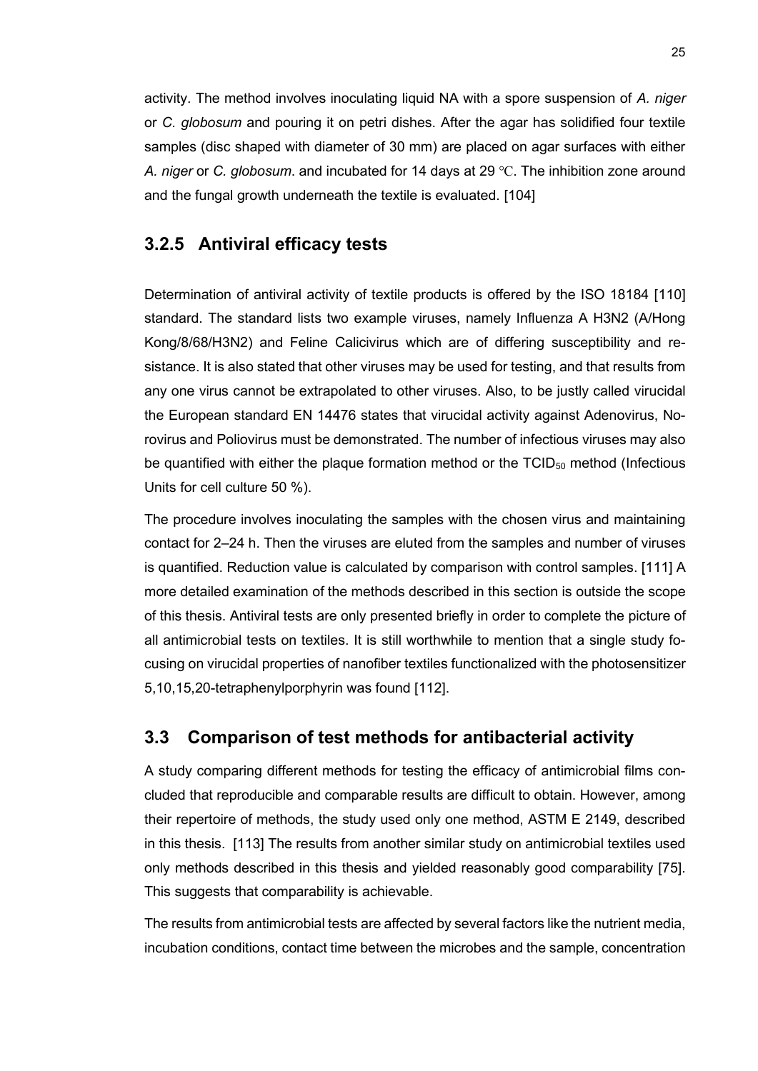activity. The method involves inoculating liquid NA with a spore suspension of *A. niger* or *C. globosum* and pouring it on petri dishes. After the agar has solidified four textile samples (disc shaped with diameter of 30 mm) are placed on agar surfaces with either *A. niger* or *C. globosum*. and incubated for 14 days at 29 ℃. The inhibition zone around and the fungal growth underneath the textile is evaluated. [104]

### 3.2.5 Antiviral efficacy tests

Determination of antiviral activity of textile products is offered by the ISO 18184 [110] standard. The standard lists two example viruses, namely Influenza A H3N2 (A/Hong Kong/8/68/H3N2) and Feline Calicivirus which are of differing susceptibility and resistance. It is also stated that other viruses may be used for testing, and that results from any one virus cannot be extrapolated to other viruses. Also, to be justly called virucidal the European standard EN 14476 states that virucidal activity against Adenovirus, Norovirus and Poliovirus must be demonstrated. The number of infectious viruses may also be quantified with either the plaque formation method or the $TCID_{50}$ method (Infectious Units for cell culture 50 %).

The procedure involves inoculating the samples with the chosen virus and maintaining contact for 2–24 h. Then the viruses are eluted from the samples and number of viruses is quantified. Reduction value is calculated by comparison with control samples. [111] A more detailed examination of the methods described in this section is outside the scope of this thesis. Antiviral tests are only presented briefly in order to complete the picture of all antimicrobial tests on textiles. It is still worthwhile to mention that a single study focusing on virucidal properties of nanofiber textiles functionalized with the photosensitizer 5,10,15,20-tetraphenylporphyrin was found [112].

## 3.3 Comparison of test methods for antibacterial activity

A study comparing different methods for testing the efficacy of antimicrobial films concluded that reproducible and comparable results are difficult to obtain. However, among their repertoire of methods, the study used only one method, ASTM E 2149, described in this thesis. [113] The results from another similar study on antimicrobial textiles used only methods described in this thesis and yielded reasonably good comparability [75]. This suggests that comparability is achievable.

The results from antimicrobial tests are affected by several factors like the nutrient media, incubation conditions, contact time between the microbes and the sample, concentration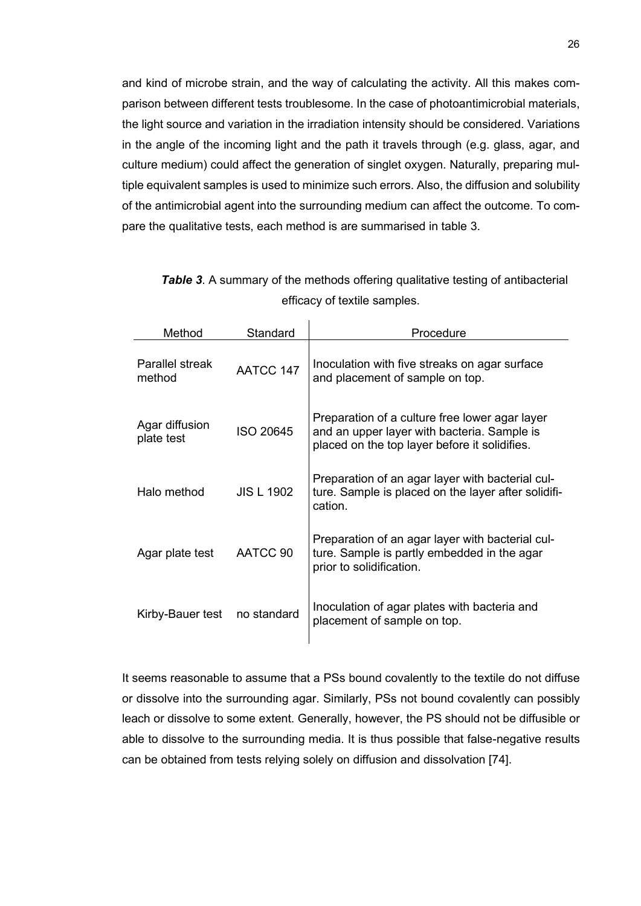and kind of microbe strain, and the way of calculating the activity. All this makes comparison between different tests troublesome. In the case of photoantimicrobial materials, the light source and variation in the irradiation intensity should be considered. Variations in the angle of the incoming light and the path it travels through (e.g. glass, agar, and culture medium) could affect the generation of singlet oxygen. Naturally, preparing multiple equivalent samples is used to minimize such errors. Also, the diffusion and solubility of the antimicrobial agent into the surrounding medium can affect the outcome. To compare the qualitative tests, each method is are summarised in table 3.

***Table 3***. A summary of the methods offering qualitative testing of antibacterial efficacy of textile samples.

| Method | Standard | Procedure |
|---|---|---|
| Parallel streak method | AATCC 147 | Inoculation with five streaks on agar surface and placement of sample on top. |
| Agar diffusion plate test | ISO 20645 | Preparation of a culture free lower agar layer and an upper layer with bacteria. Sample is placed on the top layer before it solidifies. |
| Halo method | JIS L 1902 | Preparation of an agar layer with bacterial culture. Sample is placed on the layer after solidification. |
| Agar plate test | AATCC 90 | Preparation of an agar layer with bacterial culture. Sample is partly embedded in the agar prior to solidification. |
| Kirby-Bauer test | no standard | Inoculation of agar plates with bacteria and placement of sample on top. |

It seems reasonable to assume that a PSs bound covalently to the textile do not diffuse or dissolve into the surrounding agar. Similarly, PSs not bound covalently can possibly leach or dissolve to some extent. Generally, however, the PS should not be diffusible or able to dissolve to the surrounding media. It is thus possible that false-negative results can be obtained from tests relying solely on diffusion and dissolvation [74].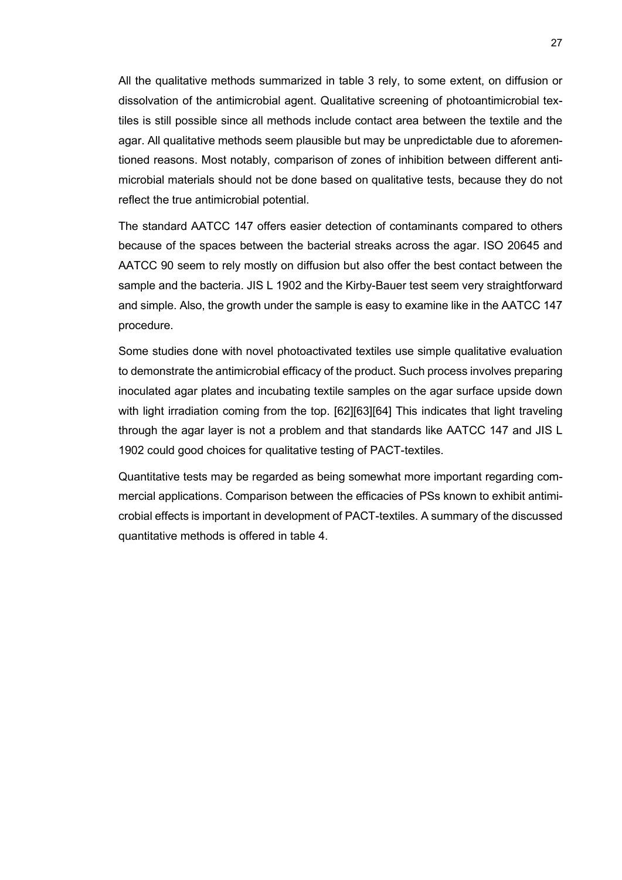All the qualitative methods summarized in table 3 rely, to some extent, on diffusion or dissolvation of the antimicrobial agent. Qualitative screening of photoantimicrobial textiles is still possible since all methods include contact area between the textile and the agar. All qualitative methods seem plausible but may be unpredictable due to aforementioned reasons. Most notably, comparison of zones of inhibition between different antimicrobial materials should not be done based on qualitative tests, because they do not reflect the true antimicrobial potential.

The standard AATCC 147 offers easier detection of contaminants compared to others because of the spaces between the bacterial streaks across the agar. ISO 20645 and AATCC 90 seem to rely mostly on diffusion but also offer the best contact between the sample and the bacteria. JIS L 1902 and the Kirby-Bauer test seem very straightforward and simple. Also, the growth under the sample is easy to examine like in the AATCC 147 procedure.

Some studies done with novel photoactivated textiles use simple qualitative evaluation to demonstrate the antimicrobial efficacy of the product. Such process involves preparing inoculated agar plates and incubating textile samples on the agar surface upside down with light irradiation coming from the top. [62][63][64] This indicates that light traveling through the agar layer is not a problem and that standards like AATCC 147 and JIS L 1902 could good choices for qualitative testing of PACT-textiles.

Quantitative tests may be regarded as being somewhat more important regarding commercial applications. Comparison between the efficacies of PSs known to exhibit antimicrobial effects is important in development of PACT-textiles. A summary of the discussed quantitative methods is offered in table 4.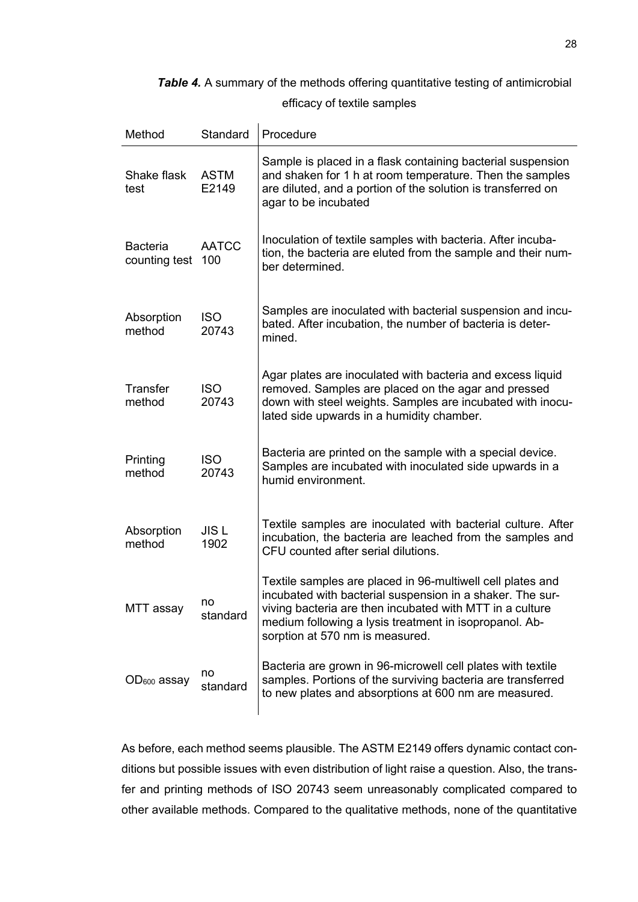***Table 4.*** A summary of the methods offering quantitative testing of antimicrobial efficacy of textile samples

| Method | Standard | Procedure |
|---|---|---|
| Shake flask test | ASTM E2149 | Sample is placed in a flask containing bacterial suspension and shaken for 1 h at room temperature. Then the samples are diluted, and a portion of the solution is transferred on agar to be incubated |
| Bacteria counting test | AATCC 100 | Inoculation of textile samples with bacteria. After incubation, the bacteria are eluted from the sample and their number determined. |
| Absorption method | ISO 20743 | Samples are inoculated with bacterial suspension and incubated. After incubation, the number of bacteria is determined. |
| Transfer method | ISO 20743 | Agar plates are inoculated with bacteria and excess liquid removed. Samples are placed on the agar and pressed down with steel weights. Samples are incubated with inoculated side upwards in a humidity chamber. |
| Printing method | ISO 20743 | Bacteria are printed on the sample with a special device. Samples are incubated with inoculated side upwards in a humid environment. |
| Absorption method | JIS L 1902 | Textile samples are inoculated with bacterial culture. After incubation, the bacteria are leached from the samples and CFU counted after serial dilutions. |
| MTT assay | no standard | Textile samples are placed in 96-multiwell cell plates and incubated with bacterial suspension in a shaker. The surviving bacteria are then incubated with MTT in a culture medium following a lysis treatment in isopropanol. Absorption at 570 nm is measured. |
| $OD_{600}$ assay | no standard | Bacteria are grown in 96-microwell cell plates with textile samples. Portions of the surviving bacteria are transferred to new plates and absorptions at 600 nm are measured. |

As before, each method seems plausible. The ASTM E2149 offers dynamic contact conditions but possible issues with even distribution of light raise a question. Also, the transfer and printing methods of ISO 20743 seem unreasonably complicated compared to other available methods. Compared to the qualitative methods, none of the quantitative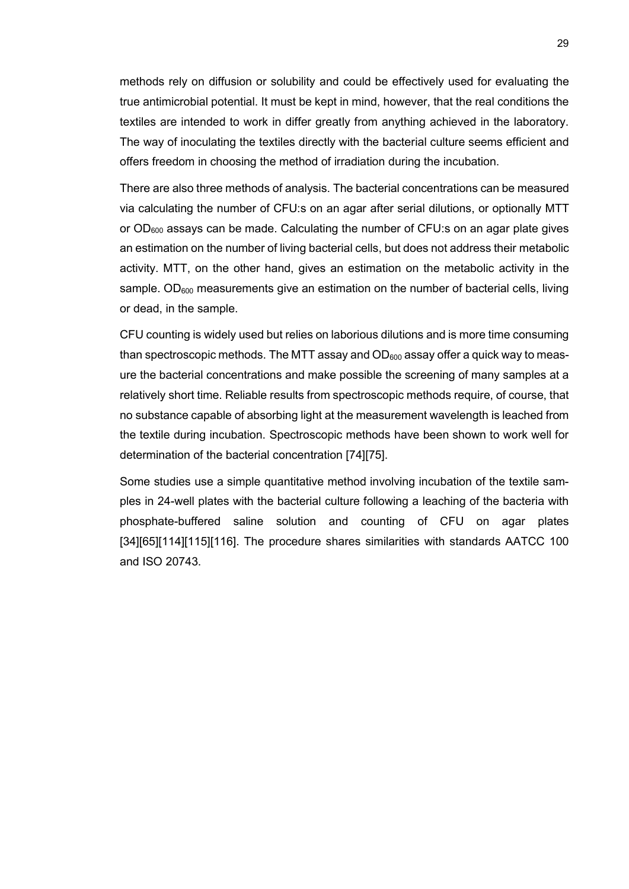methods rely on diffusion or solubility and could be effectively used for evaluating the true antimicrobial potential. It must be kept in mind, however, that the real conditions the textiles are intended to work in differ greatly from anything achieved in the laboratory. The way of inoculating the textiles directly with the bacterial culture seems efficient and offers freedom in choosing the method of irradiation during the incubation.

There are also three methods of analysis. The bacterial concentrations can be measured via calculating the number of CFU:s on an agar after serial dilutions, or optionally MTT or $OD_{600}$ assays can be made. Calculating the number of CFU:s on an agar plate gives an estimation on the number of living bacterial cells, but does not address their metabolic activity. MTT, on the other hand, gives an estimation on the metabolic activity in the sample. $OD_{600}$ measurements give an estimation on the number of bacterial cells, living or dead, in the sample.

CFU counting is widely used but relies on laborious dilutions and is more time consuming than spectroscopic methods. The MTT assay and $OD_{600}$ assay offer a quick way to measure the bacterial concentrations and make possible the screening of many samples at a relatively short time. Reliable results from spectroscopic methods require, of course, that no substance capable of absorbing light at the measurement wavelength is leached from the textile during incubation. Spectroscopic methods have been shown to work well for determination of the bacterial concentration [74][75].

Some studies use a simple quantitative method involving incubation of the textile samples in 24-well plates with the bacterial culture following a leaching of the bacteria with phosphate-buffered saline solution and counting of CFU on agar plates [34][65][114][115][116]. The procedure shares similarities with standards AATCC 100 and ISO 20743.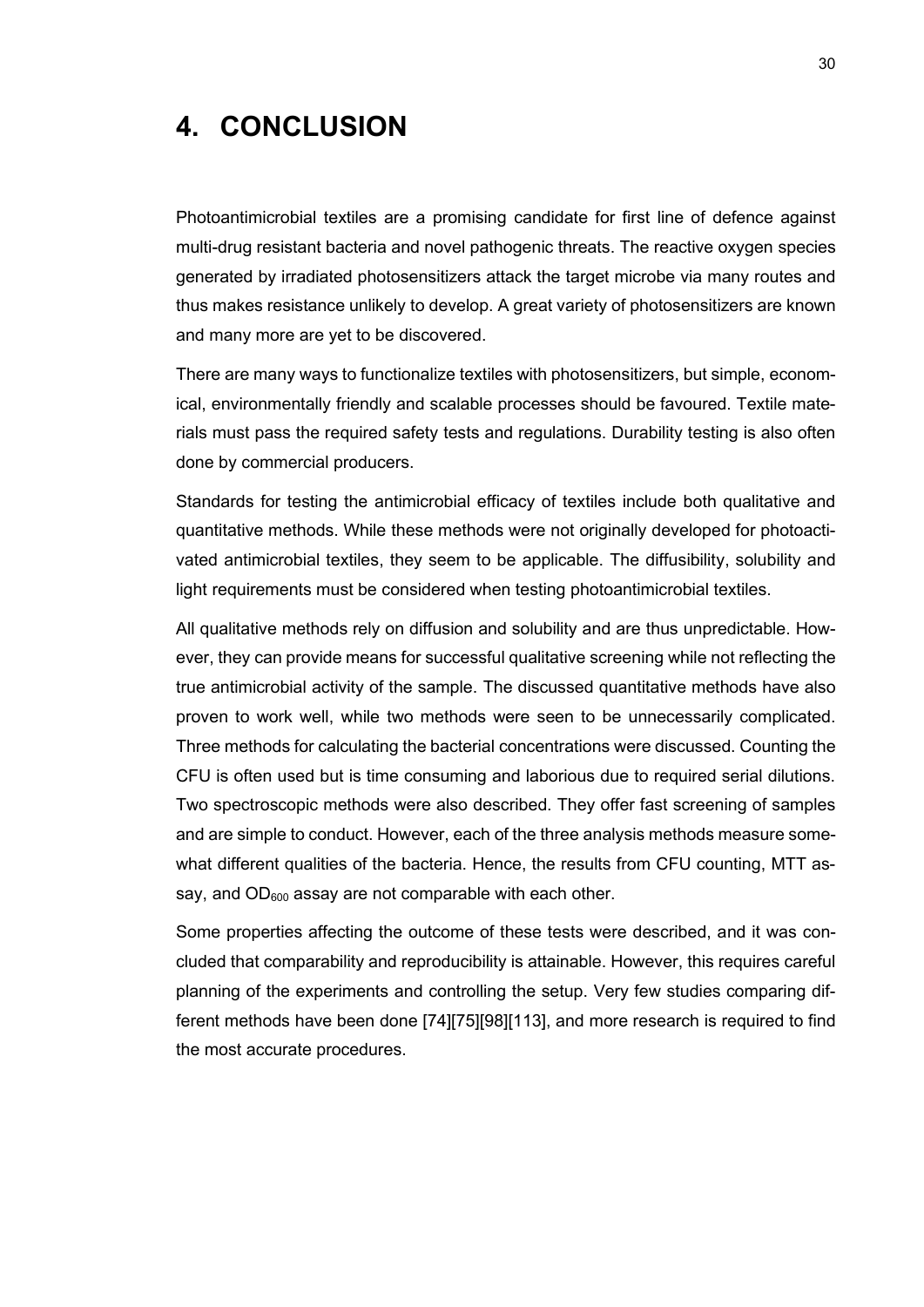# 4. CONCLUSION

Photoantimicrobial textiles are a promising candidate for first line of defence against multi-drug resistant bacteria and novel pathogenic threats. The reactive oxygen species generated by irradiated photosensitizers attack the target microbe via many routes and thus makes resistance unlikely to develop. A great variety of photosensitizers are known and many more are yet to be discovered.

There are many ways to functionalize textiles with photosensitizers, but simple, economical, environmentally friendly and scalable processes should be favoured. Textile materials must pass the required safety tests and regulations. Durability testing is also often done by commercial producers.

Standards for testing the antimicrobial efficacy of textiles include both qualitative and quantitative methods. While these methods were not originally developed for photoactivated antimicrobial textiles, they seem to be applicable. The diffusibility, solubility and light requirements must be considered when testing photoantimicrobial textiles.

All qualitative methods rely on diffusion and solubility and are thus unpredictable. However, they can provide means for successful qualitative screening while not reflecting the true antimicrobial activity of the sample. The discussed quantitative methods have also proven to work well, while two methods were seen to be unnecessarily complicated. Three methods for calculating the bacterial concentrations were discussed. Counting the CFU is often used but is time consuming and laborious due to required serial dilutions. Two spectroscopic methods were also described. They offer fast screening of samples and are simple to conduct. However, each of the three analysis methods measure somewhat different qualities of the bacteria. Hence, the results from CFU counting, MTT assay, and $OD_{600}$ assay are not comparable with each other.

Some properties affecting the outcome of these tests were described, and it was concluded that comparability and reproducibility is attainable. However, this requires careful planning of the experiments and controlling the setup. Very few studies comparing different methods have been done [74][75][98][113], and more research is required to find the most accurate procedures.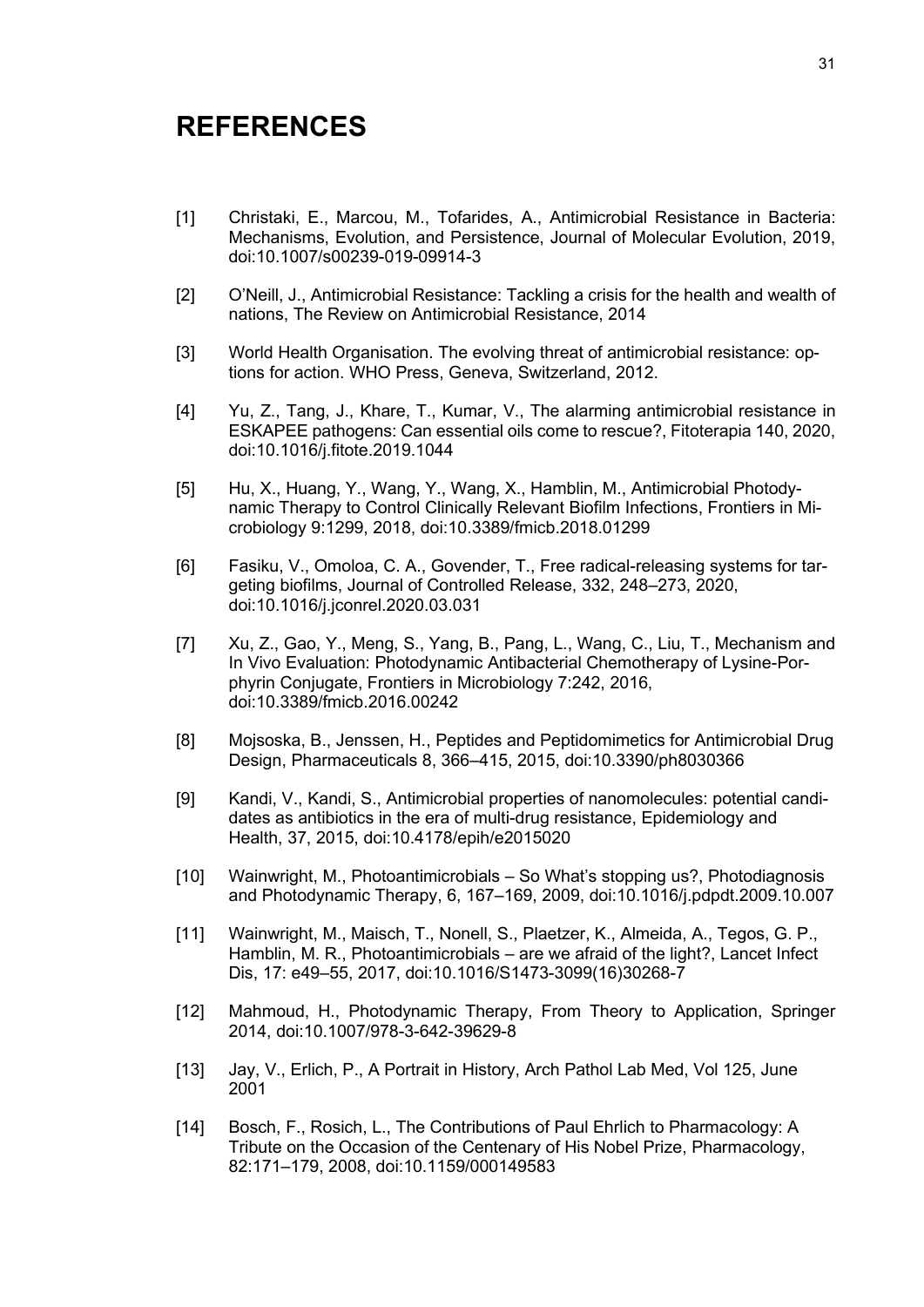# REFERENCES

[1] Christaki, E., Marcou, M., Tofarides, A., Antimicrobial Resistance in Bacteria: Mechanisms, Evolution, and Persistence, Journal of Molecular Evolution, 2019, doi:10.1007/s00239-019-09914-3

[2] O'Neill, J., Antimicrobial Resistance: Tackling a crisis for the health and wealth of nations, The Review on Antimicrobial Resistance, 2014

[3] World Health Organisation. The evolving threat of antimicrobial resistance: options for action. WHO Press, Geneva, Switzerland, 2012.

[4] Yu, Z., Tang, J., Khare, T., Kumar, V., The alarming antimicrobial resistance in ESKAPEE pathogens: Can essential oils come to rescue?, Fitoterapia 140, 2020, doi:10.1016/j.fitote.2019.1044

[5] Hu, X., Huang, Y., Wang, Y., Wang, X., Hamblin, M., Antimicrobial Photodynamic Therapy to Control Clinically Relevant Biofilm Infections, Frontiers in Microbiology 9:1299, 2018, doi:10.3389/fmicb.2018.01299

[6] Fasiku, V., Omoloa, C. A., Govender, T., Free radical-releasing systems for targeting biofilms, Journal of Controlled Release, 332, 248–273, 2020, doi:10.1016/j.jconrel.2020.03.031

[7] Xu, Z., Gao, Y., Meng, S., Yang, B., Pang, L., Wang, C., Liu, T., Mechanism and In Vivo Evaluation: Photodynamic Antibacterial Chemotherapy of Lysine-Porphyrin Conjugate, Frontiers in Microbiology 7:242, 2016, doi:10.3389/fmicb.2016.00242

[8] Mojsoska, B., Jenssen, H., Peptides and Peptidomimetics for Antimicrobial Drug Design, Pharmaceuticals 8, 366–415, 2015, doi:10.3390/ph8030366

[9] Kandi, V., Kandi, S., Antimicrobial properties of nanomolecules: potential candidates as antibiotics in the era of multi-drug resistance, Epidemiology and Health, 37, 2015, doi:10.4178/epih/e2015020

[10] Wainwright, M., Photoantimicrobials – So What's stopping us?, Photodiagnosis and Photodynamic Therapy, 6, 167–169, 2009, doi:10.1016/j.pdpdt.2009.10.007

[11] Wainwright, M., Maisch, T., Nonell, S., Plaetzer, K., Almeida, A., Tegos, G. P., Hamblin, M. R., Photoantimicrobials – are we afraid of the light?, Lancet Infect Dis, 17: e49–55, 2017, doi:10.1016/S1473-3099(16)30268-7

[12] Mahmoud, H., Photodynamic Therapy, From Theory to Application, Springer 2014, doi:10.1007/978-3-642-39629-8

[13] Jay, V., Erlich, P., A Portrait in History, Arch Pathol Lab Med, Vol 125, June 2001

[14] Bosch, F., Rosich, L., The Contributions of Paul Ehrlich to Pharmacology: A Tribute on the Occasion of the Centenary of His Nobel Prize, Pharmacology, 82:171–179, 2008, doi:10.1159/000149583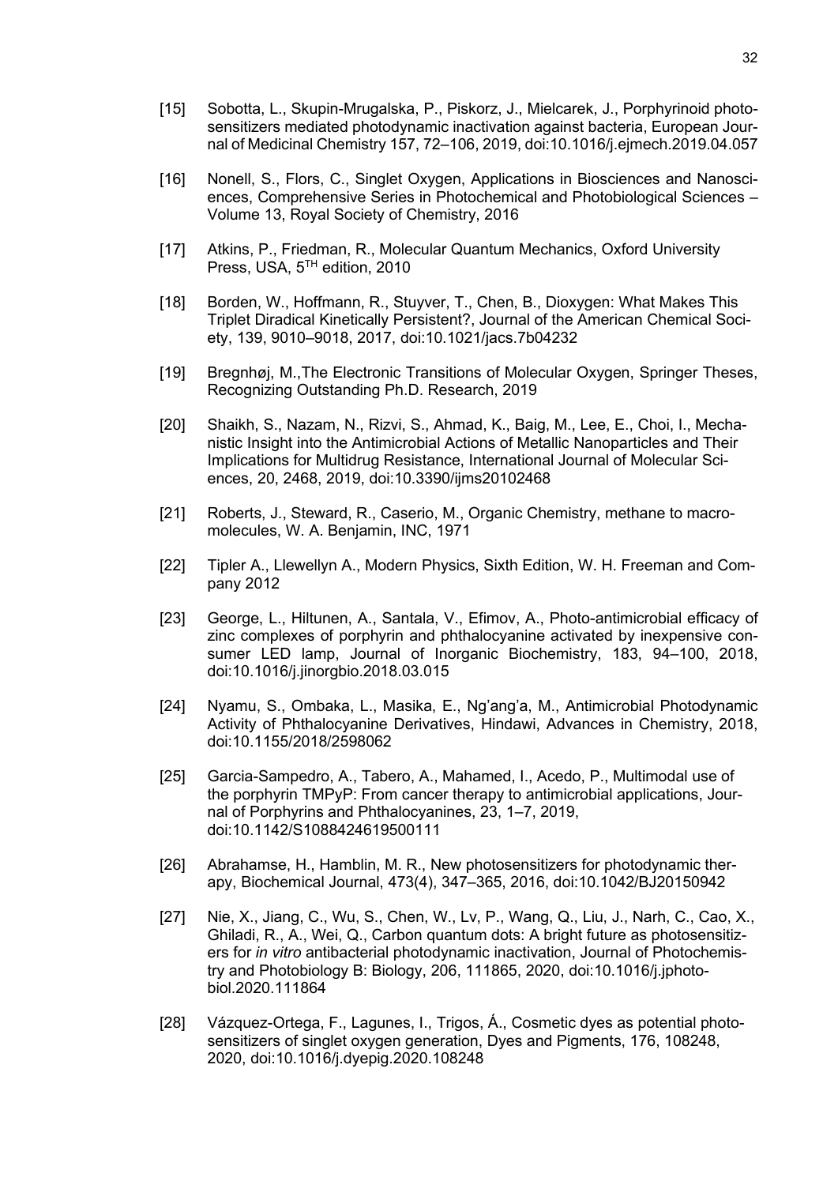[15] Sobotta, L., Skupin-Mrugalska, P., Piskorz, J., Mielcarek, J., Porphyrinoid photosensitizers mediated photodynamic inactivation against bacteria, European Journal of Medicinal Chemistry 157, 72–106, 2019, doi:10.1016/j.ejmech.2019.04.057

[16] Nonell, S., Flors, C., Singlet Oxygen, Applications in Biosciences and Nanosciences, Comprehensive Series in Photochemical and Photobiological Sciences – Volume 13, Royal Society of Chemistry, 2016

[17] Atkins, P., Friedman, R., Molecular Quantum Mechanics, Oxford University Press, USA, 5TH edition, 2010

[18] Borden, W., Hoffmann, R., Stuyver, T., Chen, B., Dioxygen: What Makes This Triplet Diradical Kinetically Persistent?, Journal of the American Chemical Society, 139, 9010–9018, 2017, doi:10.1021/jacs.7b04232

[19] Bregnhøj, M.,The Electronic Transitions of Molecular Oxygen, Springer Theses, Recognizing Outstanding Ph.D. Research, 2019

[20] Shaikh, S., Nazam, N., Rizvi, S., Ahmad, K., Baig, M., Lee, E., Choi, I., Mechanistic Insight into the Antimicrobial Actions of Metallic Nanoparticles and Their Implications for Multidrug Resistance, International Journal of Molecular Sciences, 20, 2468, 2019, doi:10.3390/ijms20102468

[21] Roberts, J., Steward, R., Caserio, M., Organic Chemistry, methane to macromolecules, W. A. Benjamin, INC, 1971

[22] Tipler A., Llewellyn A., Modern Physics, Sixth Edition, W. H. Freeman and Company 2012

[23] George, L., Hiltunen, A., Santala, V., Efimov, A., Photo-antimicrobial efficacy of zinc complexes of porphyrin and phthalocyanine activated by inexpensive consumer LED lamp, Journal of Inorganic Biochemistry, 183, 94–100, 2018, doi:10.1016/j.jinorgbio.2018.03.015

[24] Nyamu, S., Ombaka, L., Masika, E., Ng'ang'a, M., Antimicrobial Photodynamic Activity of Phthalocyanine Derivatives, Hindawi, Advances in Chemistry, 2018, doi:10.1155/2018/2598062

[25] Garcia-Sampedro, A., Tabero, A., Mahamed, I., Acedo, P., Multimodal use of the porphyrin TMPyP: From cancer therapy to antimicrobial applications, Journal of Porphyrins and Phthalocyanines, 23, 1–7, 2019, doi:10.1142/S1088424619500111

[26] Abrahamse, H., Hamblin, M. R., New photosensitizers for photodynamic therapy, Biochemical Journal, 473(4), 347–365, 2016, doi:10.1042/BJ20150942

[27] Nie, X., Jiang, C., Wu, S., Chen, W., Lv, P., Wang, Q., Liu, J., Narh, C., Cao, X., Ghiladi, R., A., Wei, Q., Carbon quantum dots: A bright future as photosensitizers for *in vitro* antibacterial photodynamic inactivation, Journal of Photochemistry and Photobiology B: Biology, 206, 111865, 2020, doi:10.1016/j.jphotobiol.2020.111864

[28] Vázquez-Ortega, F., Lagunes, I., Trigos, Á., Cosmetic dyes as potential photosensitizers of singlet oxygen generation, Dyes and Pigments, 176, 108248, 2020, doi:10.1016/j.dyepig.2020.108248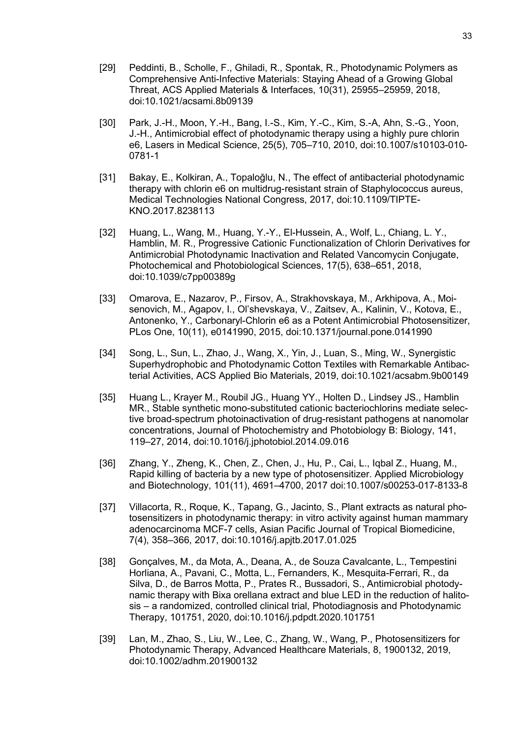[29] Peddinti, B., Scholle, F., Ghiladi, R., Spontak, R., Photodynamic Polymers as Comprehensive Anti-Infective Materials: Staying Ahead of a Growing Global Threat, ACS Applied Materials & Interfaces, 10(31), 25955–25959, 2018, doi:10.1021/acsami.8b09139

[30] Park, J.-H., Moon, Y.-H., Bang, I.-S., Kim, Y.-C., Kim, S.-A, Ahn, S.-G., Yoon, J.-H., Antimicrobial effect of photodynamic therapy using a highly pure chlorin e6, Lasers in Medical Science, 25(5), 705–710, 2010, doi:10.1007/s10103-010-0781-1

[31] Bakay, E., Kolkiran, A., Topaloğlu, N., The effect of antibacterial photodynamic therapy with chlorin e6 on multidrug-resistant strain of Staphylococcus aureus, Medical Technologies National Congress, 2017, doi:10.1109/TIPTE-KNO.2017.8238113

[32] Huang, L., Wang, M., Huang, Y.-Y., El-Hussein, A., Wolf, L., Chiang, L. Y., Hamblin, M. R., Progressive Cationic Functionalization of Chlorin Derivatives for Antimicrobial Photodynamic Inactivation and Related Vancomycin Conjugate, Photochemical and Photobiological Sciences, 17(5), 638–651, 2018, doi:10.1039/c7pp00389g

[33] Omarova, E., Nazarov, P., Firsov, A., Strakhovskaya, M., Arkhipova, A., Moisenovich, M., Agapov, I., Ol'shevskaya, V., Zaitsev, A., Kalinin, V., Kotova, E., Antonenko, Y., Carbonaryl-Chlorin e6 as a Potent Antimicrobial Photosensitizer, PLos One, 10(11), e0141990, 2015, doi:10.1371/journal.pone.0141990

[34] Song, L., Sun, L., Zhao, J., Wang, X., Yin, J., Luan, S., Ming, W., Synergistic Superhydrophobic and Photodynamic Cotton Textiles with Remarkable Antibacterial Activities, ACS Applied Bio Materials, 2019, doi:10.1021/acsabm.9b00149

[35] Huang L., Krayer M., Roubil JG., Huang YY., Holten D., Lindsey JS., Hamblin MR., Stable synthetic mono-substituted cationic bacteriochlorins mediate selective broad-spectrum photoinactivation of drug-resistant pathogens at nanomolar concentrations, Journal of Photochemistry and Photobiology B: Biology, 141, 119–27, 2014, doi:10.1016/j.jphotobiol.2014.09.016

[36] Zhang, Y., Zheng, K., Chen, Z., Chen, J., Hu, P., Cai, L., Iqbal Z., Huang, M., Rapid killing of bacteria by a new type of photosensitizer. Applied Microbiology and Biotechnology, 101(11), 4691–4700, 2017 doi:10.1007/s00253-017-8133-8

[37] Villacorta, R., Roque, K., Tapang, G., Jacinto, S., Plant extracts as natural photosensitizers in photodynamic therapy: in vitro activity against human mammary adenocarcinoma MCF-7 cells, Asian Pacific Journal of Tropical Biomedicine, 7(4), 358–366, 2017, doi:10.1016/j.apjtb.2017.01.025

[38] Gonçalves, M., da Mota, A., Deana, A., de Souza Cavalcante, L., Tempestini Horliana, A., Pavani, C., Motta, L., Fernanders, K., Mesquita-Ferrari, R., da Silva, D., de Barros Motta, P., Prates R., Bussadori, S., Antimicrobial photodynamic therapy with Bixa orellana extract and blue LED in the reduction of halitosis – a randomized, controlled clinical trial, Photodiagnosis and Photodynamic Therapy, 101751, 2020, doi:10.1016/j.pdpdt.2020.101751

[39] Lan, M., Zhao, S., Liu, W., Lee, C., Zhang, W., Wang, P., Photosensitizers for Photodynamic Therapy, Advanced Healthcare Materials, 8, 1900132, 2019, doi:10.1002/adhm.201900132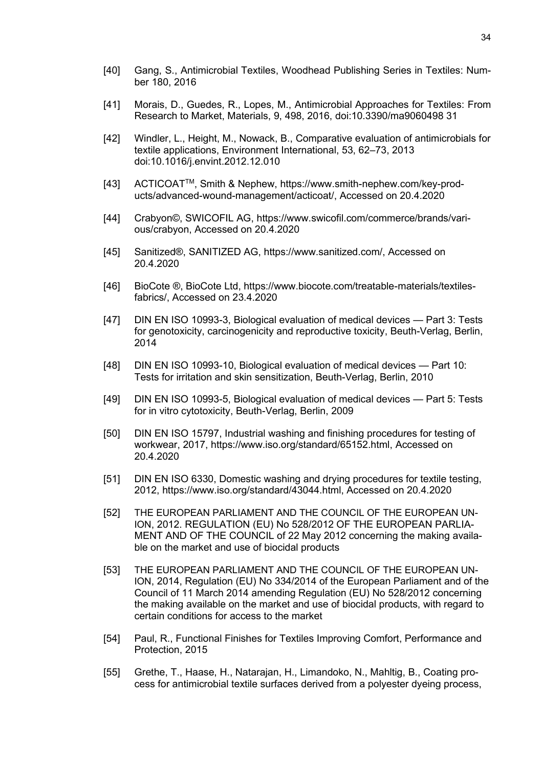[40] Gang, S., Antimicrobial Textiles, Woodhead Publishing Series in Textiles: Number 180, 2016

[41] Morais, D., Guedes, R., Lopes, M., Antimicrobial Approaches for Textiles: From Research to Market, Materials, 9, 498, 2016, doi:10.3390/ma9060498 31

[42] Windler, L., Height, M., Nowack, B., Comparative evaluation of antimicrobials for textile applications, Environment International, 53, 62–73, 2013 doi:10.1016/j.envint.2012.12.010

[43] ACTICOAT™, Smith & Nephew, https://www.smith-nephew.com/key-products/advanced-wound-management/acticoat/, Accessed on 20.4.2020

[44] Crabyon©, SWICOFIL AG, https://www.swicofil.com/commerce/brands/various/crabyon, Accessed on 20.4.2020

[45] Sanitized®, SANITIZED AG, https://www.sanitized.com/, Accessed on 20.4.2020

[46] BioCote ®, BioCote Ltd, https://www.biocote.com/treatable-materials/textiles-fabrics/, Accessed on 23.4.2020

[47] DIN EN ISO 10993-3, Biological evaluation of medical devices — Part 3: Tests for genotoxicity, carcinogenicity and reproductive toxicity, Beuth-Verlag, Berlin, 2014

[48] DIN EN ISO 10993-10, Biological evaluation of medical devices — Part 10: Tests for irritation and skin sensitization, Beuth-Verlag, Berlin, 2010

[49] DIN EN ISO 10993-5, Biological evaluation of medical devices — Part 5: Tests for in vitro cytotoxicity, Beuth-Verlag, Berlin, 2009

[50] DIN EN ISO 15797, Industrial washing and finishing procedures for testing of workwear, 2017, https://www.iso.org/standard/65152.html, Accessed on 20.4.2020

[51] DIN EN ISO 6330, Domestic washing and drying procedures for textile testing, 2012, https://www.iso.org/standard/43044.html, Accessed on 20.4.2020

[52] THE EUROPEAN PARLIAMENT AND THE COUNCIL OF THE EUROPEAN UNION, 2012. REGULATION (EU) No 528/2012 OF THE EUROPEAN PARLIAMENT AND OF THE COUNCIL of 22 May 2012 concerning the making available on the market and use of biocidal products

[53] THE EUROPEAN PARLIAMENT AND THE COUNCIL OF THE EUROPEAN UNION, 2014, Regulation (EU) No 334/2014 of the European Parliament and of the Council of 11 March 2014 amending Regulation (EU) No 528/2012 concerning the making available on the market and use of biocidal products, with regard to certain conditions for access to the market

[54] Paul, R., Functional Finishes for Textiles Improving Comfort, Performance and Protection, 2015

[55] Grethe, T., Haase, H., Natarajan, H., Limandoko, N., Mahltig, B., Coating process for antimicrobial textile surfaces derived from a polyester dyeing process,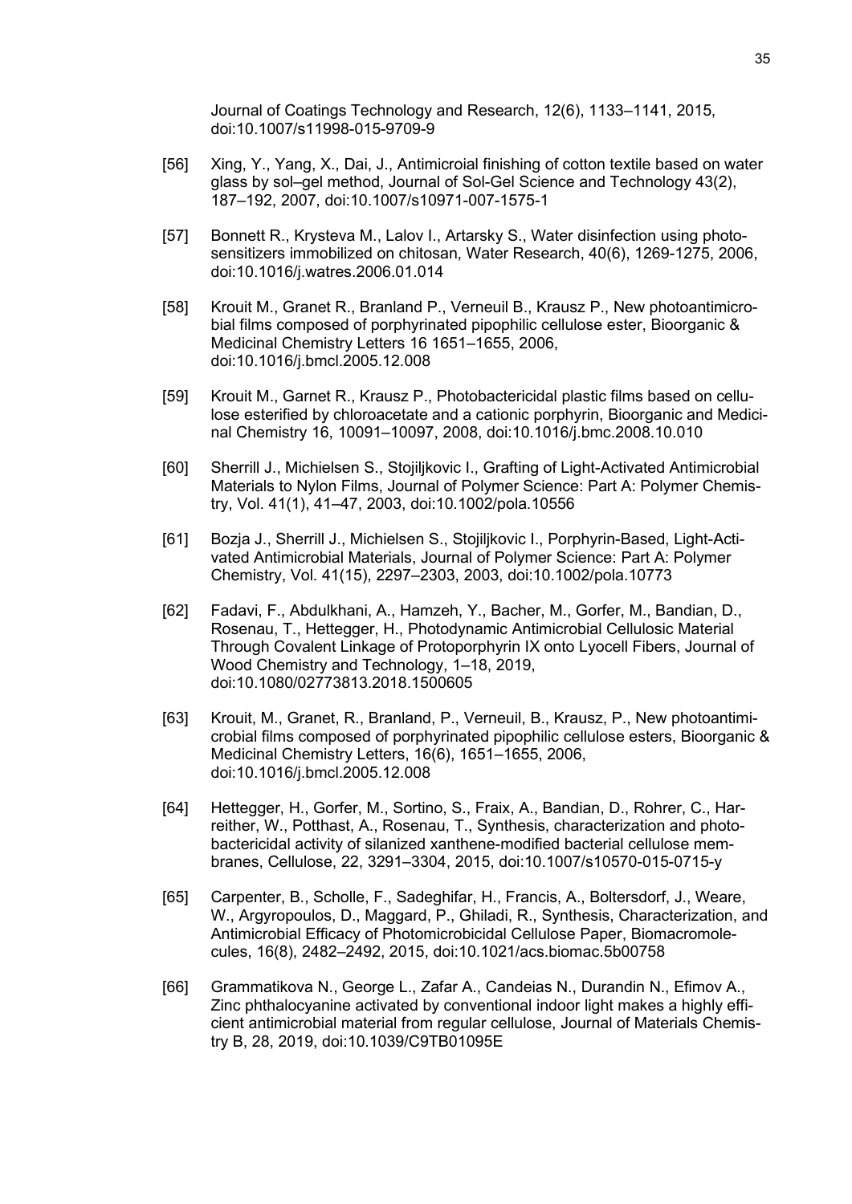Journal of Coatings Technology and Research, 12(6), 1133–1141, 2015, doi:10.1007/s11998-015-9709-9

[56] Xing, Y., Yang, X., Dai, J., Antimicroial finishing of cotton textile based on water glass by sol–gel method, Journal of Sol-Gel Science and Technology 43(2), 187–192, 2007, doi:10.1007/s10971-007-1575-1

[57] Bonnett R., Krysteva M., Lalov I., Artarsky S., Water disinfection using photosensitizers immobilized on chitosan, Water Research, 40(6), 1269-1275, 2006, doi:10.1016/j.watres.2006.01.014

[58] Krouit M., Granet R., Branland P., Verneuil B., Krausz P., New photoantimicrobial films composed of porphyrinated pipophilic cellulose ester, Bioorganic & Medicinal Chemistry Letters 16 1651–1655, 2006, doi:10.1016/j.bmcl.2005.12.008

[59] Krouit M., Garnet R., Krausz P., Photobactericidal plastic films based on cellulose esterified by chloroacetate and a cationic porphyrin, Bioorganic and Medicinal Chemistry 16, 10091–10097, 2008, doi:10.1016/j.bmc.2008.10.010

[60] Sherrill J., Michielsen S., Stojiljkovic I., Grafting of Light-Activated Antimicrobial Materials to Nylon Films, Journal of Polymer Science: Part A: Polymer Chemistry, Vol. 41(1), 41–47, 2003, doi:10.1002/pola.10556

[61] Bozja J., Sherrill J., Michielsen S., Stojiljkovic I., Porphyrin-Based, Light-Activated Antimicrobial Materials, Journal of Polymer Science: Part A: Polymer Chemistry, Vol. 41(15), 2297–2303, 2003, doi:10.1002/pola.10773

[62] Fadavi, F., Abdulkhani, A., Hamzeh, Y., Bacher, M., Gorfer, M., Bandian, D., Rosenau, T., Hettegger, H., Photodynamic Antimicrobial Cellulosic Material Through Covalent Linkage of Protoporphyrin IX onto Lyocell Fibers, Journal of Wood Chemistry and Technology, 1–18, 2019, doi:10.1080/02773813.2018.1500605

[63] Krouit, M., Granet, R., Branland, P., Verneuil, B., Krausz, P., New photoantimicrobial films composed of porphyrinated pipophilic cellulose esters, Bioorganic & Medicinal Chemistry Letters, 16(6), 1651–1655, 2006, doi:10.1016/j.bmcl.2005.12.008

[64] Hettegger, H., Gorfer, M., Sortino, S., Fraix, A., Bandian, D., Rohrer, C., Harreither, W., Potthast, A., Rosenau, T., Synthesis, characterization and photobactericidal activity of silanized xanthene-modified bacterial cellulose membranes, Cellulose, 22, 3291–3304, 2015, doi:10.1007/s10570-015-0715-y

[65] Carpenter, B., Scholle, F., Sadeghifar, H., Francis, A., Boltersdorf, J., Weare, W., Argyropoulos, D., Maggard, P., Ghiladi, R., Synthesis, Characterization, and Antimicrobial Efficacy of Photomicrobicidal Cellulose Paper, Biomacromolecules, 16(8), 2482–2492, 2015, doi:10.1021/acs.biomac.5b00758

[66] Grammatikova N., George L., Zafar A., Candeias N., Durandin N., Efimov A., Zinc phthalocyanine activated by conventional indoor light makes a highly efficient antimicrobial material from regular cellulose, Journal of Materials Chemistry B, 28, 2019, doi:10.1039/C9TB01095E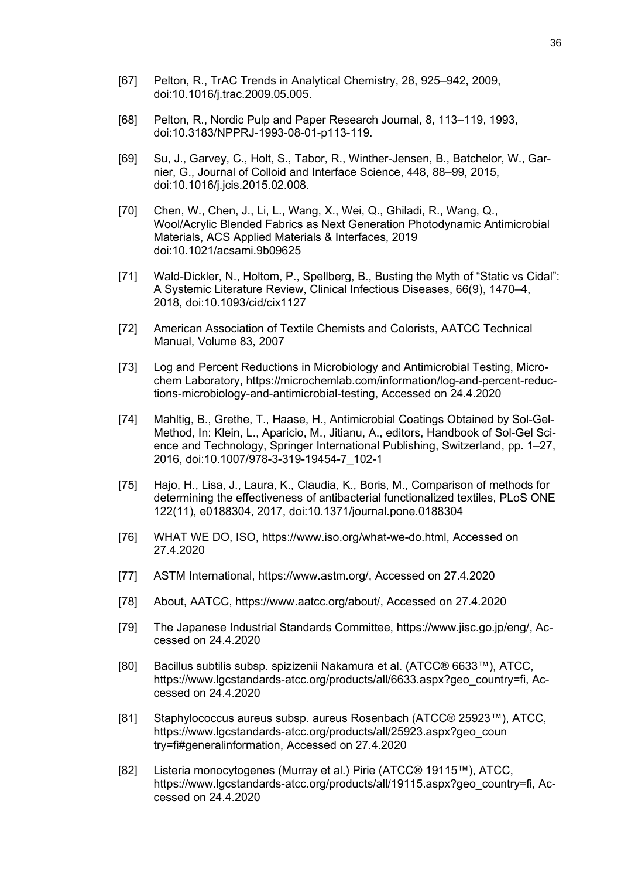[67] Pelton, R., TrAC Trends in Analytical Chemistry, 28, 925–942, 2009, doi:10.1016/j.trac.2009.05.005.

[68] Pelton, R., Nordic Pulp and Paper Research Journal, 8, 113–119, 1993, doi:10.3183/NPPRJ-1993-08-01-p113-119.

[69] Su, J., Garvey, C., Holt, S., Tabor, R., Winther-Jensen, B., Batchelor, W., Garnier, G., Journal of Colloid and Interface Science, 448, 88–99, 2015, doi:10.1016/j.jcis.2015.02.008.

[70] Chen, W., Chen, J., Li, L., Wang, X., Wei, Q., Ghiladi, R., Wang, Q., Wool/Acrylic Blended Fabrics as Next Generation Photodynamic Antimicrobial Materials, ACS Applied Materials & Interfaces, 2019 doi:10.1021/acsami.9b09625

[71] Wald-Dickler, N., Holtom, P., Spellberg, B., Busting the Myth of "Static vs Cidal": A Systemic Literature Review, Clinical Infectious Diseases, 66(9), 1470–4, 2018, doi:10.1093/cid/cix1127

[72] American Association of Textile Chemists and Colorists, AATCC Technical Manual, Volume 83, 2007

[73] Log and Percent Reductions in Microbiology and Antimicrobial Testing, Microchem Laboratory, https://microchemlab.com/information/log-and-percent-reductions-microbiology-and-antimicrobial-testing, Accessed on 24.4.2020

[74] Mahltig, B., Grethe, T., Haase, H., Antimicrobial Coatings Obtained by Sol-Gel-Method, In: Klein, L., Aparicio, M., Jitianu, A., editors, Handbook of Sol-Gel Science and Technology, Springer International Publishing, Switzerland, pp. 1–27, 2016, doi:10.1007/978-3-319-19454-7_102-1

[75] Hajo, H., Lisa, J., Laura, K., Claudia, K., Boris, M., Comparison of methods for determining the effectiveness of antibacterial functionalized textiles, PLoS ONE 122(11), e0188304, 2017, doi:10.1371/journal.pone.0188304

[76] WHAT WE DO, ISO, https://www.iso.org/what-we-do.html, Accessed on 27.4.2020

[77] ASTM International, https://www.astm.org/, Accessed on 27.4.2020

[78] About, AATCC, https://www.aatcc.org/about/, Accessed on 27.4.2020

[79] The Japanese Industrial Standards Committee, https://www.jisc.go.jp/eng/, Accessed on 24.4.2020

[80] Bacillus subtilis subsp. spizizenii Nakamura et al. (ATCC® 6633™), ATCC, https://www.lgcstandards-atcc.org/products/all/6633.aspx?geo_country=fi, Accessed on 24.4.2020

[81] Staphylococcus aureus subsp. aureus Rosenbach (ATCC® 25923™), ATCC, https://www.lgcstandards-atcc.org/products/all/25923.aspx?geo_country=fi#generalinformation, Accessed on 27.4.2020

[82] Listeria monocytogenes (Murray et al.) Pirie (ATCC® 19115™), ATCC, https://www.lgcstandards-atcc.org/products/all/19115.aspx?geo_country=fi, Accessed on 24.4.2020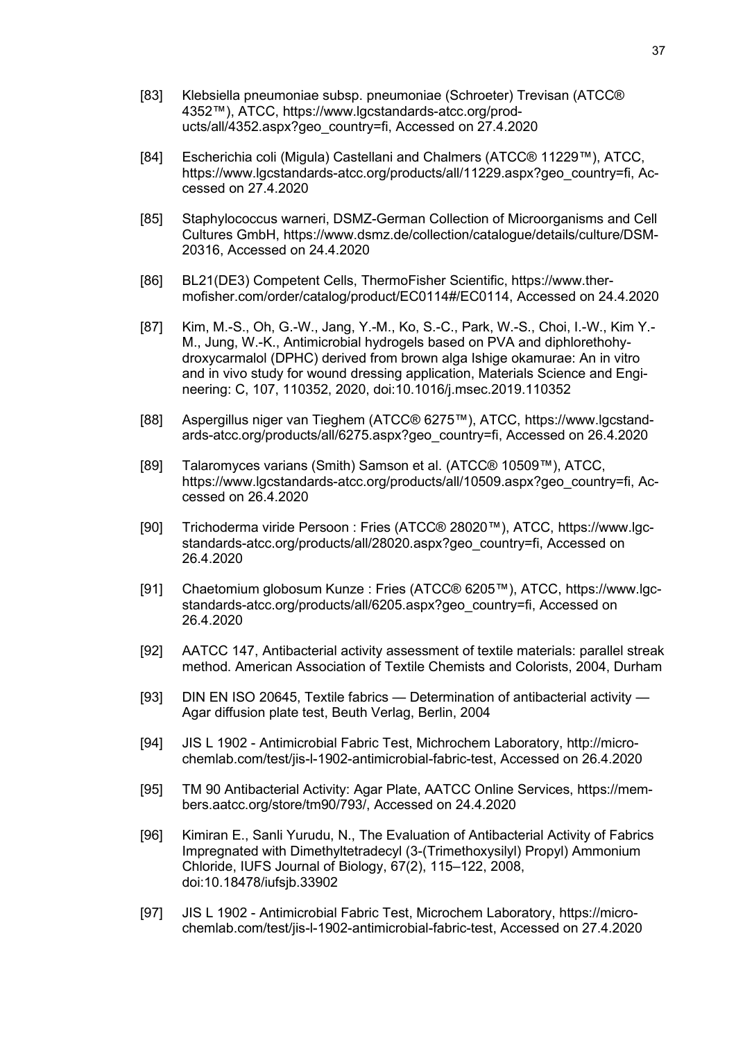[83] Klebsiella pneumoniae subsp. pneumoniae (Schroeter) Trevisan (ATCC® 4352™), ATCC, https://www.lgcstandards-atcc.org/products/all/4352.aspx?geo_country=fi, Accessed on 27.4.2020

[84] Escherichia coli (Migula) Castellani and Chalmers (ATCC® 11229™), ATCC, https://www.lgcstandards-atcc.org/products/all/11229.aspx?geo_country=fi, Accessed on 27.4.2020

[85] Staphylococcus warneri, DSMZ-German Collection of Microorganisms and Cell Cultures GmbH, https://www.dsmz.de/collection/catalogue/details/culture/DSM-20316, Accessed on 24.4.2020

[86] BL21(DE3) Competent Cells, ThermoFisher Scientific, https://www.thermofisher.com/order/catalog/product/EC0114#/EC0114, Accessed on 24.4.2020

[87] Kim, M.-S., Oh, G.-W., Jang, Y.-M., Ko, S.-C., Park, W.-S., Choi, I.-W., Kim Y.-M., Jung, W.-K., Antimicrobial hydrogels based on PVA and diphlorethohydroxycarmalol (DPHC) derived from brown alga Ishige okamurae: An in vitro and in vivo study for wound dressing application, Materials Science and Engineering: C, 107, 110352, 2020, doi:10.1016/j.msec.2019.110352

[88] Aspergillus niger van Tieghem (ATCC® 6275™), ATCC, https://www.lgcstandards-atcc.org/products/all/6275.aspx?geo_country=fi, Accessed on 26.4.2020

[89] Talaromyces varians (Smith) Samson et al. (ATCC® 10509™), ATCC, https://www.lgcstandards-atcc.org/products/all/10509.aspx?geo_country=fi, Accessed on 26.4.2020

[90] Trichoderma viride Persoon : Fries (ATCC® 28020™), ATCC, https://www.lgcstandards-atcc.org/products/all/28020.aspx?geo_country=fi, Accessed on 26.4.2020

[91] Chaetomium globosum Kunze : Fries (ATCC® 6205™), ATCC, https://www.lgcstandards-atcc.org/products/all/6205.aspx?geo_country=fi, Accessed on 26.4.2020

[92] AATCC 147, Antibacterial activity assessment of textile materials: parallel streak method. American Association of Textile Chemists and Colorists, 2004, Durham

[93] DIN EN ISO 20645, Textile fabrics — Determination of antibacterial activity — Agar diffusion plate test, Beuth Verlag, Berlin, 2004

[94] JIS L 1902 - Antimicrobial Fabric Test, Michrochem Laboratory, http://microchemlab.com/test/jis-l-1902-antimicrobial-fabric-test, Accessed on 26.4.2020

[95] TM 90 Antibacterial Activity: Agar Plate, AATCC Online Services, https://members.aatcc.org/store/tm90/793/, Accessed on 24.4.2020

[96] Kimiran E., Sanli Yurudu, N., The Evaluation of Antibacterial Activity of Fabrics Impregnated with Dimethyltetradecyl (3-(Trimethoxysilyl) Propyl) Ammonium Chloride, IUFS Journal of Biology, 67(2), 115–122, 2008, doi:10.18478/iufsjb.33902

[97] JIS L 1902 - Antimicrobial Fabric Test, Microchem Laboratory, https://microchemlab.com/test/jis-l-1902-antimicrobial-fabric-test, Accessed on 27.4.2020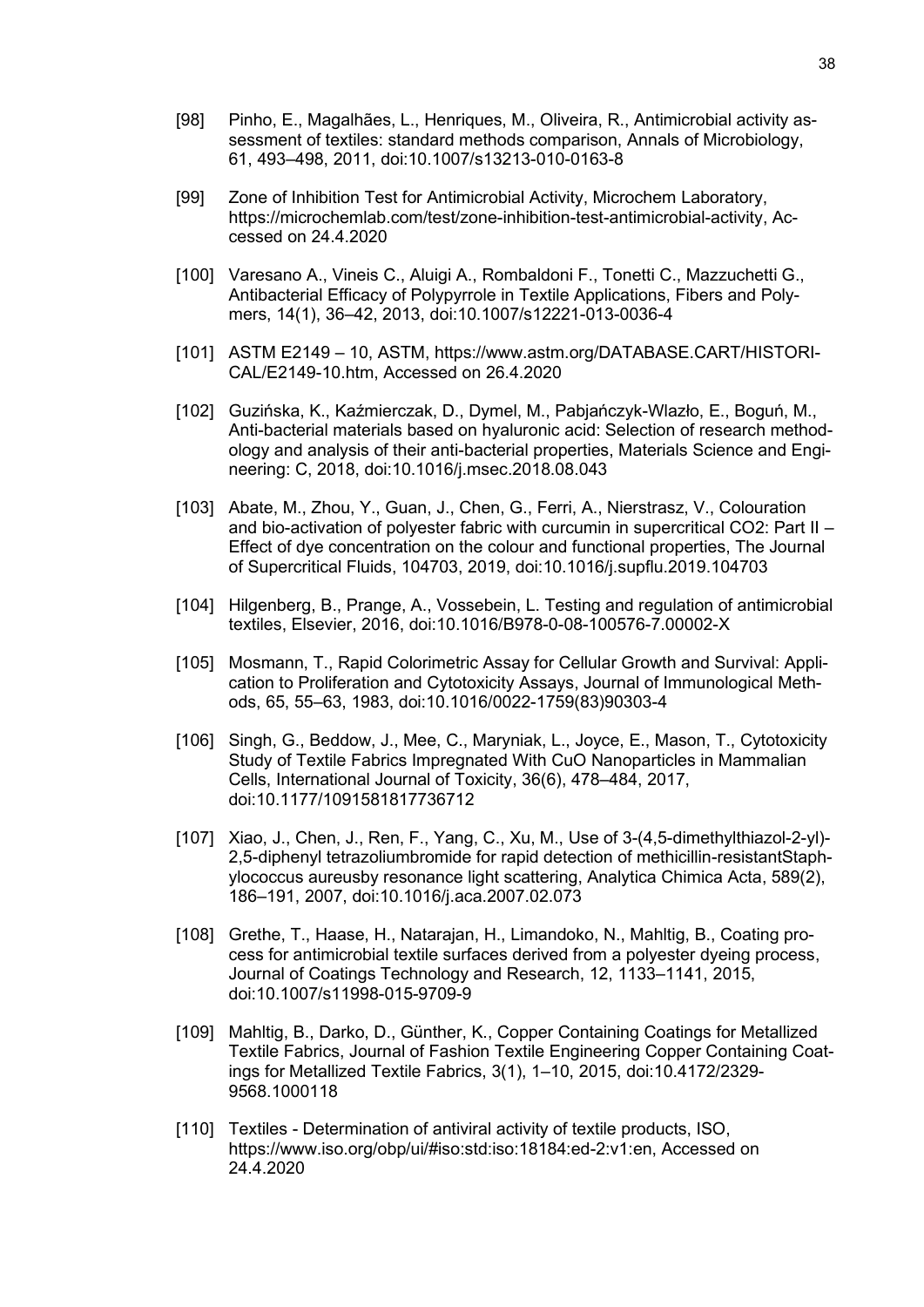[98] Pinho, E., Magalhães, L., Henriques, M., Oliveira, R., Antimicrobial activity assessment of textiles: standard methods comparison, Annals of Microbiology, 61, 493–498, 2011, doi:10.1007/s13213-010-0163-8

[99] Zone of Inhibition Test for Antimicrobial Activity, Microchem Laboratory, https://microchemlab.com/test/zone-inhibition-test-antimicrobial-activity, Accessed on 24.4.2020

[100] Varesano A., Vineis C., Aluigi A., Rombaldoni F., Tonetti C., Mazzuchetti G., Antibacterial Efficacy of Polypyrrole in Textile Applications, Fibers and Polymers, 14(1), 36–42, 2013, doi:10.1007/s12221-013-0036-4

[101] ASTM E2149 – 10, ASTM, https://www.astm.org/DATABASE.CART/HISTORICAL/E2149-10.htm, Accessed on 26.4.2020

[102] Gizińska, K., Kaźmierczak, D., Dymel, M., Pabjańczyk-Wlazło, E., Boguń, M., Anti-bacterial materials based on hyaluronic acid: Selection of research methodology and analysis of their anti-bacterial properties, Materials Science and Engineering: C, 2018, doi:10.1016/j.msec.2018.08.043

[103] Abate, M., Zhou, Y., Guan, J., Chen, G., Ferri, A., Nierstrasz, V., Colouration and bio-activation of polyester fabric with curcumin in supercritical CO2: Part II – Effect of dye concentration on the colour and functional properties, The Journal of Supercritical Fluids, 104703, 2019, doi:10.1016/j.supflu.2019.104703

[104] Hilgenberg, B., Prange, A., Vossebein, L. Testing and regulation of antimicrobial textiles, Elsevier, 2016, doi:10.1016/B978-0-08-100576-7.00002-X

[105] Mosmann, T., Rapid Colorimetric Assay for Cellular Growth and Survival: Application to Proliferation and Cytotoxicity Assays, Journal of Immunological Methods, 65, 55–63, 1983, doi:10.1016/0022-1759(83)90303-4

[106] Singh, G., Beddow, J., Mee, C., Maryniak, L., Joyce, E., Mason, T., Cytotoxicity Study of Textile Fabrics Impregnated With CuO Nanoparticles in Mammalian Cells, International Journal of Toxicity, 36(6), 478–484, 2017, doi:10.1177/1091581817736712

[107] Xiao, J., Chen, J., Ren, F., Yang, C., Xu, M., Use of 3-(4,5-dimethylthiazol-2-yl)-2,5-diphenyl tetrazoliumbromide for rapid detection of methicillin-resistantStaphylococcus aureusby resonance light scattering, Analytica Chimica Acta, 589(2), 186–191, 2007, doi:10.1016/j.aca.2007.02.073

[108] Grethe, T., Haase, H., Natarajan, H., Limandoko, N., Mahltig, B., Coating process for antimicrobial textile surfaces derived from a polyester dyeing process, Journal of Coatings Technology and Research, 12, 1133–1141, 2015, doi:10.1007/s11998-015-9709-9

[109] Mahltig, B., Darko, D., Günther, K., Copper Containing Coatings for Metallized Textile Fabrics, Journal of Fashion Textile Engineering Copper Containing Coatings for Metallized Textile Fabrics, 3(1), 1–10, 2015, doi:10.4172/2329-9568.1000118

[110] Textiles - Determination of antiviral activity of textile products, ISO, https://www.iso.org/obp/ui/#iso:std:iso:18184:ed-2:v1:en, Accessed on 24.4.2020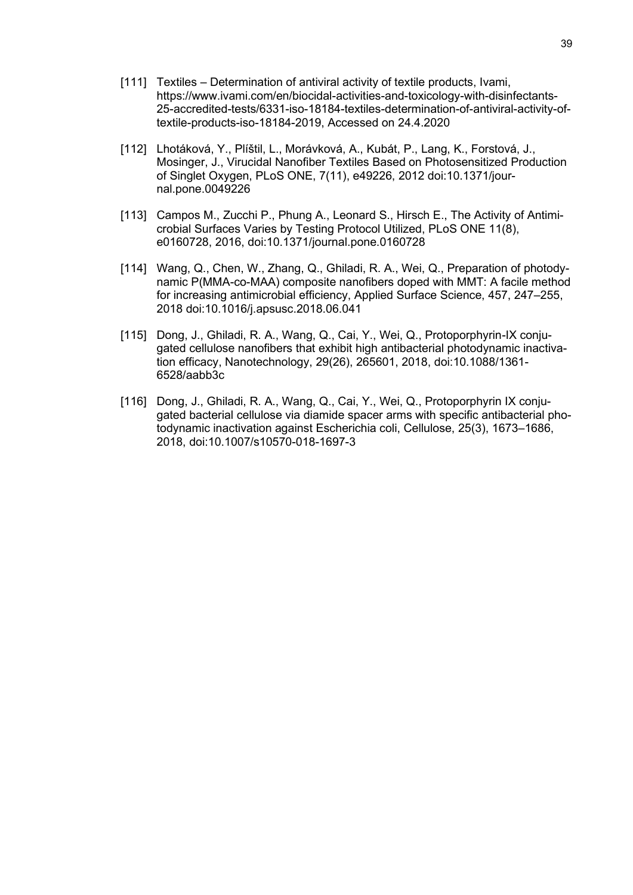[111] Textiles – Determination of antiviral activity of textile products, Ivami, https://www.ivami.com/en/biocidal-activities-and-toxicology-with-disinfectants-25-accredited-tests/6331-iso-18184-textiles-determination-of-antiviral-activity-of-textile-products-iso-18184-2019, Accessed on 24.4.2020

[112] Lhotáková, Y., Plíštil, L., Morávková, A., Kubát, P., Lang, K., Forstová, J., Mosinger, J., Virucidal Nanofiber Textiles Based on Photosensitized Production of Singlet Oxygen, PLoS ONE, 7(11), e49226, 2012 doi:10.1371/journal.pone.0049226

[113] Campos M., Zucchi P., Phung A., Leonard S., Hirsch E., The Activity of Antimicrobial Surfaces Varies by Testing Protocol Utilized, PLoS ONE 11(8), e0160728, 2016, doi:10.1371/journal.pone.0160728

[114] Wang, Q., Chen, W., Zhang, Q., Ghiladi, R. A., Wei, Q., Preparation of photodynamic P(MMA-co-MAA) composite nanofibers doped with MMT: A facile method for increasing antimicrobial efficiency, Applied Surface Science, 457, 247–255, 2018 doi:10.1016/j.apsusc.2018.06.041

[115] Dong, J., Ghiladi, R. A., Wang, Q., Cai, Y., Wei, Q., Protoporphyrin-IX conjugated cellulose nanofibers that exhibit high antibacterial photodynamic inactivation efficacy, Nanotechnology, 29(26), 265601, 2018, doi:10.1088/1361-6528/aabb3c

[116] Dong, J., Ghiladi, R. A., Wang, Q., Cai, Y., Wei, Q., Protoporphyrin IX conjugated bacterial cellulose via diamide spacer arms with specific antibacterial photodynamic inactivation against Escherichia coli, Cellulose, 25(3), 1673–1686, 2018, doi:10.1007/s10570-018-1697-3